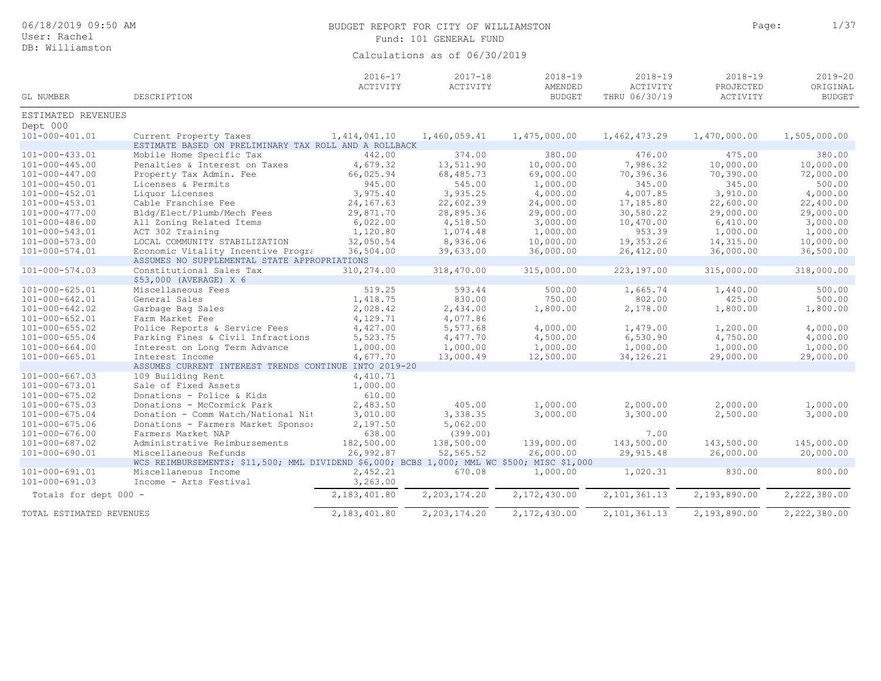# BUDGET REPORT FOR CITY OF WILLIAMSTON

Fund: 101 GENERAL FUND

Calculations as of 06/30/2019

| GL NUMBER | DESCRIPTION | 2016-17 ACTIVITY | 2017-18 ACTIVITY | 2018-19 AMENDED BUDGET | 2018-19 ACTIVITY THRU 06/30/19 | 2018-19 PROJECTED ACTIVITY | 2019-20 ORIGINAL BUDGET |
|---|---|---|---|---|---|---|---|
| ESTIMATED REVENUES | | | | | | | |
| Dept 000 | | | | | | | |
| 101-000-401.01 | Current Property Taxes | 1,414,041.10 | 1,460,059.41 | 1,475,000.00 | 1,462,473.29 | 1,470,000.00 | 1,505,000.00 |
| | ESTIMATE BASED ON PRELIMINARY TAX ROLL AND A ROLLBACK | | | | | | |
| 101-000-433.01 | Mobile Home Specific Tax | 442.00 | 374.00 | 380.00 | 476.00 | 475.00 | 380.00 |
| 101-000-445.00 | Penalties & Interest on Taxes | 4,679.32 | 13,511.90 | 10,000.00 | 7,986.32 | 10,000.00 | 10,000.00 |
| 101-000-447.00 | Property Tax Admin. Fee | 66,025.94 | 68,485.73 | 69,000.00 | 70,396.36 | 70,390.00 | 72,000.00 |
| 101-000-450.01 | Licenses & Permits | 945.00 | 545.00 | 1,000.00 | 345.00 | 345.00 | 500.00 |
| 101-000-452.01 | Liquor Licenses | 3,975.40 | 3,935.25 | 4,000.00 | 4,007.85 | 3,910.00 | 4,000.00 |
| 101-000-453.01 | Cable Franchise Fee | 24,167.63 | 22,602.39 | 24,000.00 | 17,185.80 | 22,600.00 | 22,400.00 |
| 101-000-477.00 | Bldg/Elect/Plumb/Mech Fees | 29,871.70 | 28,895.36 | 29,000.00 | 30,580.22 | 29,000.00 | 29,000.00 |
| 101-000-486.00 | All Zoning Related Items | 6,022.00 | 4,518.50 | 3,000.00 | 10,470.00 | 6,410.00 | 3,000.00 |
| 101-000-543.01 | ACT 302 Training | 1,120.80 | 1,074.48 | 1,000.00 | 953.39 | 1,000.00 | 1,000.00 |
| 101-000-573.00 | LOCAL COMMUNITY STABILIZATION | 32,050.54 | 8,936.06 | 10,000.00 | 19,353.26 | 14,315.00 | 10,000.00 |
| 101-000-574.01 | Economic Vitality Incentive Progra | 36,504.00 | 39,633.00 | 36,000.00 | 26,412.00 | 36,000.00 | 36,500.00 |
| | ASSUMES NO SUPPLEMENTAL STATE APPROPRIATIONS | | | | | | |
| 101-000-574.03 | Constitutional Sales Tax | 310,274.00 | 318,470.00 | 315,000.00 | 223,197.00 | 315,000.00 | 318,000.00 |
| | $53,000 (AVERAGE) X 6 | | | | | | |
| 101-000-625.01 | Miscellaneous Fees | 519.25 | 593.44 | 500.00 | 1,665.74 | 1,440.00 | 500.00 |
| 101-000-642.01 | General Sales | 1,418.75 | 830.00 | 750.00 | 802.00 | 425.00 | 500.00 |
| 101-000-642.02 | Garbage Bag Sales | 2,028.42 | 2,434.00 | 1,800.00 | 2,178.00 | 1,800.00 | 1,800.00 |
| 101-000-652.01 | Farm Market Fee | 4,129.71 | 4,077.86 | | | | |
| 101-000-655.02 | Police Reports & Service Fees | 4,427.00 | 5,577.68 | 4,000.00 | 1,479.00 | 1,200.00 | 4,000.00 |
| 101-000-655.04 | Parking Fines & Civil Infractions | 5,523.75 | 4,477.70 | 4,500.00 | 6,530.90 | 4,750.00 | 4,000.00 |
| 101-000-664.00 | Interest on Long Term Advance | 1,000.00 | 1,000.00 | 1,000.00 | 1,000.00 | 1,000.00 | 1,000.00 |
| 101-000-665.01 | Interest Income | 4,677.70 | 13,000.49 | 12,500.00 | 34,126.21 | 29,000.00 | 29,000.00 |
| | ASSUMES CURRENT INTEREST TRENDS CONTINUE INTO 2019-20 | | | | | | |
| 101-000-667.03 | 109 Building Rent | 4,410.71 | | | | | |
| 101-000-673.01 | Sale of Fixed Assets | 1,000.00 | | | | | |
| 101-000-675.02 | Donations - Police & Kids | 610.00 | | | | | |
| 101-000-675.03 | Donations - McCormick Park | 2,483.50 | 405.00 | 1,000.00 | 2,000.00 | 2,000.00 | 1,000.00 |
| 101-000-675.04 | Donation - Comm Watch/National Nit | 3,010.00 | 3,338.35 | 3,000.00 | 3,300.00 | 2,500.00 | 3,000.00 |
| 101-000-675.06 | Donations - Farmers Market Sponsoi | 2,197.50 | 5,062.00 | | | | |
| 101-000-676.00 | Farmers Market NAP | 638.00 | (399.00) | | 7.00 | | |
| 101-000-687.02 | Administrative Reimbursements | 182,500.00 | 138,500.00 | 139,000.00 | 143,500.00 | 143,500.00 | 145,000.00 |
| 101-000-690.01 | Miscellaneous Refunds | 26,992.87 | 52,565.52 | 26,000.00 | 29,915.48 | 26,000.00 | 20,000.00 |
| | WCS REIMBURSEMENTS: $11,500; MML DIVIDEND $6,000; BCBS 1,000; MML WC $500; MISC $1,000 | | | | | | |
| 101-000-691.01 | Miscellaneous Income | 2,452.21 | 670.08 | 1,000.00 | 1,020.31 | 830.00 | 800.00 |
| 101-000-691.03 | Income - Arts Festival | 3,263.00 | | | | | |
| Totals for dept 000 - | | 2,183,401.80 | 2,203,174.20 | 2,172,430.00 | 2,101,361.13 | 2,193,890.00 | 2,222,380.00 |
| TOTAL ESTIMATED REVENUES | | 2,183,401.80 | 2,203,174.20 | 2,172,430.00 | 2,101,361.13 | 2,193,890.00 | 2,222,380.00 |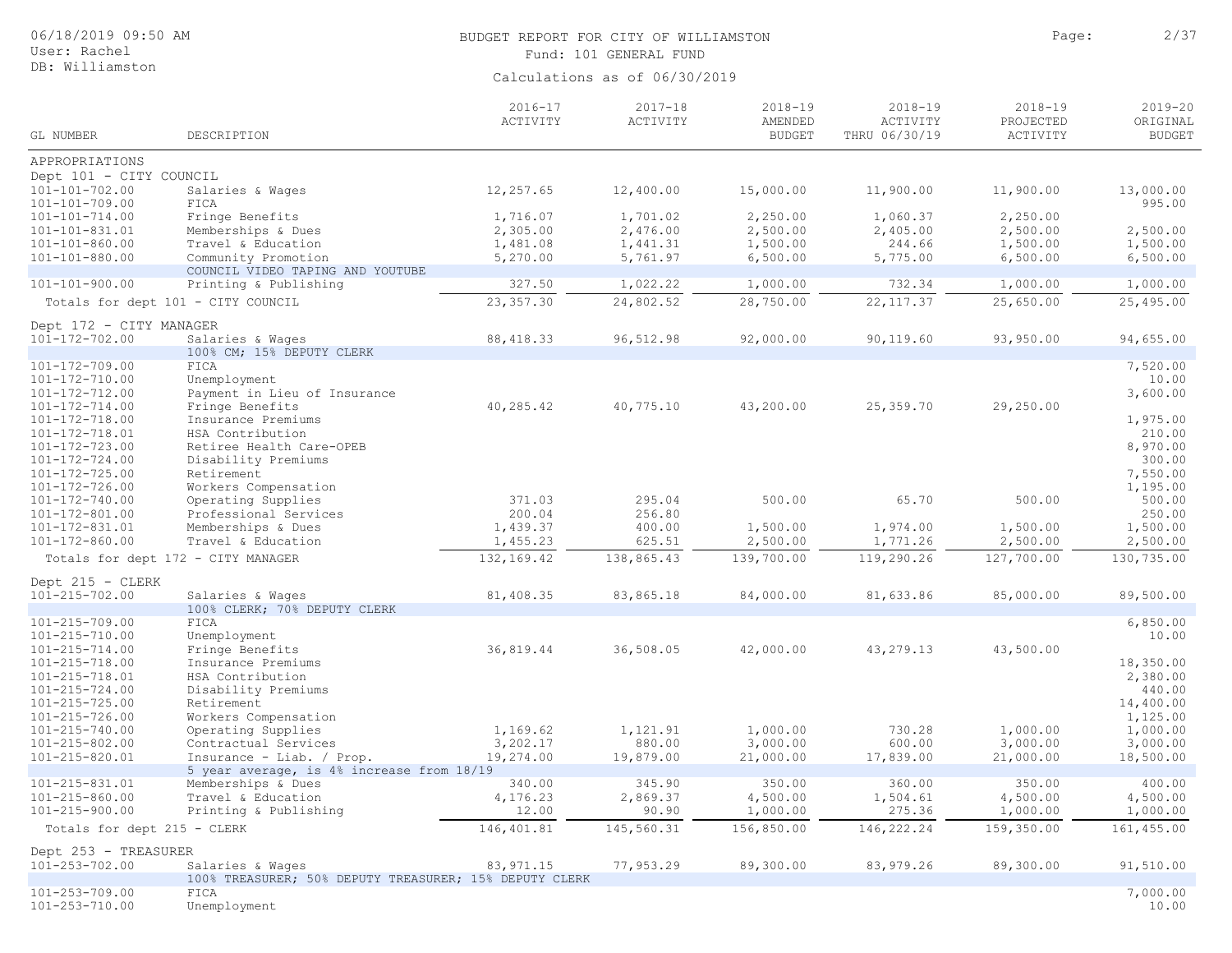# BUDGET REPORT FOR CITY OF WILLIAMSTON

Fund: 101 GENERAL FUND

Calculations as of 06/30/2019

06/18/2019 09:50 AM
User: Rachel
DB: Williamston

| GL NUMBER | DESCRIPTION | 2016-17 ACTIVITY | 2017-18 ACTIVITY | 2018-19 AMENDED BUDGET | 2018-19 ACTIVITY THRU 06/30/19 | 2018-19 PROJECTED ACTIVITY | 2019-20 ORIGINAL BUDGET |
|---|---|---|---|---|---|---|---|
| APPROPRIATIONS | | | | | | | |
| Dept 101 - CITY COUNCIL | | | | | | | |
| 101-101-702.00 | Salaries & Wages | 12,257.65 | 12,400.00 | 15,000.00 | 11,900.00 | 11,900.00 | 13,000.00 |
| 101-101-709.00 | FICA | | | | | | 995.00 |
| 101-101-714.00 | Fringe Benefits | 1,716.07 | 1,701.02 | 2,250.00 | 1,060.37 | 2,250.00 | |
| 101-101-831.01 | Memberships & Dues | 2,305.00 | 2,476.00 | 2,500.00 | 2,405.00 | 2,500.00 | 2,500.00 |
| 101-101-860.00 | Travel & Education | 1,481.08 | 1,441.31 | 1,500.00 | 244.66 | 1,500.00 | 1,500.00 |
| 101-101-880.00 | Community Promotion | 5,270.00 | 5,761.97 | 6,500.00 | 5,775.00 | 6,500.00 | 6,500.00 |
| | COUNCIL VIDEO TAPING AND YOUTUBE | | | | | | |
| 101-101-900.00 | Printing & Publishing | 327.50 | 1,022.22 | 1,000.00 | 732.34 | 1,000.00 | 1,000.00 |
| Totals for dept 101 - CITY COUNCIL | | 23,357.30 | 24,802.52 | 28,750.00 | 22,117.37 | 25,650.00 | 25,495.00 |
| Dept 172 - CITY MANAGER | | | | | | | |
| 101-172-702.00 | Salaries & Wages | 88,418.33 | 96,512.98 | 92,000.00 | 90,119.60 | 93,950.00 | 94,655.00 |
| | 100% CM; 15% DEPUTY CLERK | | | | | | |
| 101-172-709.00 | FICA | | | | | | 7,520.00 |
| 101-172-710.00 | Unemployment | | | | | | 10.00 |
| 101-172-712.00 | Payment in Lieu of Insurance | | | | | | 3,600.00 |
| 101-172-714.00 | Fringe Benefits | 40,285.42 | 40,775.10 | 43,200.00 | 25,359.70 | 29,250.00 | |
| 101-172-718.00 | Insurance Premiums | | | | | | 1,975.00 |
| 101-172-718.01 | HSA Contribution | | | | | | 210.00 |
| 101-172-723.00 | Retiree Health Care-OPEB | | | | | | 8,970.00 |
| 101-172-724.00 | Disability Premiums | | | | | | 300.00 |
| 101-172-725.00 | Retirement | | | | | | 7,550.00 |
| 101-172-726.00 | Workers Compensation | | | | | | 1,195.00 |
| 101-172-740.00 | Operating Supplies | 371.03 | 295.04 | 500.00 | 65.70 | 500.00 | 500.00 |
| 101-172-801.00 | Professional Services | 200.04 | 256.80 | | | | 250.00 |
| 101-172-831.01 | Memberships & Dues | 1,439.37 | 400.00 | 1,500.00 | 1,974.00 | 1,500.00 | 1,500.00 |
| 101-172-860.00 | Travel & Education | 1,455.23 | 625.51 | 2,500.00 | 1,771.26 | 2,500.00 | 2,500.00 |
| Totals for dept 172 - CITY MANAGER | | 132,169.42 | 138,865.43 | 139,700.00 | 119,290.26 | 127,700.00 | 130,735.00 |
| Dept 215 - CLERK | | | | | | | |
| 101-215-702.00 | Salaries & Wages | 81,408.35 | 83,865.18 | 84,000.00 | 81,633.86 | 85,000.00 | 89,500.00 |
| | 100% CLERK; 70% DEPUTY CLERK | | | | | | |
| 101-215-709.00 | FICA | | | | | | 6,850.00 |
| 101-215-710.00 | Unemployment | | | | | | 10.00 |
| 101-215-714.00 | Fringe Benefits | 36,819.44 | 36,508.05 | 42,000.00 | 43,279.13 | 43,500.00 | |
| 101-215-718.00 | Insurance Premiums | | | | | | 18,350.00 |
| 101-215-718.01 | HSA Contribution | | | | | | 2,380.00 |
| 101-215-724.00 | Disability Premiums | | | | | | 440.00 |
| 101-215-725.00 | Retirement | | | | | | 14,400.00 |
| 101-215-726.00 | Workers Compensation | | | | | | 1,125.00 |
| 101-215-740.00 | Operating Supplies | 1,169.62 | 1,121.91 | 1,000.00 | 730.28 | 1,000.00 | 1,000.00 |
| 101-215-802.00 | Contractual Services | 3,202.17 | 880.00 | 3,000.00 | 600.00 | 3,000.00 | 3,000.00 |
| 101-215-820.01 | Insurance - Liab. / Prop. | 19,274.00 | 19,879.00 | 21,000.00 | 17,839.00 | 21,000.00 | 18,500.00 |
| | 5 year average, is 4% increase from 18/19 | | | | | | |
| 101-215-831.01 | Memberships & Dues | 340.00 | 345.90 | 350.00 | 360.00 | 350.00 | 400.00 |
| 101-215-860.00 | Travel & Education | 4,176.23 | 2,869.37 | 4,500.00 | 1,504.61 | 4,500.00 | 4,500.00 |
| 101-215-900.00 | Printing & Publishing | 12.00 | 90.90 | 1,000.00 | 275.36 | 1,000.00 | 1,000.00 |
| Totals for dept 215 - CLERK | | 146,401.81 | 145,560.31 | 156,850.00 | 146,222.24 | 159,350.00 | 161,455.00 |
| Dept 253 - TREASURER | | | | | | | |
| 101-253-702.00 | Salaries & Wages | 83,971.15 | 77,953.29 | 89,300.00 | 83,979.26 | 89,300.00 | 91,510.00 |
| | 100% TREASURER; 50% DEPUTY TREASURER; 15% DEPUTY CLERK | | | | | | |
| 101-253-709.00 | FICA | | | | | | 7,000.00 |
| 101-253-710.00 | Unemployment | | | | | | 10.00 |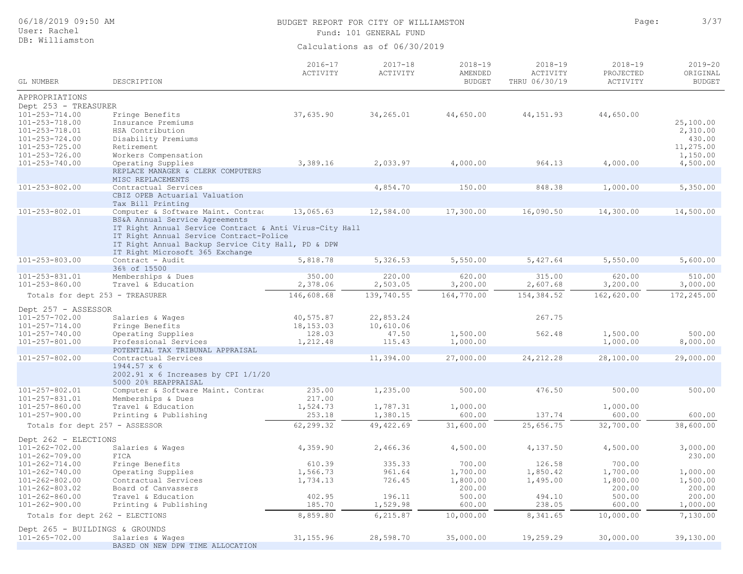# BUDGET REPORT FOR CITY OF WILLIAMSTON

Fund: 101 GENERAL FUND

Calculations as of 06/30/2019

06/18/2019 09:50 AM
User: Rachel
DB: Williamston

| GL NUMBER | DESCRIPTION | 2016-17 ACTIVITY | 2017-18 ACTIVITY | 2018-19 AMENDED BUDGET | 2018-19 ACTIVITY THRU 06/30/19 | 2018-19 PROJECTED ACTIVITY | 2019-20 ORIGINAL BUDGET |
|---|---|---|---|---|---|---|---|
| APPROPRIATIONS | | | | | | | |
| Dept 253 - TREASURER | | | | | | | |
| 101-253-714.00 | Fringe Benefits | 37,635.90 | 34,265.01 | 44,650.00 | 44,151.93 | 44,650.00 | |
| 101-253-718.00 | Insurance Premiums | | | | | | 25,100.00 |
| 101-253-718.01 | HSA Contribution | | | | | | 2,310.00 |
| 101-253-724.00 | Disability Premiums | | | | | | 430.00 |
| 101-253-725.00 | Retirement | | | | | | 11,275.00 |
| 101-253-726.00 | Workers Compensation | | | | | | 1,150.00 |
| 101-253-740.00 | Operating Supplies | 3,389.16 | 2,033.97 | 4,000.00 | 964.13 | 4,000.00 | 4,500.00 |
| | REPLACE MANAGER & CLERK COMPUTERS | | | | | | |
| | MISC REPLACEMENTS | | | | | | |
| 101-253-802.00 | Contractual Services | | 4,854.70 | 150.00 | 848.38 | 1,000.00 | 5,350.00 |
| | CBIZ OPEB Actuarial Valuation | | | | | | |
| | Tax Bill Printing | | | | | | |
| 101-253-802.01 | Computer & Software Maint. Contrac | 13,065.63 | 12,584.00 | 17,300.00 | 16,090.50 | 14,300.00 | 14,500.00 |
| | BS&A Annual Service Agreements | | | | | | |
| | IT Right Annual Service Contract & Anti Virus-City Hall | | | | | | |
| | IT Right Annual Service Contract-Police | | | | | | |
| | IT Right Annual Backup Service City Hall, PD & DPW | | | | | | |
| | IT Right Microsoft 365 Exchange | | | | | | |
| 101-253-803.00 | Contract - Audit | 5,818.78 | 5,326.53 | 5,550.00 | 5,427.64 | 5,550.00 | 5,600.00 |
| | 36% of 15500 | | | | | | |
| 101-253-831.01 | Memberships & Dues | 350.00 | 220.00 | 620.00 | 315.00 | 620.00 | 510.00 |
| 101-253-860.00 | Travel & Education | 2,378.06 | 2,503.05 | 3,200.00 | 2,607.68 | 3,200.00 | 3,000.00 |
| Totals for dept 253 - TREASURER | | 146,608.68 | 139,740.55 | 164,770.00 | 154,384.52 | 162,620.00 | 172,245.00 |
| Dept 257 - ASSESSOR | | | | | | | |
| 101-257-702.00 | Salaries & Wages | 40,575.87 | 22,853.24 | | 267.75 | | |
| 101-257-714.00 | Fringe Benefits | 18,153.03 | 10,610.06 | | | | |
| 101-257-740.00 | Operating Supplies | 128.03 | 47.50 | 1,500.00 | 562.48 | 1,500.00 | 500.00 |
| 101-257-801.00 | Professional Services | 1,212.48 | 115.43 | 1,000.00 | | 1,000.00 | 8,000.00 |
| | POTENTIAL TAX TRIBUNAL APPRAISAL | | | | | | |
| 101-257-802.00 | Contractual Services | | 11,394.00 | 27,000.00 | 24,212.28 | 28,100.00 | 29,000.00 |
| | 1944.57 x 6 | | | | | | |
| | 2002.91 x 6 Increases by CPI 1/1/20 | | | | | | |
| | 5000 20% REAPPRAISAL | | | | | | |
| 101-257-802.01 | Computer & Software Maint. Contrac | 235.00 | 1,235.00 | 500.00 | 476.50 | 500.00 | 500.00 |
| 101-257-831.01 | Memberships & Dues | 217.00 | | | | | |
| 101-257-860.00 | Travel & Education | 1,524.73 | 1,787.31 | 1,000.00 | | 1,000.00 | |
| 101-257-900.00 | Printing & Publishing | 253.18 | 1,380.15 | 600.00 | 137.74 | 600.00 | 600.00 |
| Totals for dept 257 - ASSESSOR | | 62,299.32 | 49,422.69 | 31,600.00 | 25,656.75 | 32,700.00 | 38,600.00 |
| Dept 262 - ELECTIONS | | | | | | | |
| 101-262-702.00 | Salaries & Wages | 4,359.90 | 2,466.36 | 4,500.00 | 4,137.50 | 4,500.00 | 3,000.00 |
| 101-262-709.00 | FICA | | | | | | 230.00 |
| 101-262-714.00 | Fringe Benefits | 610.39 | 335.33 | 700.00 | 126.58 | 700.00 | |
| 101-262-740.00 | Operating Supplies | 1,566.73 | 961.64 | 1,700.00 | 1,850.42 | 1,700.00 | 1,000.00 |
| 101-262-802.00 | Contractual Services | 1,734.13 | 726.45 | 1,800.00 | 1,495.00 | 1,800.00 | 1,500.00 |
| 101-262-803.02 | Board of Canvassers | | | 200.00 | | 200.00 | 200.00 |
| 101-262-860.00 | Travel & Education | 402.95 | 196.11 | 500.00 | 494.10 | 500.00 | 200.00 |
| 101-262-900.00 | Printing & Publishing | 185.70 | 1,529.98 | 600.00 | 238.05 | 600.00 | 1,000.00 |
| Totals for dept 262 - ELECTIONS | | 8,859.80 | 6,215.87 | 10,000.00 | 8,341.65 | 10,000.00 | 7,130.00 |
| Dept 265 - BUILDINGS & GROUNDS | | | | | | | |
| 101-265-702.00 | Salaries & Wages | 31,155.96 | 28,598.70 | 35,000.00 | 19,259.29 | 30,000.00 | 39,130.00 |
| | BASED ON NEW DPW TIME ALLOCATION | | | | | | |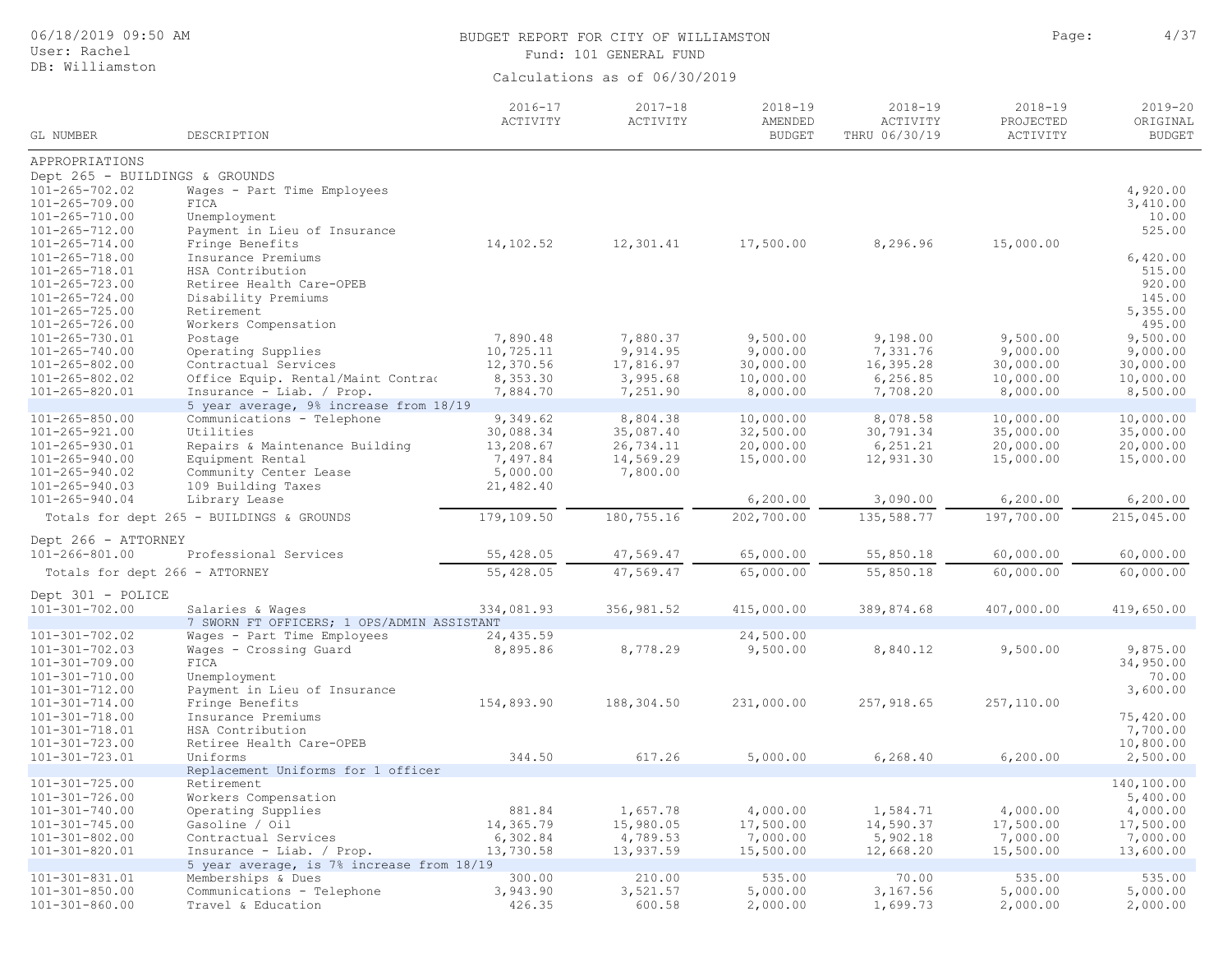BUDGET REPORT FOR CITY OF WILLIAMSTON

Fund: 101 GENERAL FUND

Calculations as of 06/30/2019

06/18/2019 09:50 AM
User: Rachel
DB: Williamston

| GL NUMBER | DESCRIPTION | 2016-17 ACTIVITY | 2017-18 ACTIVITY | 2018-19 AMENDED BUDGET | 2018-19 ACTIVITY THRU 06/30/19 | 2018-19 PROJECTED ACTIVITY | 2019-20 ORIGINAL BUDGET |
|---|---|---|---|---|---|---|---|
| APPROPRIATIONS | | | | | | | |
| Dept 265 - BUILDINGS & GROUNDS | | | | | | | |
| 101-265-702.02 | Wages - Part Time Employees | | | | | | 4,920.00 |
| 101-265-709.00 | FICA | | | | | | 3,410.00 |
| 101-265-710.00 | Unemployment | | | | | | 10.00 |
| 101-265-712.00 | Payment in Lieu of Insurance | | | | | | 525.00 |
| 101-265-714.00 | Fringe Benefits | 14,102.52 | 12,301.41 | 17,500.00 | 8,296.96 | 15,000.00 | |
| 101-265-718.00 | Insurance Premiums | | | | | | 6,420.00 |
| 101-265-718.01 | HSA Contribution | | | | | | 515.00 |
| 101-265-723.00 | Retiree Health Care-OPEB | | | | | | 920.00 |
| 101-265-724.00 | Disability Premiums | | | | | | 145.00 |
| 101-265-725.00 | Retirement | | | | | | 5,355.00 |
| 101-265-726.00 | Workers Compensation | | | | | | 495.00 |
| 101-265-730.01 | Postage | 7,890.48 | 7,880.37 | 9,500.00 | 9,198.00 | 9,500.00 | 9,500.00 |
| 101-265-740.00 | Operating Supplies | 10,725.11 | 9,914.95 | 9,000.00 | 7,331.76 | 9,000.00 | 9,000.00 |
| 101-265-802.00 | Contractual Services | 12,370.56 | 17,816.97 | 30,000.00 | 16,395.28 | 30,000.00 | 30,000.00 |
| 101-265-802.02 | Office Equip. Rental/Maint Contrac | 8,353.30 | 3,995.68 | 10,000.00 | 6,256.85 | 10,000.00 | 10,000.00 |
| 101-265-820.01 | Insurance - Liab. / Prop. | 7,884.70 | 7,251.90 | 8,000.00 | 7,708.20 | 8,000.00 | 8,500.00 |
| | 5 year average, 9% increase from 18/19 | | | | | | |
| 101-265-850.00 | Communications - Telephone | 9,349.62 | 8,804.38 | 10,000.00 | 8,078.58 | 10,000.00 | 10,000.00 |
| 101-265-921.00 | Utilities | 30,088.34 | 35,087.40 | 32,500.00 | 30,791.34 | 35,000.00 | 35,000.00 |
| 101-265-930.01 | Repairs & Maintenance Building | 13,208.67 | 26,734.11 | 20,000.00 | 6,251.21 | 20,000.00 | 20,000.00 |
| 101-265-940.00 | Equipment Rental | 7,497.84 | 14,569.29 | 15,000.00 | 12,931.30 | 15,000.00 | 15,000.00 |
| 101-265-940.02 | Community Center Lease | 5,000.00 | 7,800.00 | | | | |
| 101-265-940.03 | 109 Building Taxes | 21,482.40 | | | | | |
| 101-265-940.04 | Library Lease | | | 6,200.00 | 3,090.00 | 6,200.00 | 6,200.00 |
| Totals for dept 265 - BUILDINGS & GROUNDS | | 179,109.50 | 180,755.16 | 202,700.00 | 135,588.77 | 197,700.00 | 215,045.00 |
| Dept 266 - ATTORNEY | | | | | | | |
| 101-266-801.00 | Professional Services | 55,428.05 | 47,569.47 | 65,000.00 | 55,850.18 | 60,000.00 | 60,000.00 |
| Totals for dept 266 - ATTORNEY | | 55,428.05 | 47,569.47 | 65,000.00 | 55,850.18 | 60,000.00 | 60,000.00 |
| Dept 301 - POLICE | | | | | | | |
| 101-301-702.00 | Salaries & Wages | 334,081.93 | 356,981.52 | 415,000.00 | 389,874.68 | 407,000.00 | 419,650.00 |
| | 7 SWORN FT OFFICERS; 1 OPS/ADMIN ASSISTANT | | | | | | |
| 101-301-702.02 | Wages - Part Time Employees | 24,435.59 | | 24,500.00 | | | |
| 101-301-702.03 | Wages - Crossing Guard | 8,895.86 | 8,778.29 | 9,500.00 | 8,840.12 | 9,500.00 | 9,875.00 |
| 101-301-709.00 | FICA | | | | | | 34,950.00 |
| 101-301-710.00 | Unemployment | | | | | | 70.00 |
| 101-301-712.00 | Payment in Lieu of Insurance | | | | | | 3,600.00 |
| 101-301-714.00 | Fringe Benefits | 154,893.90 | 188,304.50 | 231,000.00 | 257,918.65 | 257,110.00 | |
| 101-301-718.00 | Insurance Premiums | | | | | | 75,420.00 |
| 101-301-718.01 | HSA Contribution | | | | | | 7,700.00 |
| 101-301-723.00 | Retiree Health Care-OPEB | | | | | | 10,800.00 |
| 101-301-723.01 | Uniforms | 344.50 | 617.26 | 5,000.00 | 6,268.40 | 6,200.00 | 2,500.00 |
| | Replacement Uniforms for 1 officer | | | | | | |
| 101-301-725.00 | Retirement | | | | | | 140,100.00 |
| 101-301-726.00 | Workers Compensation | | | | | | 5,400.00 |
| 101-301-740.00 | Operating Supplies | 881.84 | 1,657.78 | 4,000.00 | 1,584.71 | 4,000.00 | 4,000.00 |
| 101-301-745.00 | Gasoline / Oil | 14,365.79 | 15,980.05 | 17,500.00 | 14,590.37 | 17,500.00 | 17,500.00 |
| 101-301-802.00 | Contractual Services | 6,302.84 | 4,789.53 | 7,000.00 | 5,902.18 | 7,000.00 | 7,000.00 |
| 101-301-820.01 | Insurance - Liab. / Prop. | 13,730.58 | 13,937.59 | 15,500.00 | 12,668.20 | 15,500.00 | 13,600.00 |
| | 5 year average, is 7% increase from 18/19 | | | | | | |
| 101-301-831.01 | Memberships & Dues | 300.00 | 210.00 | 535.00 | 70.00 | 535.00 | 535.00 |
| 101-301-850.00 | Communications - Telephone | 3,943.90 | 3,521.57 | 5,000.00 | 3,167.56 | 5,000.00 | 5,000.00 |
| 101-301-860.00 | Travel & Education | 426.35 | 600.58 | 2,000.00 | 1,699.73 | 2,000.00 | 2,000.00 |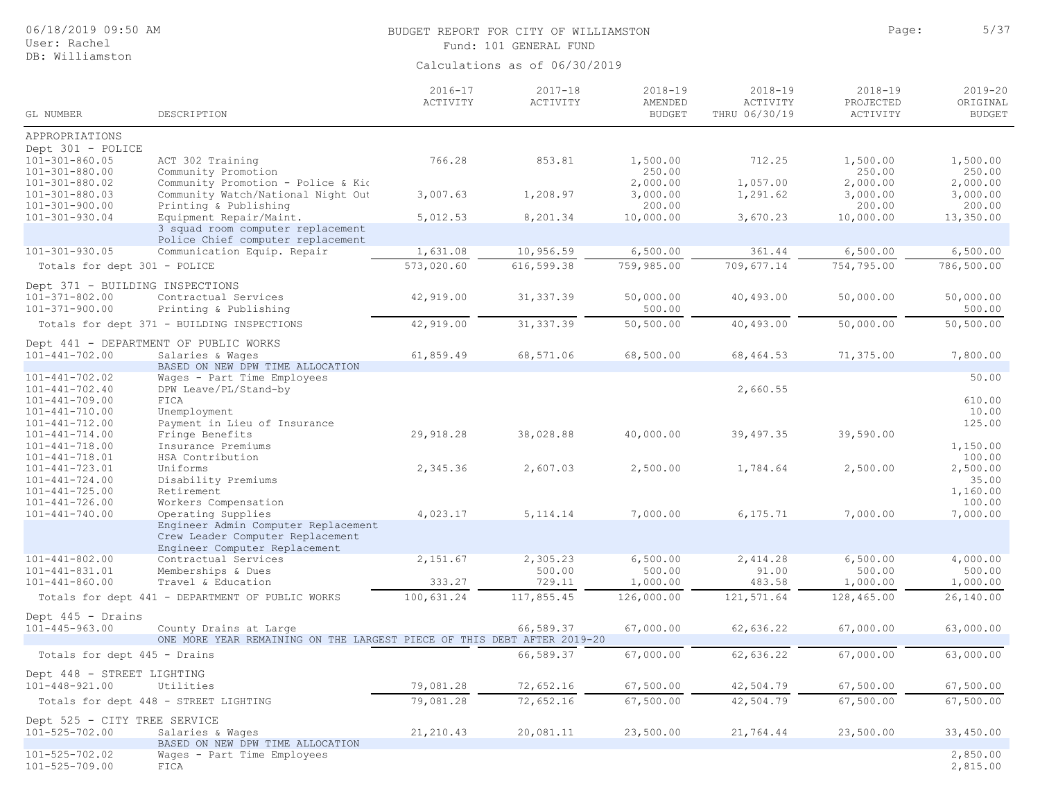# BUDGET REPORT FOR CITY OF WILLIAMSTON

Fund: 101 GENERAL FUND

Calculations as of 06/30/2019

06/18/2019 09:50 AM
User: Rachel
DB: Williamston

| GL NUMBER | DESCRIPTION | 2016-17 ACTIVITY | 2017-18 ACTIVITY | 2018-19 AMENDED BUDGET | 2018-19 ACTIVITY THRU 06/30/19 | 2018-19 PROJECTED ACTIVITY | 2019-20 ORIGINAL BUDGET |
|---|---|---|---|---|---|---|---|
| APPROPRIATIONS | | | | | | | |
| Dept 301 - POLICE | | | | | | | |
| 101-301-860.05 | ACT 302 Training | 766.28 | 853.81 | 1,500.00 | 712.25 | 1,500.00 | 1,500.00 |
| 101-301-880.00 | Community Promotion | | | 250.00 | | 250.00 | 250.00 |
| 101-301-880.02 | Community Promotion - Police & Kid | | | 2,000.00 | 1,057.00 | 2,000.00 | 2,000.00 |
| 101-301-880.03 | Community Watch/National Night Out | 3,007.63 | 1,208.97 | 3,000.00 | 1,291.62 | 3,000.00 | 3,000.00 |
| 101-301-900.00 | Printing & Publishing | | | 200.00 | | 200.00 | 200.00 |
| 101-301-930.04 | Equipment Repair/Maint. | 5,012.53 | 8,201.34 | 10,000.00 | 3,670.23 | 10,000.00 | 13,350.00 |
| | 3 squad room computer replacement<br>Police Chief computer replacement | | | | | | |
| 101-301-930.05 | Communication Equip. Repair | 1,631.08 | 10,956.59 | 6,500.00 | 361.44 | 6,500.00 | 6,500.00 |
| Totals for dept 301 - POLICE | | 573,020.60 | 616,599.38 | 759,985.00 | 709,677.14 | 754,795.00 | 786,500.00 |
| Dept 371 - BUILDING INSPECTIONS | | | | | | | |
| 101-371-802.00 | Contractual Services | 42,919.00 | 31,337.39 | 50,000.00 | 40,493.00 | 50,000.00 | 50,000.00 |
| 101-371-900.00 | Printing & Publishing | | | 500.00 | | | 500.00 |
| Totals for dept 371 - BUILDING INSPECTIONS | | 42,919.00 | 31,337.39 | 50,500.00 | 40,493.00 | 50,000.00 | 50,500.00 |
| Dept 441 - DEPARTMENT OF PUBLIC WORKS | | | | | | | |
| 101-441-702.00 | Salaries & Wages | 61,859.49 | 68,571.06 | 68,500.00 | 68,464.53 | 71,375.00 | 7,800.00 |
| | BASED ON NEW DPW TIME ALLOCATION | | | | | | |
| 101-441-702.02 | Wages - Part Time Employees | | | | | | 50.00 |
| 101-441-702.40 | DPW Leave/PL/Stand-by | | | | 2,660.55 | | |
| 101-441-709.00 | FICA | | | | | | 610.00 |
| 101-441-710.00 | Unemployment | | | | | | 10.00 |
| 101-441-712.00 | Payment in Lieu of Insurance | | | | | | 125.00 |
| 101-441-714.00 | Fringe Benefits | 29,918.28 | 38,028.88 | 40,000.00 | 39,497.35 | 39,590.00 | |
| 101-441-718.00 | Insurance Premiums | | | | | | 1,150.00 |
| 101-441-718.01 | HSA Contribution | | | | | | 100.00 |
| 101-441-723.01 | Uniforms | 2,345.36 | 2,607.03 | 2,500.00 | 1,784.64 | 2,500.00 | 2,500.00 |
| 101-441-724.00 | Disability Premiums | | | | | | 35.00 |
| 101-441-725.00 | Retirement | | | | | | 1,160.00 |
| 101-441-726.00 | Workers Compensation | | | | | | 100.00 |
| 101-441-740.00 | Operating Supplies | 4,023.17 | 5,114.14 | 7,000.00 | 6,175.71 | 7,000.00 | 7,000.00 |
| | Engineer Admin Computer Replacement<br>Crew Leader Computer Replacement<br>Engineer Computer Replacement | | | | | | |
| 101-441-802.00 | Contractual Services | 2,151.67 | 2,305.23 | 6,500.00 | 2,414.28 | 6,500.00 | 4,000.00 |
| 101-441-831.01 | Memberships & Dues | | 500.00 | 500.00 | 91.00 | 500.00 | 500.00 |
| 101-441-860.00 | Travel & Education | 333.27 | 729.11 | 1,000.00 | 483.58 | 1,000.00 | 1,000.00 |
| Totals for dept 441 - DEPARTMENT OF PUBLIC WORKS | | 100,631.24 | 117,855.45 | 126,000.00 | 121,571.64 | 128,465.00 | 26,140.00 |
| Dept 445 - Drains | | | | | | | |
| 101-445-963.00 | County Drains at Large | | 66,589.37 | 67,000.00 | 62,636.22 | 67,000.00 | 63,000.00 |
| | ONE MORE YEAR REMAINING ON THE LARGEST PIECE OF THIS DEBT AFTER 2019-20 | | | | | | |
| Totals for dept 445 - Drains | | | 66,589.37 | 67,000.00 | 62,636.22 | 67,000.00 | 63,000.00 |
| Dept 448 - STREET LIGHTING | | | | | | | |
| 101-448-921.00 | Utilities | 79,081.28 | 72,652.16 | 67,500.00 | 42,504.79 | 67,500.00 | 67,500.00 |
| Totals for dept 448 - STREET LIGHTING | | 79,081.28 | 72,652.16 | 67,500.00 | 42,504.79 | 67,500.00 | 67,500.00 |
| Dept 525 - CITY TREE SERVICE | | | | | | | |
| 101-525-702.00 | Salaries & Wages | 21,210.43 | 20,081.11 | 23,500.00 | 21,764.44 | 23,500.00 | 33,450.00 |
| | BASED ON NEW DPW TIME ALLOCATION | | | | | | |
| 101-525-702.02 | Wages - Part Time Employees | | | | | | 2,850.00 |
| 101-525-709.00 | FICA | | | | | | 2,815.00 |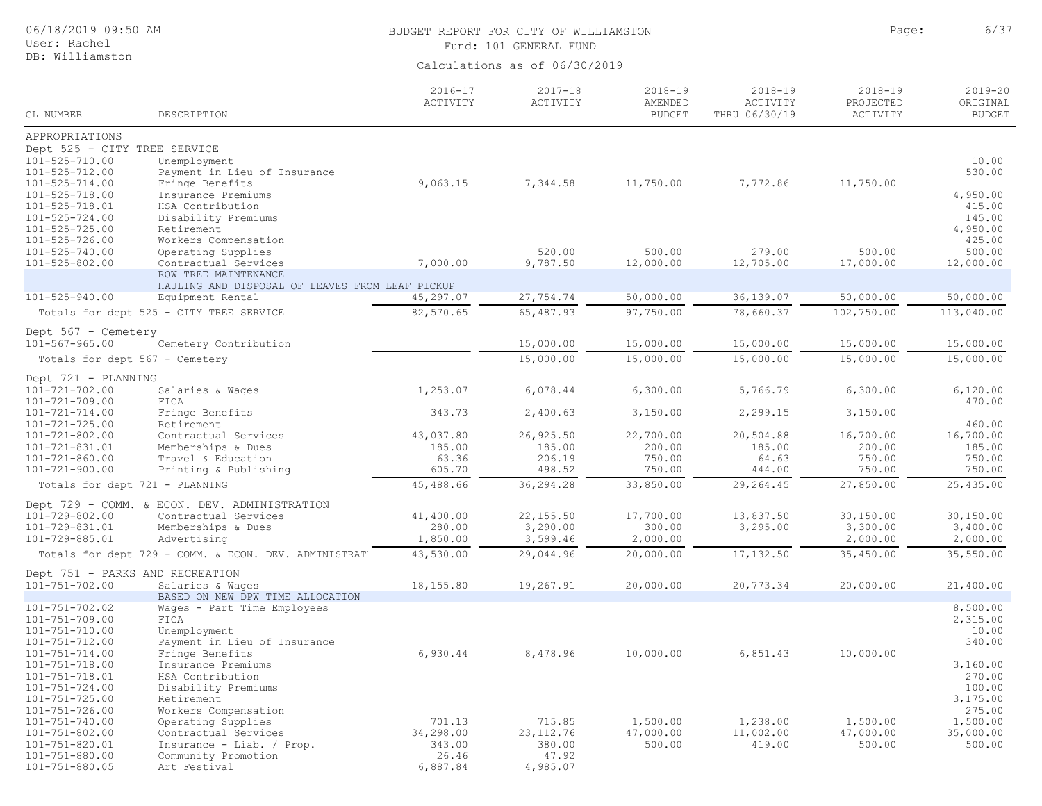# BUDGET REPORT FOR CITY OF WILLIAMSTON

Fund: 101 GENERAL FUND

Calculations as of 06/30/2019

06/18/2019 09:50 AM
User: Rachel
DB: Williamston

| GL NUMBER | DESCRIPTION | 2016-17 ACTIVITY | 2017-18 ACTIVITY | 2018-19 AMENDED BUDGET | 2018-19 ACTIVITY THRU 06/30/19 | 2018-19 PROJECTED ACTIVITY | 2019-20 ORIGINAL BUDGET |
|---|---|---|---|---|---|---|---|
| APPROPRIATIONS | | | | | | | |
| Dept 525 - CITY TREE SERVICE | | | | | | | |
| 101-525-710.00 | Unemployment | | | | | | 10.00 |
| 101-525-712.00 | Payment in Lieu of Insurance | | | | | | 530.00 |
| 101-525-714.00 | Fringe Benefits | 9,063.15 | 7,344.58 | 11,750.00 | 7,772.86 | 11,750.00 | |
| 101-525-718.00 | Insurance Premiums | | | | | | 4,950.00 |
| 101-525-718.01 | HSA Contribution | | | | | | 415.00 |
| 101-525-724.00 | Disability Premiums | | | | | | 145.00 |
| 101-525-725.00 | Retirement | | | | | | 4,950.00 |
| 101-525-726.00 | Workers Compensation | | | | | | 425.00 |
| 101-525-740.00 | Operating Supplies | | 520.00 | 500.00 | 279.00 | 500.00 | 500.00 |
| 101-525-802.00 | Contractual Services | 7,000.00 | 9,787.50 | 12,000.00 | 12,705.00 | 17,000.00 | 12,000.00 |
| | ROW TREE MAINTENANCE | | | | | | |
| | HAULING AND DISPOSAL OF LEAVES FROM LEAF PICKUP | | | | | | |
| 101-525-940.00 | Equipment Rental | 45,297.07 | 27,754.74 | 50,000.00 | 36,139.07 | 50,000.00 | 50,000.00 |
| | Totals for dept 525 - CITY TREE SERVICE | 82,570.65 | 65,487.93 | 97,750.00 | 78,660.37 | 102,750.00 | 113,040.00 |
| Dept 567 - Cemetery | | | | | | | |
| 101-567-965.00 | Cemetery Contribution | | 15,000.00 | 15,000.00 | 15,000.00 | 15,000.00 | 15,000.00 |
| | Totals for dept 567 - Cemetery | | 15,000.00 | 15,000.00 | 15,000.00 | 15,000.00 | 15,000.00 |
| Dept 721 - PLANNING | | | | | | | |
| 101-721-702.00 | Salaries & Wages | 1,253.07 | 6,078.44 | 6,300.00 | 5,766.79 | 6,300.00 | 6,120.00 |
| 101-721-709.00 | FICA | | | | | | 470.00 |
| 101-721-714.00 | Fringe Benefits | 343.73 | 2,400.63 | 3,150.00 | 2,299.15 | 3,150.00 | |
| 101-721-725.00 | Retirement | | | | | | 460.00 |
| 101-721-802.00 | Contractual Services | 43,037.80 | 26,925.50 | 22,700.00 | 20,504.88 | 16,700.00 | 16,700.00 |
| 101-721-831.01 | Memberships & Dues | 185.00 | 185.00 | 200.00 | 185.00 | 200.00 | 185.00 |
| 101-721-860.00 | Travel & Education | 63.36 | 206.19 | 750.00 | 64.63 | 750.00 | 750.00 |
| 101-721-900.00 | Printing & Publishing | 605.70 | 498.52 | 750.00 | 444.00 | 750.00 | 750.00 |
| | Totals for dept 721 - PLANNING | 45,488.66 | 36,294.28 | 33,850.00 | 29,264.45 | 27,850.00 | 25,435.00 |
| Dept 729 - COMM. & ECON. DEV. ADMINISTRATION | | | | | | | |
| 101-729-802.00 | Contractual Services | 41,400.00 | 22,155.50 | 17,700.00 | 13,837.50 | 30,150.00 | 30,150.00 |
| 101-729-831.01 | Memberships & Dues | 280.00 | 3,290.00 | 300.00 | 3,295.00 | 3,300.00 | 3,400.00 |
| 101-729-885.01 | Advertising | 1,850.00 | 3,599.46 | 2,000.00 | | 2,000.00 | 2,000.00 |
| | Totals for dept 729 - COMM. & ECON. DEV. ADMINISTRAT | 43,530.00 | 29,044.96 | 20,000.00 | 17,132.50 | 35,450.00 | 35,550.00 |
| Dept 751 - PARKS AND RECREATION | | | | | | | |
| 101-751-702.00 | Salaries & Wages | 18,155.80 | 19,267.91 | 20,000.00 | 20,773.34 | 20,000.00 | 21,400.00 |
| | BASED ON NEW DPW TIME ALLOCATION | | | | | | |
| 101-751-702.02 | Wages - Part Time Employees | | | | | | 8,500.00 |
| 101-751-709.00 | FICA | | | | | | 2,315.00 |
| 101-751-710.00 | Unemployment | | | | | | 10.00 |
| 101-751-712.00 | Payment in Lieu of Insurance | | | | | | 340.00 |
| 101-751-714.00 | Fringe Benefits | 6,930.44 | 8,478.96 | 10,000.00 | 6,851.43 | 10,000.00 | |
| 101-751-718.00 | Insurance Premiums | | | | | | 3,160.00 |
| 101-751-718.01 | HSA Contribution | | | | | | 270.00 |
| 101-751-724.00 | Disability Premiums | | | | | | 100.00 |
| 101-751-725.00 | Retirement | | | | | | 3,175.00 |
| 101-751-726.00 | Workers Compensation | | | | | | 275.00 |
| 101-751-740.00 | Operating Supplies | 701.13 | 715.85 | 1,500.00 | 1,238.00 | 1,500.00 | 1,500.00 |
| 101-751-802.00 | Contractual Services | 34,298.00 | 23,112.76 | 47,000.00 | 11,002.00 | 47,000.00 | 35,000.00 |
| 101-751-820.01 | Insurance - Liab. / Prop. | 343.00 | 380.00 | 500.00 | 419.00 | 500.00 | 500.00 |
| 101-751-880.00 | Community Promotion | 26.46 | 47.92 | | | | |
| 101-751-880.05 | Art Festival | 6,887.84 | 4,985.07 | | | | |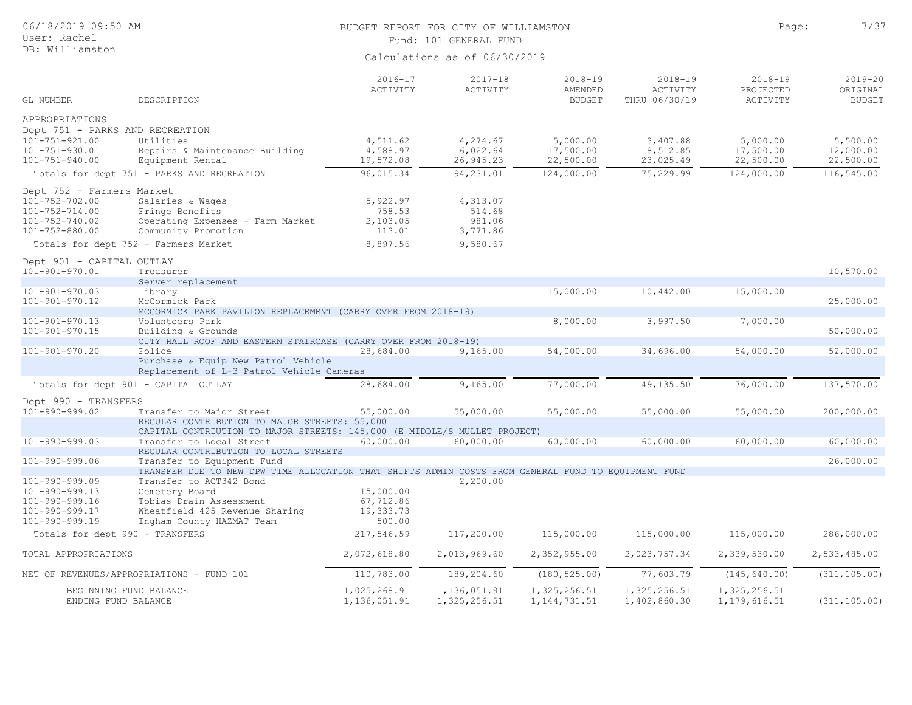BUDGET REPORT FOR CITY OF WILLIAMSTON

Fund: 101 GENERAL FUND

Calculations as of 06/30/2019

| GL NUMBER | DESCRIPTION | 2016-17 ACTIVITY | 2017-18 ACTIVITY | 2018-19 AMENDED BUDGET | 2018-19 ACTIVITY THRU 06/30/19 | 2018-19 PROJECTED ACTIVITY | 2019-20 ORIGINAL BUDGET |
|---|---|---|---|---|---|---|---|
| APPROPRIATIONS | | | | | | | |
| Dept 751 - PARKS AND RECREATION | | | | | | | |
| 101-751-921.00 | Utilities | 4,511.62 | 4,274.67 | 5,000.00 | 3,407.88 | 5,000.00 | 5,500.00 |
| 101-751-930.01 | Repairs & Maintenance Building | 4,588.97 | 6,022.64 | 17,500.00 | 8,512.85 | 17,500.00 | 12,000.00 |
| 101-751-940.00 | Equipment Rental | 19,572.08 | 26,945.23 | 22,500.00 | 23,025.49 | 22,500.00 | 22,500.00 |
| Totals for dept 751 - PARKS AND RECREATION | | 96,015.34 | 94,231.01 | 124,000.00 | 75,229.99 | 124,000.00 | 116,545.00 |
| Dept 752 - Farmers Market | | | | | | | |
| 101-752-702.00 | Salaries & Wages | 5,922.97 | 4,313.07 | | | | |
| 101-752-714.00 | Fringe Benefits | 758.53 | 514.68 | | | | |
| 101-752-740.02 | Operating Expenses - Farm Market | 2,103.05 | 981.06 | | | | |
| 101-752-880.00 | Community Promotion | 113.01 | 3,771.86 | | | | |
| Totals for dept 752 - Farmers Market | | 8,897.56 | 9,580.67 | | | | |
| Dept 901 - CAPITAL OUTLAY | | | | | | | |
| 101-901-970.01 | Treasurer | | | | | | 10,570.00 |
| | Server replacement | | | | | | |
| 101-901-970.03 | Library | | | 15,000.00 | 10,442.00 | 15,000.00 | |
| 101-901-970.12 | McCormick Park | | | | | | 25,000.00 |
| | MCCORMICK PARK PAVILION REPLACEMENT (CARRY OVER FROM 2018-19) | | | | | | |
| 101-901-970.13 | Volunteers Park | | | 8,000.00 | 3,997.50 | 7,000.00 | |
| 101-901-970.15 | Building & Grounds | | | | | | 50,000.00 |
| | CITY HALL ROOF AND EASTERN STAIRCASE (CARRY OVER FROM 2018-19) | | | | | | |
| 101-901-970.20 | Police | 28,684.00 | 9,165.00 | 54,000.00 | 34,696.00 | 54,000.00 | 52,000.00 |
| | Purchase & Equip New Patrol Vehicle<br>Replacement of L-3 Patrol Vehicle Cameras | | | | | | |
| Totals for dept 901 - CAPITAL OUTLAY | | 28,684.00 | 9,165.00 | 77,000.00 | 49,135.50 | 76,000.00 | 137,570.00 |
| Dept 990 - TRANSFERS | | | | | | | |
| 101-990-999.02 | Transfer to Major Street | 55,000.00 | 55,000.00 | 55,000.00 | 55,000.00 | 55,000.00 | 200,000.00 |
| | REGULAR CONTRIBUTION TO MAJOR STREETS: 55,000<br>CAPITAL CONTRIUTION TO MAJOR STREETS: 145,000 (E MIDDLE/S MULLET PROJECT) | | | | | | |
| 101-990-999.03 | Transfer to Local Street | 60,000.00 | 60,000.00 | 60,000.00 | 60,000.00 | 60,000.00 | 60,000.00 |
| | REGULAR CONTRIBUTION TO LOCAL STREETS | | | | | | |
| 101-990-999.06 | Transfer to Equipment Fund | | | | | | 26,000.00 |
| | TRANSFER DUE TO NEW DPW TIME ALLOCATION THAT SHIFTS ADMIN COSTS FROM GENERAL FUND TO EQUIPMENT FUND | | | | | | |
| 101-990-999.09 | Transfer to ACT342 Bond | | 2,200.00 | | | | |
| 101-990-999.13 | Cemetery Board | 15,000.00 | | | | | |
| 101-990-999.16 | Tobias Drain Assessment | 67,712.86 | | | | | |
| 101-990-999.17 | Wheatfield 425 Revenue Sharing | 19,333.73 | | | | | |
| 101-990-999.19 | Ingham County HAZMAT Team | 500.00 | | | | | |
| Totals for dept 990 - TRANSFERS | | 217,546.59 | 117,200.00 | 115,000.00 | 115,000.00 | 115,000.00 | 286,000.00 |
| TOTAL APPROPRIATIONS | | 2,072,618.80 | 2,013,969.60 | 2,352,955.00 | 2,023,757.34 | 2,339,530.00 | 2,533,485.00 |
| NET OF REVENUES/APPROPRIATIONS - FUND 101 | | 110,783.00 | 189,204.60 | (180,525.00) | 77,603.79 | (145,640.00) | (311,105.00) |
| BEGINNING FUND BALANCE | | 1,025,268.91 | 1,136,051.91 | 1,325,256.51 | 1,325,256.51 | 1,325,256.51 | |
| ENDING FUND BALANCE | | 1,136,051.91 | 1,325,256.51 | 1,144,731.51 | 1,402,860.30 | 1,179,616.51 | (311,105.00) |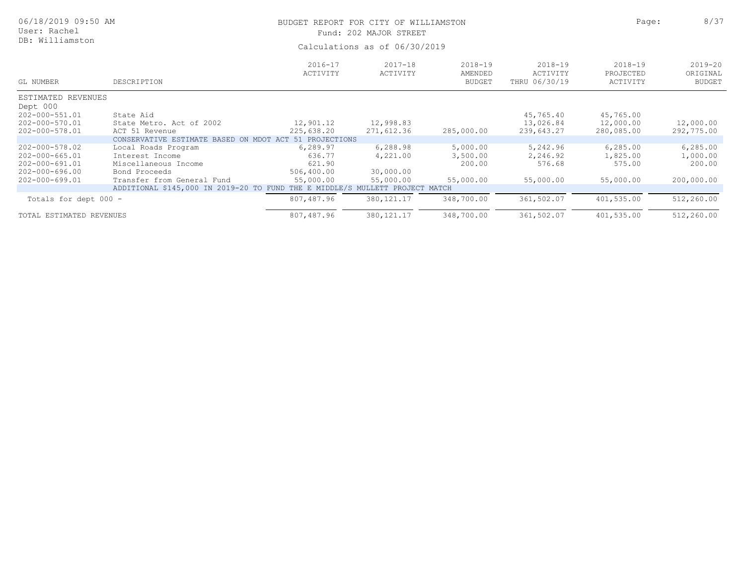BUDGET REPORT FOR CITY OF WILLIAMSTON

Fund: 202 MAJOR STREET

Calculations as of 06/30/2019

| GL NUMBER | DESCRIPTION | 2016-17 ACTIVITY | 2017-18 ACTIVITY | 2018-19 AMENDED BUDGET | 2018-19 ACTIVITY THRU 06/30/19 | 2018-19 PROJECTED ACTIVITY | 2019-20 ORIGINAL BUDGET |
|---|---|---|---|---|---|---|---|
| ESTIMATED REVENUES | | | | | | | |
| Dept 000 | | | | | | | |
| 202-000-551.01 | State Aid | | | | 45,765.40 | 45,765.00 | |
| 202-000-570.01 | State Metro. Act of 2002 | 12,901.12 | 12,998.83 | | 13,026.84 | 12,000.00 | 12,000.00 |
| 202-000-578.01 | ACT 51 Revenue | 225,638.20 | 271,612.36 | 285,000.00 | 239,643.27 | 280,085.00 | 292,775.00 |
| | CONSERVATIVE ESTIMATE BASED ON MDOT ACT 51 PROJECTIONS | | | | | | |
| 202-000-578.02 | Local Roads Program | 6,289.97 | 6,288.98 | 5,000.00 | 5,242.96 | 6,285.00 | 6,285.00 |
| 202-000-665.01 | Interest Income | 636.77 | 4,221.00 | 3,500.00 | 2,246.92 | 1,825.00 | 1,000.00 |
| 202-000-691.01 | Miscellaneous Income | 621.90 | | 200.00 | 576.68 | 575.00 | 200.00 |
| 202-000-696.00 | Bond Proceeds | 506,400.00 | 30,000.00 | | | | |
| 202-000-699.01 | Transfer from General Fund | 55,000.00 | 55,000.00 | 55,000.00 | 55,000.00 | 55,000.00 | 200,000.00 |
| | ADDITIONAL $145,000 IN 2019-20 TO FUND THE E MIDDLE/S MULLETT PROJECT MATCH | | | | | | |
| Totals for dept 000 - | | 807,487.96 | 380,121.17 | 348,700.00 | 361,502.07 | 401,535.00 | 512,260.00 |
| TOTAL ESTIMATED REVENUES | | 807,487.96 | 380,121.17 | 348,700.00 | 361,502.07 | 401,535.00 | 512,260.00 |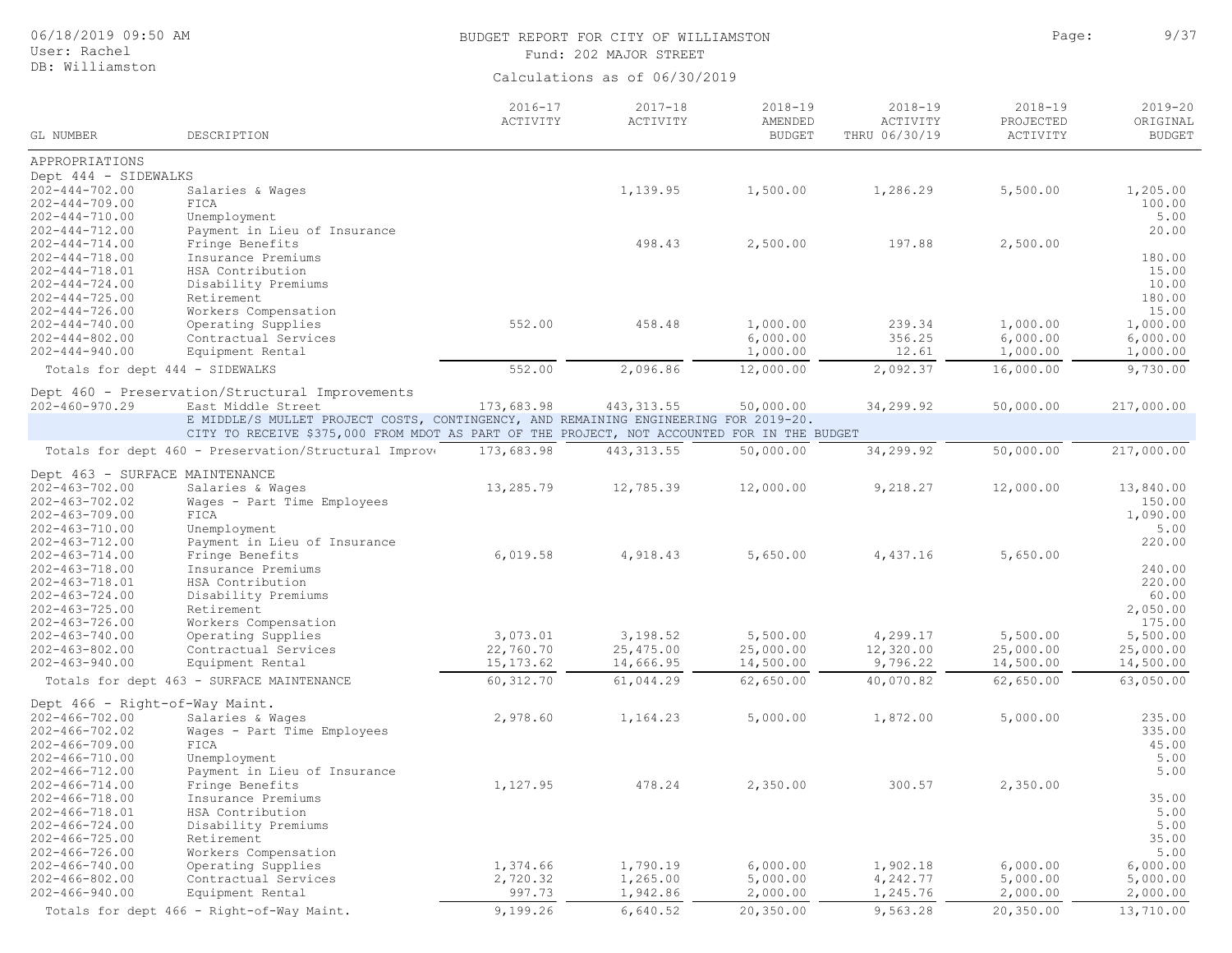BUDGET REPORT FOR CITY OF WILLIAMSTON

Fund: 202 MAJOR STREET

Calculations as of 06/30/2019

| GL NUMBER | DESCRIPTION | 2016-17 ACTIVITY | 2017-18 ACTIVITY | 2018-19 AMENDED BUDGET | 2018-19 ACTIVITY THRU 06/30/19 | 2018-19 PROJECTED ACTIVITY | 2019-20 ORIGINAL BUDGET |
|---|---|---|---|---|---|---|---|
| APPROPRIATIONS | | | | | | | |
| Dept 444 - SIDEWALKS | | | | | | | |
| 202-444-702.00 | Salaries & Wages | | 1,139.95 | 1,500.00 | 1,286.29 | 5,500.00 | 1,205.00 |
| 202-444-709.00 | FICA | | | | | | 100.00 |
| 202-444-710.00 | Unemployment | | | | | | 5.00 |
| 202-444-712.00 | Payment in Lieu of Insurance | | | | | | 20.00 |
| 202-444-714.00 | Fringe Benefits | | 498.43 | 2,500.00 | 197.88 | 2,500.00 | |
| 202-444-718.00 | Insurance Premiums | | | | | | 180.00 |
| 202-444-718.01 | HSA Contribution | | | | | | 15.00 |
| 202-444-724.00 | Disability Premiums | | | | | | 10.00 |
| 202-444-725.00 | Retirement | | | | | | 180.00 |
| 202-444-726.00 | Workers Compensation | | | | | | 15.00 |
| 202-444-740.00 | Operating Supplies | 552.00 | 458.48 | 1,000.00 | 239.34 | 1,000.00 | 1,000.00 |
| 202-444-802.00 | Contractual Services | | | 6,000.00 | 356.25 | 6,000.00 | 6,000.00 |
| 202-444-940.00 | Equipment Rental | | | 1,000.00 | 12.61 | 1,000.00 | 1,000.00 |
| Totals for dept 444 - SIDEWALKS | | 552.00 | 2,096.86 | 12,000.00 | 2,092.37 | 16,000.00 | 9,730.00 |
| Dept 460 - Preservation/Structural Improvements | | | | | | | |
| 202-460-970.29 | East Middle Street | 173,683.98 | 443,313.55 | 50,000.00 | 34,299.92 | 50,000.00 | 217,000.00 |
| | E MIDDLE/S MULLET PROJECT COSTS, CONTINGENCY, AND REMAINING ENGINEERING FOR 2019-20. CITY TO RECEIVE $375,000 FROM MDOT AS PART OF THE PROJECT, NOT ACCOUNTED FOR IN THE BUDGET | | | | | | |
| Totals for dept 460 - Preservation/Structural Improv | | 173,683.98 | 443,313.55 | 50,000.00 | 34,299.92 | 50,000.00 | 217,000.00 |
| Dept 463 - SURFACE MAINTENANCE | | | | | | | |
| 202-463-702.00 | Salaries & Wages | 13,285.79 | 12,785.39 | 12,000.00 | 9,218.27 | 12,000.00 | 13,840.00 |
| 202-463-702.02 | Wages - Part Time Employees | | | | | | 150.00 |
| 202-463-709.00 | FICA | | | | | | 1,090.00 |
| 202-463-710.00 | Unemployment | | | | | | 5.00 |
| 202-463-712.00 | Payment in Lieu of Insurance | | | | | | 220.00 |
| 202-463-714.00 | Fringe Benefits | 6,019.58 | 4,918.43 | 5,650.00 | 4,437.16 | 5,650.00 | |
| 202-463-718.00 | Insurance Premiums | | | | | | 240.00 |
| 202-463-718.01 | HSA Contribution | | | | | | 220.00 |
| 202-463-724.00 | Disability Premiums | | | | | | 60.00 |
| 202-463-725.00 | Retirement | | | | | | 2,050.00 |
| 202-463-726.00 | Workers Compensation | | | | | | 175.00 |
| 202-463-740.00 | Operating Supplies | 3,073.01 | 3,198.52 | 5,500.00 | 4,299.17 | 5,500.00 | 5,500.00 |
| 202-463-802.00 | Contractual Services | 22,760.70 | 25,475.00 | 25,000.00 | 12,320.00 | 25,000.00 | 25,000.00 |
| 202-463-940.00 | Equipment Rental | 15,173.62 | 14,666.95 | 14,500.00 | 9,796.22 | 14,500.00 | 14,500.00 |
| Totals for dept 463 - SURFACE MAINTENANCE | | 60,312.70 | 61,044.29 | 62,650.00 | 40,070.82 | 62,650.00 | 63,050.00 |
| Dept 466 - Right-of-Way Maint. | | | | | | | |
| 202-466-702.00 | Salaries & Wages | 2,978.60 | 1,164.23 | 5,000.00 | 1,872.00 | 5,000.00 | 235.00 |
| 202-466-702.02 | Wages - Part Time Employees | | | | | | 335.00 |
| 202-466-709.00 | FICA | | | | | | 45.00 |
| 202-466-710.00 | Unemployment | | | | | | 5.00 |
| 202-466-712.00 | Payment in Lieu of Insurance | | | | | | 5.00 |
| 202-466-714.00 | Fringe Benefits | 1,127.95 | 478.24 | 2,350.00 | 300.57 | 2,350.00 | |
| 202-466-718.00 | Insurance Premiums | | | | | | 35.00 |
| 202-466-718.01 | HSA Contribution | | | | | | 5.00 |
| 202-466-724.00 | Disability Premiums | | | | | | 5.00 |
| 202-466-725.00 | Retirement | | | | | | 35.00 |
| 202-466-726.00 | Workers Compensation | | | | | | 5.00 |
| 202-466-740.00 | Operating Supplies | 1,374.66 | 1,790.19 | 6,000.00 | 1,902.18 | 6,000.00 | 6,000.00 |
| 202-466-802.00 | Contractual Services | 2,720.32 | 1,265.00 | 5,000.00 | 4,242.77 | 5,000.00 | 5,000.00 |
| 202-466-940.00 | Equipment Rental | 997.73 | 1,942.86 | 2,000.00 | 1,245.76 | 2,000.00 | 2,000.00 |
| Totals for dept 466 - Right-of-Way Maint. | | 9,199.26 | 6,640.52 | 20,350.00 | 9,563.28 | 20,350.00 | 13,710.00 |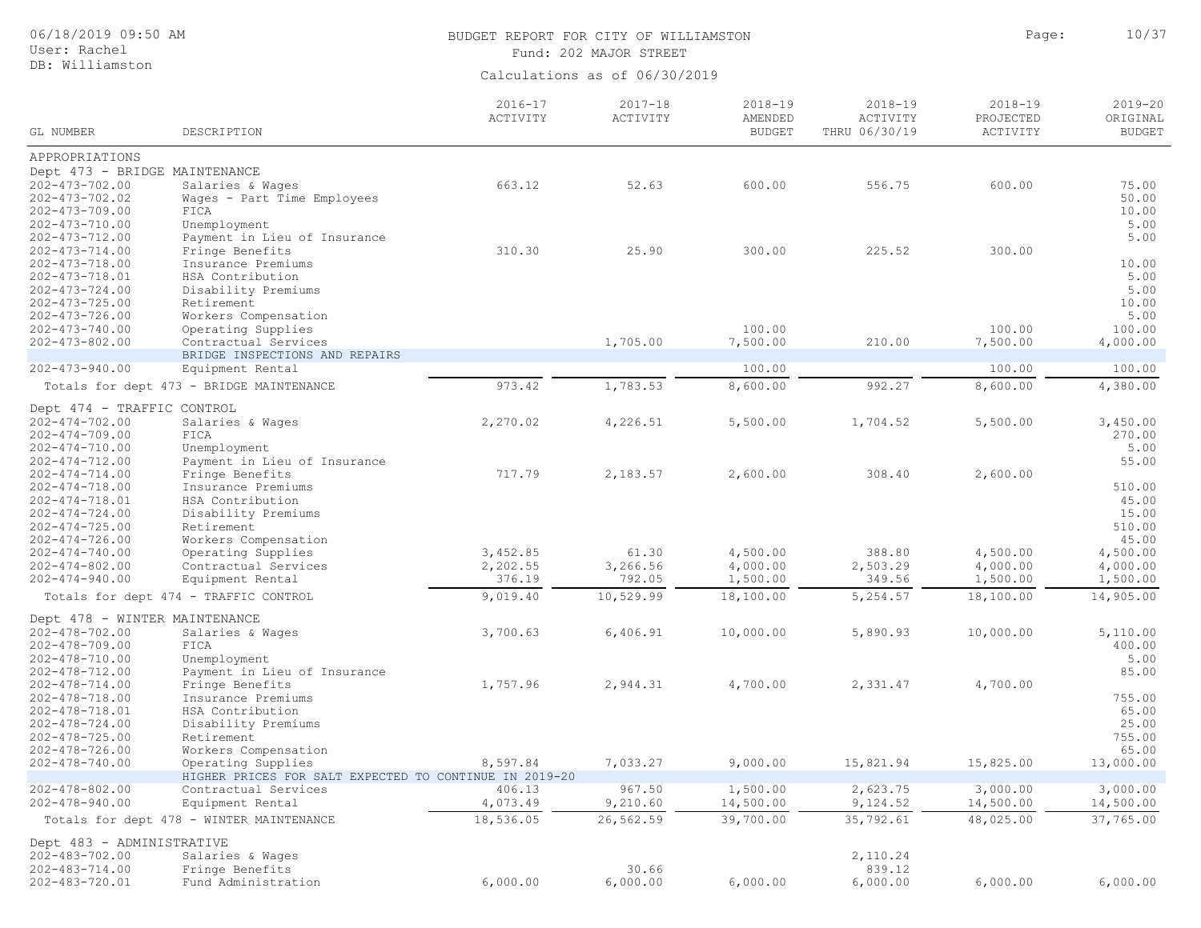# BUDGET REPORT FOR CITY OF WILLIAMSTON

Fund: 202 MAJOR STREET

Calculations as of 06/30/2019

06/18/2019 09:50 AM
User: Rachel
DB: Williamston

| GL NUMBER | DESCRIPTION | 2016-17 ACTIVITY | 2017-18 ACTIVITY | 2018-19 AMENDED BUDGET | 2018-19 ACTIVITY THRU 06/30/19 | 2018-19 PROJECTED ACTIVITY | 2019-20 ORIGINAL BUDGET |
|---|---|---|---|---|---|---|---|
| APPROPRIATIONS | | | | | | | |
| Dept 473 - BRIDGE MAINTENANCE | | | | | | | |
| 202-473-702.00 | Salaries & Wages | 663.12 | 52.63 | 600.00 | 556.75 | 600.00 | 75.00 |
| 202-473-702.02 | Wages - Part Time Employees | | | | | | 50.00 |
| 202-473-709.00 | FICA | | | | | | 10.00 |
| 202-473-710.00 | Unemployment | | | | | | 5.00 |
| 202-473-712.00 | Payment in Lieu of Insurance | | | | | | 5.00 |
| 202-473-714.00 | Fringe Benefits | 310.30 | 25.90 | 300.00 | 225.52 | 300.00 | |
| 202-473-718.00 | Insurance Premiums | | | | | | 10.00 |
| 202-473-718.01 | HSA Contribution | | | | | | 5.00 |
| 202-473-724.00 | Disability Premiums | | | | | | 5.00 |
| 202-473-725.00 | Retirement | | | | | | 10.00 |
| 202-473-726.00 | Workers Compensation | | | | | | 5.00 |
| 202-473-740.00 | Operating Supplies | | | 100.00 | | 100.00 | 100.00 |
| 202-473-802.00 | Contractual Services | | 1,705.00 | 7,500.00 | 210.00 | 7,500.00 | 4,000.00 |
| | BRIDGE INSPECTIONS AND REPAIRS | | | | | | |
| 202-473-940.00 | Equipment Rental | | | 100.00 | | 100.00 | 100.00 |
| Totals for dept 473 - BRIDGE MAINTENANCE | | 973.42 | 1,783.53 | 8,600.00 | 992.27 | 8,600.00 | 4,380.00 |
| Dept 474 - TRAFFIC CONTROL | | | | | | | |
| 202-474-702.00 | Salaries & Wages | 2,270.02 | 4,226.51 | 5,500.00 | 1,704.52 | 5,500.00 | 3,450.00 |
| 202-474-709.00 | FICA | | | | | | 270.00 |
| 202-474-710.00 | Unemployment | | | | | | 5.00 |
| 202-474-712.00 | Payment in Lieu of Insurance | | | | | | 55.00 |
| 202-474-714.00 | Fringe Benefits | 717.79 | 2,183.57 | 2,600.00 | 308.40 | 2,600.00 | |
| 202-474-718.00 | Insurance Premiums | | | | | | 510.00 |
| 202-474-718.01 | HSA Contribution | | | | | | 45.00 |
| 202-474-724.00 | Disability Premiums | | | | | | 15.00 |
| 202-474-725.00 | Retirement | | | | | | 510.00 |
| 202-474-726.00 | Workers Compensation | | | | | | 45.00 |
| 202-474-740.00 | Operating Supplies | 3,452.85 | 61.30 | 4,500.00 | 388.80 | 4,500.00 | 4,500.00 |
| 202-474-802.00 | Contractual Services | 2,202.55 | 3,266.56 | 4,000.00 | 2,503.29 | 4,000.00 | 4,000.00 |
| 202-474-940.00 | Equipment Rental | 376.19 | 792.05 | 1,500.00 | 349.56 | 1,500.00 | 1,500.00 |
| Totals for dept 474 - TRAFFIC CONTROL | | 9,019.40 | 10,529.99 | 18,100.00 | 5,254.57 | 18,100.00 | 14,905.00 |
| Dept 478 - WINTER MAINTENANCE | | | | | | | |
| 202-478-702.00 | Salaries & Wages | 3,700.63 | 6,406.91 | 10,000.00 | 5,890.93 | 10,000.00 | 5,110.00 |
| 202-478-709.00 | FICA | | | | | | 400.00 |
| 202-478-710.00 | Unemployment | | | | | | 5.00 |
| 202-478-712.00 | Payment in Lieu of Insurance | | | | | | 85.00 |
| 202-478-714.00 | Fringe Benefits | 1,757.96 | 2,944.31 | 4,700.00 | 2,331.47 | 4,700.00 | |
| 202-478-718.00 | Insurance Premiums | | | | | | 755.00 |
| 202-478-718.01 | HSA Contribution | | | | | | 65.00 |
| 202-478-724.00 | Disability Premiums | | | | | | 25.00 |
| 202-478-725.00 | Retirement | | | | | | 755.00 |
| 202-478-726.00 | Workers Compensation | | | | | | 65.00 |
| 202-478-740.00 | Operating Supplies | 8,597.84 | 7,033.27 | 9,000.00 | 15,821.94 | 15,825.00 | 13,000.00 |
| | HIGHER PRICES FOR SALT EXPECTED TO CONTINUE IN 2019-20 | | | | | | |
| 202-478-802.00 | Contractual Services | 406.13 | 967.50 | 1,500.00 | 2,623.75 | 3,000.00 | 3,000.00 |
| 202-478-940.00 | Equipment Rental | 4,073.49 | 9,210.60 | 14,500.00 | 9,124.52 | 14,500.00 | 14,500.00 |
| Totals for dept 478 - WINTER MAINTENANCE | | 18,536.05 | 26,562.59 | 39,700.00 | 35,792.61 | 48,025.00 | 37,765.00 |
| Dept 483 - ADMINISTRATIVE | | | | | | | |
| 202-483-702.00 | Salaries & Wages | | | | 2,110.24 | | |
| 202-483-714.00 | Fringe Benefits | | 30.66 | | 839.12 | | |
| 202-483-720.01 | Fund Administration | 6,000.00 | 6,000.00 | 6,000.00 | 6,000.00 | 6,000.00 | 6,000.00 |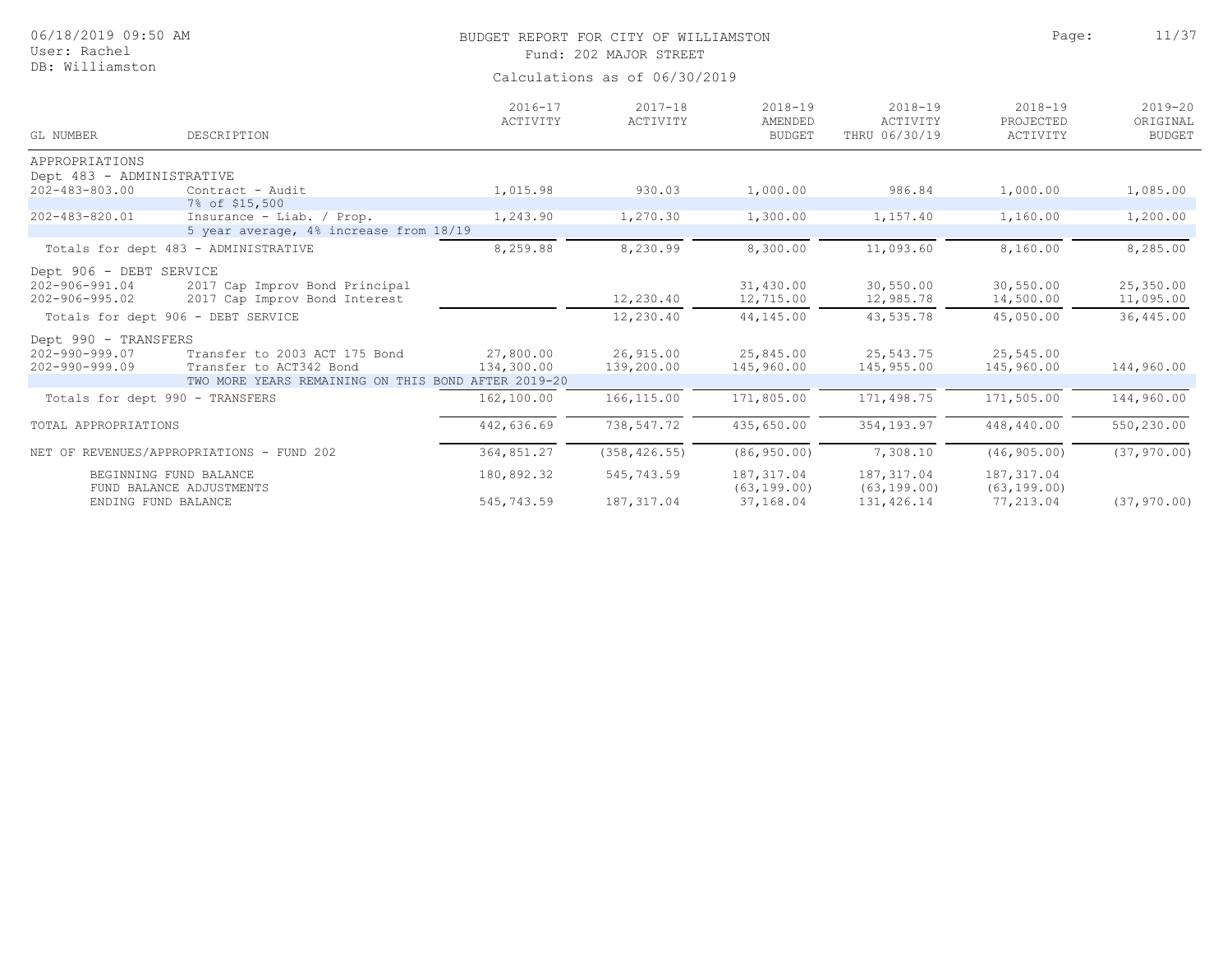BUDGET REPORT FOR CITY OF WILLIAMSTON
Fund: 202 MAJOR STREET
Calculations as of 06/30/2019

06/18/2019 09:50 AM
User: Rachel
DB: Williamston

| GL NUMBER | DESCRIPTION | 2016-17 ACTIVITY | 2017-18 ACTIVITY | 2018-19 AMENDED BUDGET | 2018-19 ACTIVITY THRU 06/30/19 | 2018-19 PROJECTED ACTIVITY | 2019-20 ORIGINAL BUDGET |
|---|---|---|---|---|---|---|---|
| APPROPRIATIONS | | | | | | | |
| Dept 483 - ADMINISTRATIVE | | | | | | | |
| 202-483-803.00 | Contract - Audit | 1,015.98 | 930.03 | 1,000.00 | 986.84 | 1,000.00 | 1,085.00 |
| | 7% of $15,500 | | | | | | |
| 202-483-820.01 | Insurance - Liab. / Prop. | 1,243.90 | 1,270.30 | 1,300.00 | 1,157.40 | 1,160.00 | 1,200.00 |
| | 5 year average, 4% increase from 18/19 | | | | | | |
| Totals for dept 483 - ADMINISTRATIVE | | 8,259.88 | 8,230.99 | 8,300.00 | 11,093.60 | 8,160.00 | 8,285.00 |
| Dept 906 - DEBT SERVICE | | | | | | | |
| 202-906-991.04 | 2017 Cap Improv Bond Principal | | | 31,430.00 | 30,550.00 | 30,550.00 | 25,350.00 |
| 202-906-995.02 | 2017 Cap Improv Bond Interest | | 12,230.40 | 12,715.00 | 12,985.78 | 14,500.00 | 11,095.00 |
| Totals for dept 906 - DEBT SERVICE | | | 12,230.40 | 44,145.00 | 43,535.78 | 45,050.00 | 36,445.00 |
| Dept 990 - TRANSFERS | | | | | | | |
| 202-990-999.07 | Transfer to 2003 ACT 175 Bond | 27,800.00 | 26,915.00 | 25,845.00 | 25,543.75 | 25,545.00 | |
| 202-990-999.09 | Transfer to ACT342 Bond | 134,300.00 | 139,200.00 | 145,960.00 | 145,955.00 | 145,960.00 | 144,960.00 |
| | TWO MORE YEARS REMAINING ON THIS BOND AFTER 2019-20 | | | | | | |
| Totals for dept 990 - TRANSFERS | | 162,100.00 | 166,115.00 | 171,805.00 | 171,498.75 | 171,505.00 | 144,960.00 |
| TOTAL APPROPRIATIONS | | 442,636.69 | 738,547.72 | 435,650.00 | 354,193.97 | 448,440.00 | 550,230.00 |
| NET OF REVENUES/APPROPRIATIONS - FUND 202 | | 364,851.27 | (358,426.55) | (86,950.00) | 7,308.10 | (46,905.00) | (37,970.00) |
| BEGINNING FUND BALANCE | | 180,892.32 | 545,743.59 | 187,317.04 | 187,317.04 | 187,317.04 | |
| FUND BALANCE ADJUSTMENTS | | | | (63,199.00) | (63,199.00) | (63,199.00) | |
| ENDING FUND BALANCE | | 545,743.59 | 187,317.04 | 37,168.04 | 131,426.14 | 77,213.04 | (37,970.00) |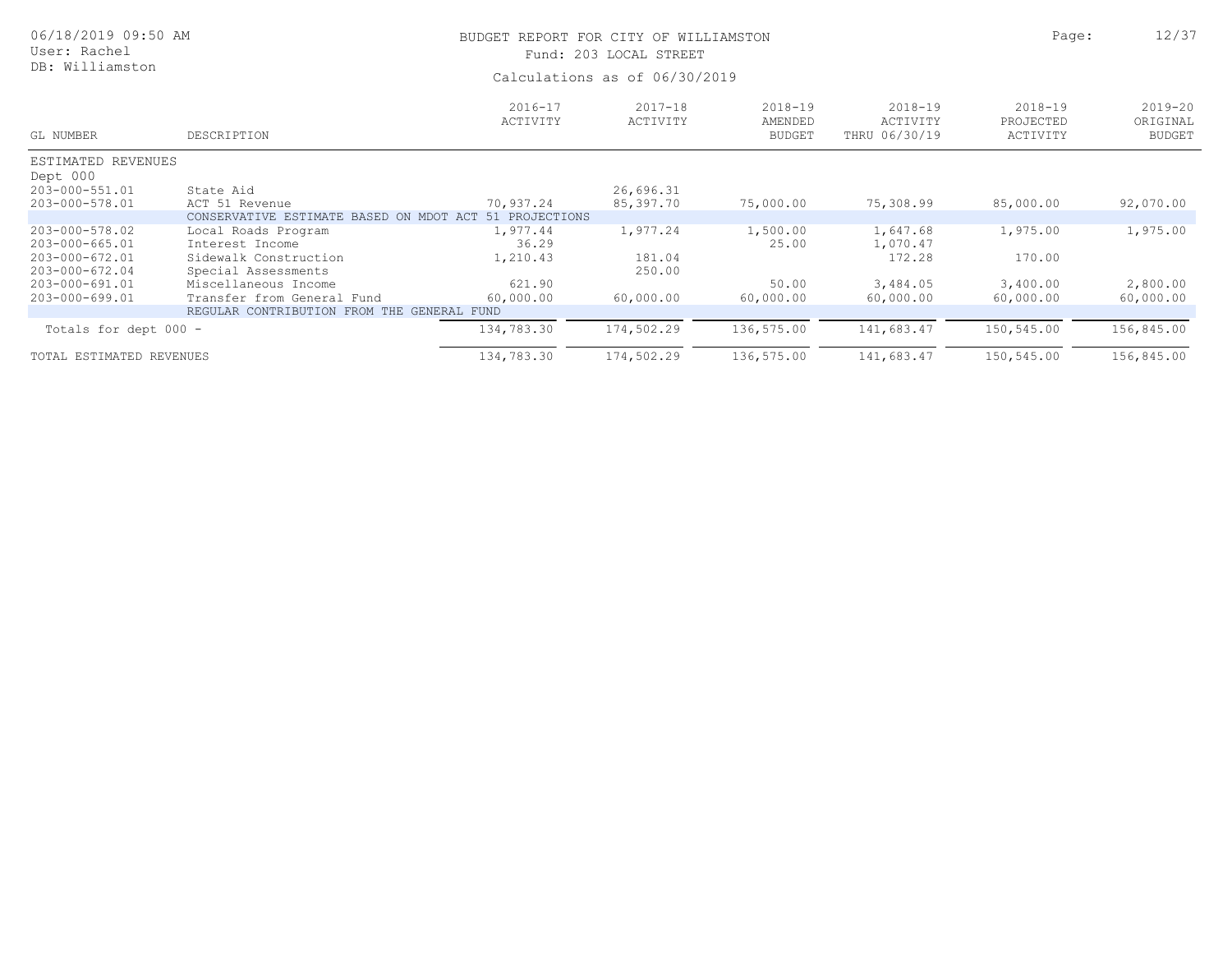# BUDGET REPORT FOR CITY OF WILLIAMSTON

Fund: 203 LOCAL STREET

Calculations as of 06/30/2019

| GL NUMBER | DESCRIPTION | 2016-17 ACTIVITY | 2017-18 ACTIVITY | 2018-19 AMENDED BUDGET | 2018-19 ACTIVITY THRU 06/30/19 | 2018-19 PROJECTED ACTIVITY | 2019-20 ORIGINAL BUDGET |
|---|---|---|---|---|---|---|---|
| ESTIMATED REVENUES | | | | | | | |
| Dept 000 | | | | | | | |
| 203-000-551.01 | State Aid | | 26,696.31 | | | | |
| 203-000-578.01 | ACT 51 Revenue | 70,937.24 | 85,397.70 | 75,000.00 | 75,308.99 | 85,000.00 | 92,070.00 |
| | CONSERVATIVE ESTIMATE BASED ON MDOT ACT 51 PROJECTIONS | | | | | | |
| 203-000-578.02 | Local Roads Program | 1,977.44 | 1,977.24 | 1,500.00 | 1,647.68 | 1,975.00 | 1,975.00 |
| 203-000-665.01 | Interest Income | 36.29 | | 25.00 | 1,070.47 | | |
| 203-000-672.01 | Sidewalk Construction | 1,210.43 | 181.04 | | 172.28 | 170.00 | |
| 203-000-672.04 | Special Assessments | | 250.00 | | | | |
| 203-000-691.01 | Miscellaneous Income | 621.90 | | 50.00 | 3,484.05 | 3,400.00 | 2,800.00 |
| 203-000-699.01 | Transfer from General Fund | 60,000.00 | 60,000.00 | 60,000.00 | 60,000.00 | 60,000.00 | 60,000.00 |
| | REGULAR CONTRIBUTION FROM THE GENERAL FUND | | | | | | |
| Totals for dept 000 - | | 134,783.30 | 174,502.29 | 136,575.00 | 141,683.47 | 150,545.00 | 156,845.00 |
| TOTAL ESTIMATED REVENUES | | 134,783.30 | 174,502.29 | 136,575.00 | 141,683.47 | 150,545.00 | 156,845.00 |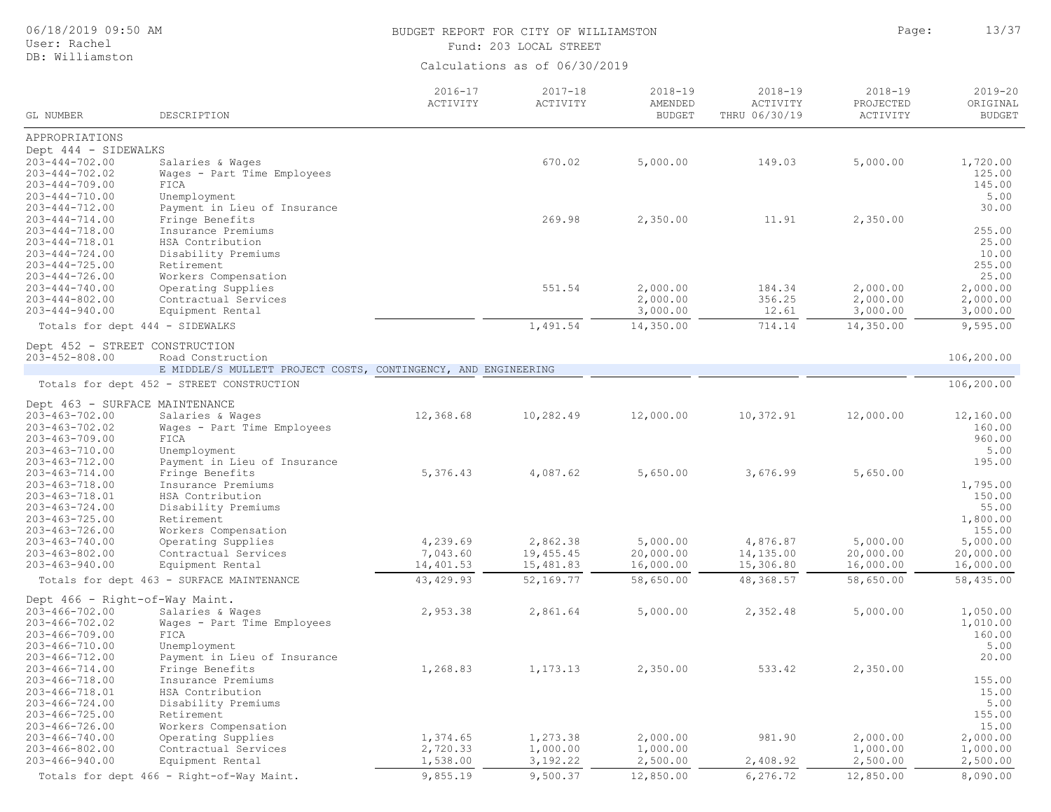BUDGET REPORT FOR CITY OF WILLIAMSTON

Fund: 203 LOCAL STREET

Calculations as of 06/30/2019

| GL NUMBER | DESCRIPTION | 2016-17 ACTIVITY | 2017-18 ACTIVITY | 2018-19 AMENDED BUDGET | 2018-19 ACTIVITY THRU 06/30/19 | 2018-19 PROJECTED ACTIVITY | 2019-20 ORIGINAL BUDGET |
|---|---|---|---|---|---|---|---|
| APPROPRIATIONS | | | | | | | |
| Dept 444 - SIDEWALKS | | | | | | | |
| 203-444-702.00 | Salaries & Wages | | 670.02 | 5,000.00 | 149.03 | 5,000.00 | 1,720.00 |
| 203-444-702.02 | Wages - Part Time Employees | | | | | | 125.00 |
| 203-444-709.00 | FICA | | | | | | 145.00 |
| 203-444-710.00 | Unemployment | | | | | | 5.00 |
| 203-444-712.00 | Payment in Lieu of Insurance | | | | | | 30.00 |
| 203-444-714.00 | Fringe Benefits | | 269.98 | 2,350.00 | 11.91 | 2,350.00 | |
| 203-444-718.00 | Insurance Premiums | | | | | | 255.00 |
| 203-444-718.01 | HSA Contribution | | | | | | 25.00 |
| 203-444-724.00 | Disability Premiums | | | | | | 10.00 |
| 203-444-725.00 | Retirement | | | | | | 255.00 |
| 203-444-726.00 | Workers Compensation | | | | | | 25.00 |
| 203-444-740.00 | Operating Supplies | | 551.54 | 2,000.00 | 184.34 | 2,000.00 | 2,000.00 |
| 203-444-802.00 | Contractual Services | | | 2,000.00 | 356.25 | 2,000.00 | 2,000.00 |
| 203-444-940.00 | Equipment Rental | | | 3,000.00 | 12.61 | 3,000.00 | 3,000.00 |
| Totals for dept 444 - SIDEWALKS | | | 1,491.54 | 14,350.00 | 714.14 | 14,350.00 | 9,595.00 |
| Dept 452 - STREET CONSTRUCTION | | | | | | | |
| 203-452-808.00 | Road Construction | | | | | | 106,200.00 |
| | E MIDDLE/S MULLETT PROJECT COSTS, CONTINGENCY, AND ENGINEERING | | | | | | |
| Totals for dept 452 - STREET CONSTRUCTION | | | | | | | 106,200.00 |
| Dept 463 - SURFACE MAINTENANCE | | | | | | | |
| 203-463-702.00 | Salaries & Wages | 12,368.68 | 10,282.49 | 12,000.00 | 10,372.91 | 12,000.00 | 12,160.00 |
| 203-463-702.02 | Wages - Part Time Employees | | | | | | 160.00 |
| 203-463-709.00 | FICA | | | | | | 960.00 |
| 203-463-710.00 | Unemployment | | | | | | 5.00 |
| 203-463-712.00 | Payment in Lieu of Insurance | | | | | | 195.00 |
| 203-463-714.00 | Fringe Benefits | 5,376.43 | 4,087.62 | 5,650.00 | 3,676.99 | 5,650.00 | |
| 203-463-718.00 | Insurance Premiums | | | | | | 1,795.00 |
| 203-463-718.01 | HSA Contribution | | | | | | 150.00 |
| 203-463-724.00 | Disability Premiums | | | | | | 55.00 |
| 203-463-725.00 | Retirement | | | | | | 1,800.00 |
| 203-463-726.00 | Workers Compensation | | | | | | 155.00 |
| 203-463-740.00 | Operating Supplies | 4,239.69 | 2,862.38 | 5,000.00 | 4,876.87 | 5,000.00 | 5,000.00 |
| 203-463-802.00 | Contractual Services | 7,043.60 | 19,455.45 | 20,000.00 | 14,135.00 | 20,000.00 | 20,000.00 |
| 203-463-940.00 | Equipment Rental | 14,401.53 | 15,481.83 | 16,000.00 | 15,306.80 | 16,000.00 | 16,000.00 |
| Totals for dept 463 - SURFACE MAINTENANCE | | 43,429.93 | 52,169.77 | 58,650.00 | 48,368.57 | 58,650.00 | 58,435.00 |
| Dept 466 - Right-of-Way Maint. | | | | | | | |
| 203-466-702.00 | Salaries & Wages | 2,953.38 | 2,861.64 | 5,000.00 | 2,352.48 | 5,000.00 | 1,050.00 |
| 203-466-702.02 | Wages - Part Time Employees | | | | | | 1,010.00 |
| 203-466-709.00 | FICA | | | | | | 160.00 |
| 203-466-710.00 | Unemployment | | | | | | 5.00 |
| 203-466-712.00 | Payment in Lieu of Insurance | | | | | | 20.00 |
| 203-466-714.00 | Fringe Benefits | 1,268.83 | 1,173.13 | 2,350.00 | 533.42 | 2,350.00 | |
| 203-466-718.00 | Insurance Premiums | | | | | | 155.00 |
| 203-466-718.01 | HSA Contribution | | | | | | 15.00 |
| 203-466-724.00 | Disability Premiums | | | | | | 5.00 |
| 203-466-725.00 | Retirement | | | | | | 155.00 |
| 203-466-726.00 | Workers Compensation | | | | | | 15.00 |
| 203-466-740.00 | Operating Supplies | 1,374.65 | 1,273.38 | 2,000.00 | 981.90 | 2,000.00 | 2,000.00 |
| 203-466-802.00 | Contractual Services | 2,720.33 | 1,000.00 | 1,000.00 | | 1,000.00 | 1,000.00 |
| 203-466-940.00 | Equipment Rental | 1,538.00 | 3,192.22 | 2,500.00 | 2,408.92 | 2,500.00 | 2,500.00 |
| Totals for dept 466 - Right-of-Way Maint. | | 9,855.19 | 9,500.37 | 12,850.00 | 6,276.72 | 12,850.00 | 8,090.00 |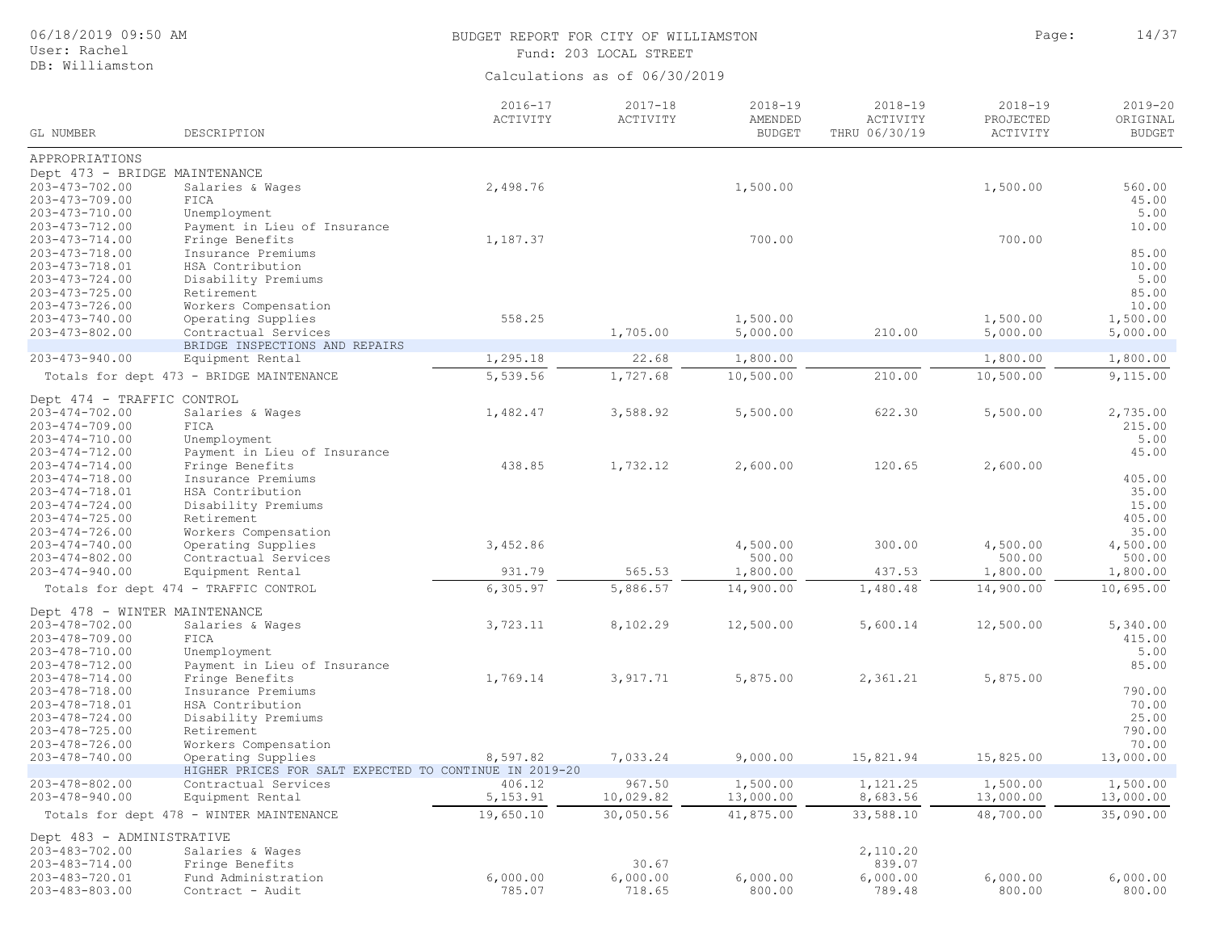# BUDGET REPORT FOR CITY OF WILLIAMSTON

Fund: 203 LOCAL STREET

Calculations as of 06/30/2019

06/18/2019 09:50 AM
User: Rachel
DB: Williamston

| GL NUMBER | DESCRIPTION | 2016-17 ACTIVITY | 2017-18 ACTIVITY | 2018-19 AMENDED BUDGET | 2018-19 ACTIVITY THRU 06/30/19 | 2018-19 PROJECTED ACTIVITY | 2019-20 ORIGINAL BUDGET |
|---|---|---|---|---|---|---|---|
| APPROPRIATIONS | | | | | | | |
| Dept 473 - BRIDGE MAINTENANCE | | | | | | | |
| 203-473-702.00 | Salaries & Wages | 2,498.76 | | 1,500.00 | | 1,500.00 | 560.00 |
| 203-473-709.00 | FICA | | | | | | 45.00 |
| 203-473-710.00 | Unemployment | | | | | | 5.00 |
| 203-473-712.00 | Payment in Lieu of Insurance | | | | | | 10.00 |
| 203-473-714.00 | Fringe Benefits | 1,187.37 | | 700.00 | | 700.00 | |
| 203-473-718.00 | Insurance Premiums | | | | | | 85.00 |
| 203-473-718.01 | HSA Contribution | | | | | | 10.00 |
| 203-473-724.00 | Disability Premiums | | | | | | 5.00 |
| 203-473-725.00 | Retirement | | | | | | 85.00 |
| 203-473-726.00 | Workers Compensation | | | | | | 10.00 |
| 203-473-740.00 | Operating Supplies | 558.25 | | 1,500.00 | | 1,500.00 | 1,500.00 |
| 203-473-802.00 | Contractual Services | | 1,705.00 | 5,000.00 | 210.00 | 5,000.00 | 5,000.00 |
| | BRIDGE INSPECTIONS AND REPAIRS | | | | | | |
| 203-473-940.00 | Equipment Rental | 1,295.18 | 22.68 | 1,800.00 | | 1,800.00 | 1,800.00 |
| Totals for dept 473 - BRIDGE MAINTENANCE | | 5,539.56 | 1,727.68 | 10,500.00 | 210.00 | 10,500.00 | 9,115.00 |
| Dept 474 - TRAFFIC CONTROL | | | | | | | |
| 203-474-702.00 | Salaries & Wages | 1,482.47 | 3,588.92 | 5,500.00 | 622.30 | 5,500.00 | 2,735.00 |
| 203-474-709.00 | FICA | | | | | | 215.00 |
| 203-474-710.00 | Unemployment | | | | | | 5.00 |
| 203-474-712.00 | Payment in Lieu of Insurance | | | | | | 45.00 |
| 203-474-714.00 | Fringe Benefits | 438.85 | 1,732.12 | 2,600.00 | 120.65 | 2,600.00 | |
| 203-474-718.00 | Insurance Premiums | | | | | | 405.00 |
| 203-474-718.01 | HSA Contribution | | | | | | 35.00 |
| 203-474-724.00 | Disability Premiums | | | | | | 15.00 |
| 203-474-725.00 | Retirement | | | | | | 405.00 |
| 203-474-726.00 | Workers Compensation | | | | | | 35.00 |
| 203-474-740.00 | Operating Supplies | 3,452.86 | | 4,500.00 | 300.00 | 4,500.00 | 4,500.00 |
| 203-474-802.00 | Contractual Services | | | 500.00 | | 500.00 | 500.00 |
| 203-474-940.00 | Equipment Rental | 931.79 | 565.53 | 1,800.00 | 437.53 | 1,800.00 | 1,800.00 |
| Totals for dept 474 - TRAFFIC CONTROL | | 6,305.97 | 5,886.57 | 14,900.00 | 1,480.48 | 14,900.00 | 10,695.00 |
| Dept 478 - WINTER MAINTENANCE | | | | | | | |
| 203-478-702.00 | Salaries & Wages | 3,723.11 | 8,102.29 | 12,500.00 | 5,600.14 | 12,500.00 | 5,340.00 |
| 203-478-709.00 | FICA | | | | | | 415.00 |
| 203-478-710.00 | Unemployment | | | | | | 5.00 |
| 203-478-712.00 | Payment in Lieu of Insurance | | | | | | 85.00 |
| 203-478-714.00 | Fringe Benefits | 1,769.14 | 3,917.71 | 5,875.00 | 2,361.21 | 5,875.00 | |
| 203-478-718.00 | Insurance Premiums | | | | | | 790.00 |
| 203-478-718.01 | HSA Contribution | | | | | | 70.00 |
| 203-478-724.00 | Disability Premiums | | | | | | 25.00 |
| 203-478-725.00 | Retirement | | | | | | 790.00 |
| 203-478-726.00 | Workers Compensation | | | | | | 70.00 |
| 203-478-740.00 | Operating Supplies | 8,597.82 | 7,033.24 | 9,000.00 | 15,821.94 | 15,825.00 | 13,000.00 |
| | HIGHER PRICES FOR SALT EXPECTED TO CONTINUE IN 2019-20 | | | | | | |
| 203-478-802.00 | Contractual Services | 406.12 | 967.50 | 1,500.00 | 1,121.25 | 1,500.00 | 1,500.00 |
| 203-478-940.00 | Equipment Rental | 5,153.91 | 10,029.82 | 13,000.00 | 8,683.56 | 13,000.00 | 13,000.00 |
| Totals for dept 478 - WINTER MAINTENANCE | | 19,650.10 | 30,050.56 | 41,875.00 | 33,588.10 | 48,700.00 | 35,090.00 |
| Dept 483 - ADMINISTRATIVE | | | | | | | |
| 203-483-702.00 | Salaries & Wages | | | | 2,110.20 | | |
| 203-483-714.00 | Fringe Benefits | | 30.67 | | 839.07 | | |
| 203-483-720.01 | Fund Administration | 6,000.00 | 6,000.00 | 6,000.00 | 6,000.00 | 6,000.00 | 6,000.00 |
| 203-483-803.00 | Contract - Audit | 785.07 | 718.65 | 800.00 | 789.48 | 800.00 | 800.00 |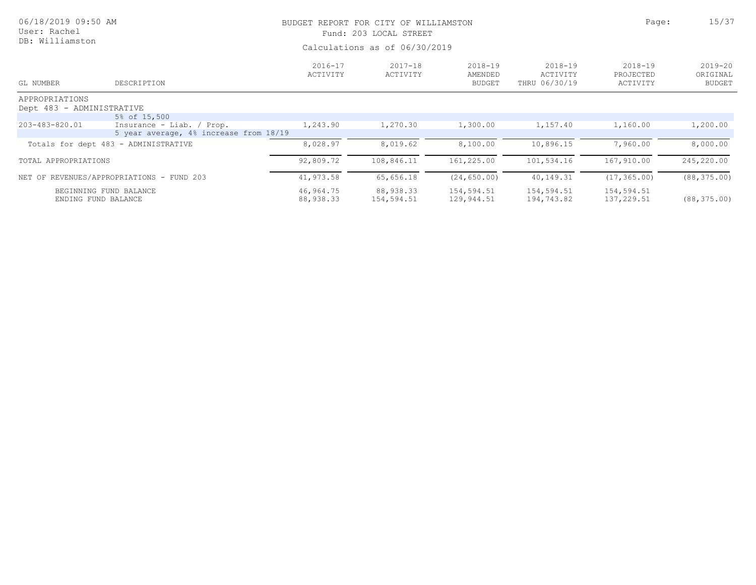BUDGET REPORT FOR CITY OF WILLIAMSTON
Fund: 203 LOCAL STREET

Calculations as of 06/30/2019

| GL NUMBER | DESCRIPTION | 2016-17 ACTIVITY | 2017-18 ACTIVITY | 2018-19 AMENDED BUDGET | 2018-19 ACTIVITY THRU 06/30/19 | 2018-19 PROJECTED ACTIVITY | 2019-20 ORIGINAL BUDGET |
|---|---|---|---|---|---|---|---|
| APPROPRIATIONS | | | | | | | |
| Dept 483 - ADMINISTRATIVE | | | | | | | |
| | 5% of 15,500 | | | | | | |
| 203-483-820.01 | Insurance - Liab. / Prop. | 1,243.90 | 1,270.30 | 1,300.00 | 1,157.40 | 1,160.00 | 1,200.00 |
| | 5 year average, 4% increase from 18/19 | | | | | | |
| Totals for dept 483 - ADMINISTRATIVE | | 8,028.97 | 8,019.62 | 8,100.00 | 10,896.15 | 7,960.00 | 8,000.00 |
| TOTAL APPROPRIATIONS | | 92,809.72 | 108,846.11 | 161,225.00 | 101,534.16 | 167,910.00 | 245,220.00 |
| NET OF REVENUES/APPROPRIATIONS - FUND 203 | | 41,973.58 | 65,656.18 | (24,650.00) | 40,149.31 | (17,365.00) | (88,375.00) |
| BEGINNING FUND BALANCE | | 46,964.75 | 88,938.33 | 154,594.51 | 154,594.51 | 154,594.51 | |
| ENDING FUND BALANCE | | 88,938.33 | 154,594.51 | 129,944.51 | 194,743.82 | 137,229.51 | (88,375.00) |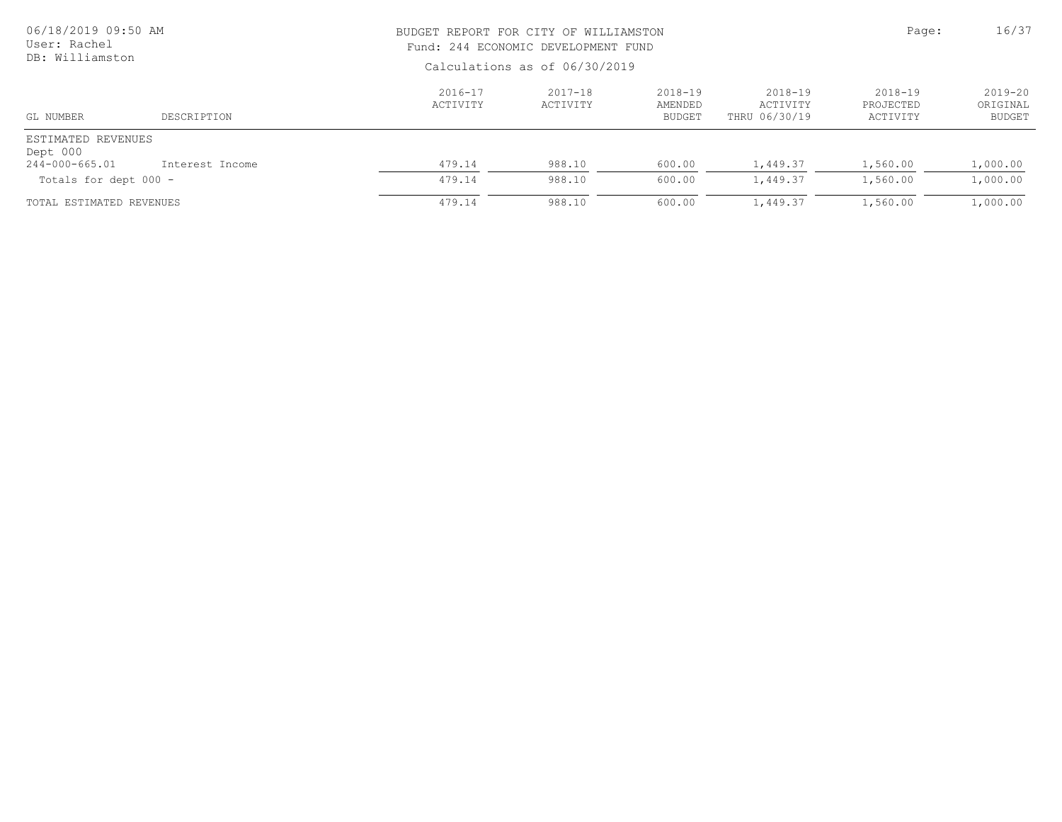06/18/2019 09:50 AM
User: Rachel
DB: Williamston

BUDGET REPORT FOR CITY OF WILLIAMSTON
Fund: 244 ECONOMIC DEVELOPMENT FUND

Calculations as of 06/30/2019

| GL NUMBER | DESCRIPTION | 2016-17 ACTIVITY | 2017-18 ACTIVITY | 2018-19 AMENDED BUDGET | 2018-19 ACTIVITY THRU 06/30/19 | 2018-19 PROJECTED ACTIVITY | 2019-20 ORIGINAL BUDGET |
|---|---|---|---|---|---|---|---|
| ESTIMATED REVENUES | | | | | | | |
| Dept 000 | | | | | | | |
| 244-000-665.01 | Interest Income | 479.14 | 988.10 | 600.00 | 1,449.37 | 1,560.00 | 1,000.00 |
| Totals for dept 000 - | | 479.14 | 988.10 | 600.00 | 1,449.37 | 1,560.00 | 1,000.00 |
| TOTAL ESTIMATED REVENUES | | 479.14 | 988.10 | 600.00 | 1,449.37 | 1,560.00 | 1,000.00 |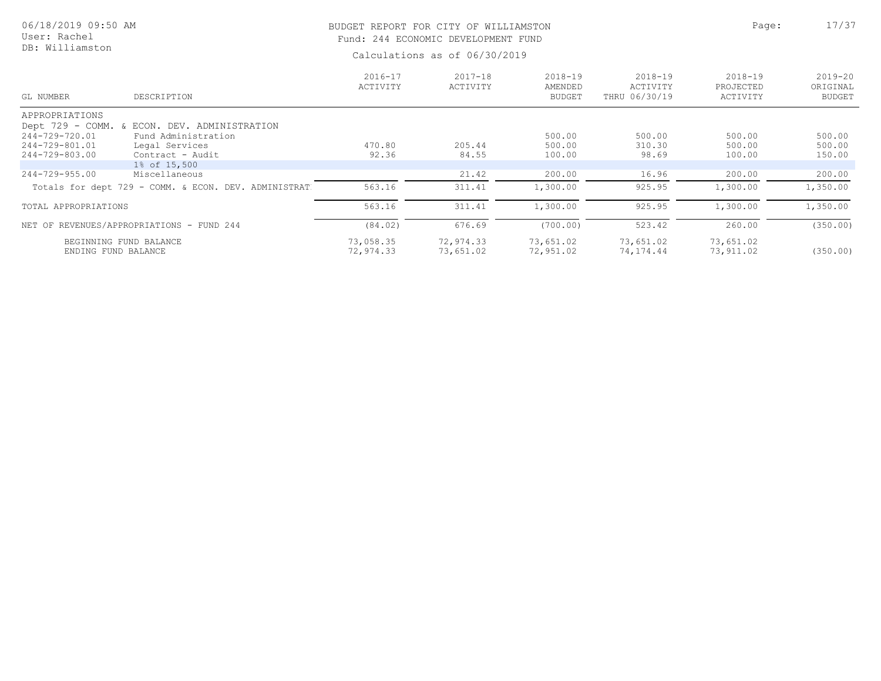06/18/2019 09:50 AM
User: Rachel
DB: Williamston

BUDGET REPORT FOR CITY OF WILLIAMSTON
Fund: 244 ECONOMIC DEVELOPMENT FUND

Calculations as of 06/30/2019

| GL NUMBER | DESCRIPTION | 2016-17 ACTIVITY | 2017-18 ACTIVITY | 2018-19 AMENDED BUDGET | 2018-19 ACTIVITY THRU 06/30/19 | 2018-19 PROJECTED ACTIVITY | 2019-20 ORIGINAL BUDGET |
|---|---|---|---|---|---|---|---|
| APPROPRIATIONS | | | | | | | |
| Dept 729 - COMM. & ECON. DEV. ADMINISTRATION | | | | | | | |
| 244-729-720.01 | Fund Administration | | | 500.00 | 500.00 | 500.00 | 500.00 |
| 244-729-801.01 | Legal Services | 470.80 | 205.44 | 500.00 | 310.30 | 500.00 | 500.00 |
| 244-729-803.00 | Contract - Audit | 92.36 | 84.55 | 100.00 | 98.69 | 100.00 | 150.00 |
| | 1% of 15,500 | | | | | | |
| 244-729-955.00 | Miscellaneous | | 21.42 | 200.00 | 16.96 | 200.00 | 200.00 |
| Totals for dept 729 - COMM. & ECON. DEV. ADMINISTRAT | | 563.16 | 311.41 | 1,300.00 | 925.95 | 1,300.00 | 1,350.00 |
| TOTAL APPROPRIATIONS | | 563.16 | 311.41 | 1,300.00 | 925.95 | 1,300.00 | 1,350.00 |
| NET OF REVENUES/APPROPRIATIONS - FUND 244 | | (84.02) | 676.69 | (700.00) | 523.42 | 260.00 | (350.00) |
| BEGINNING FUND BALANCE | | 73,058.35 | 72,974.33 | 73,651.02 | 73,651.02 | 73,651.02 | |
| ENDING FUND BALANCE | | 72,974.33 | 73,651.02 | 72,951.02 | 74,174.44 | 73,911.02 | (350.00) |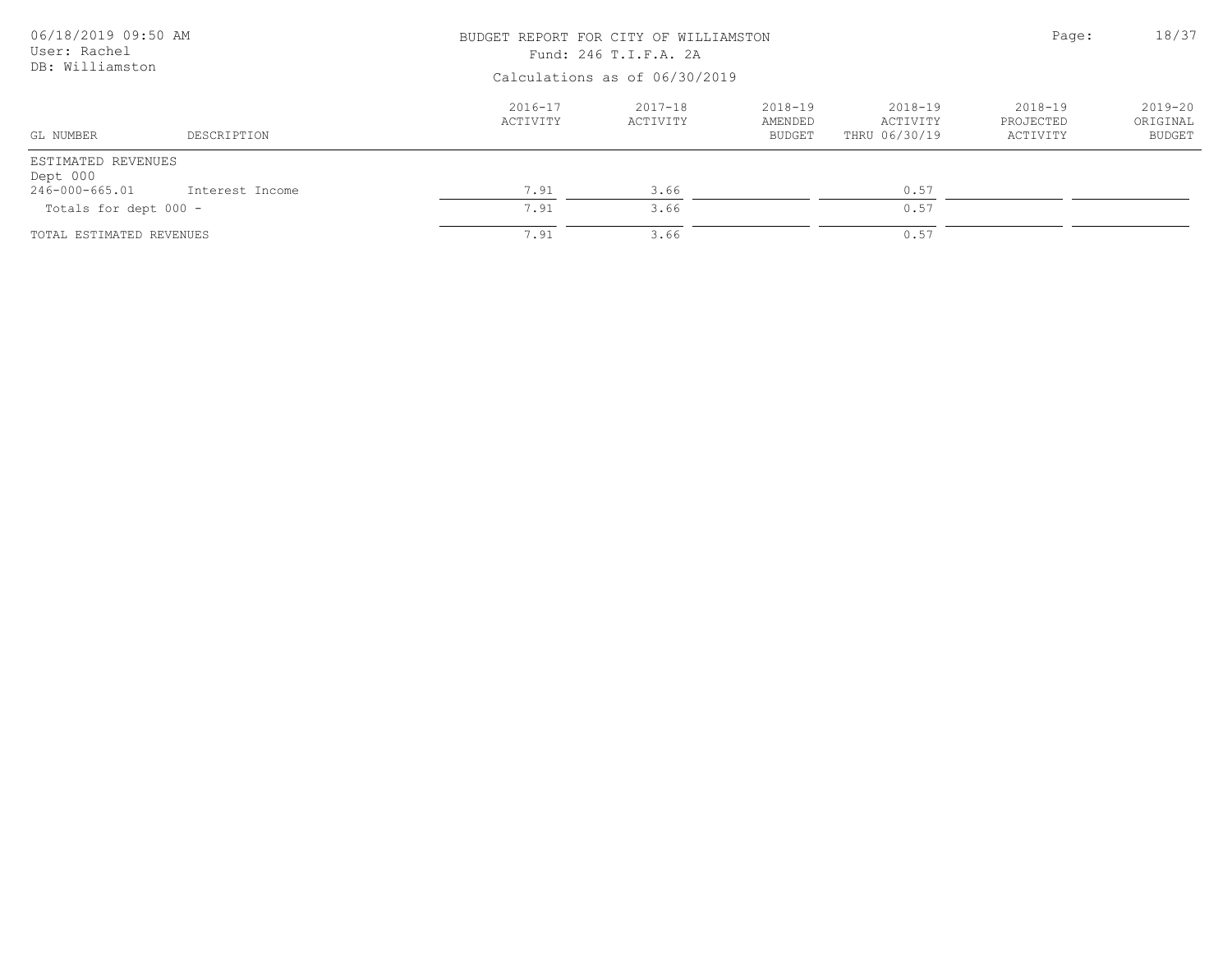06/18/2019 09:50 AM
User: Rachel
DB: Williamston

# BUDGET REPORT FOR CITY OF WILLIAMSTON

Fund: 246 T.I.F.A. 2A

Calculations as of 06/30/2019

| GL NUMBER | DESCRIPTION | 2016-17 ACTIVITY | 2017-18 ACTIVITY | 2018-19 AMENDED BUDGET | 2018-19 ACTIVITY THRU 06/30/19 | 2018-19 PROJECTED ACTIVITY | 2019-20 ORIGINAL BUDGET |
|---|---|---|---|---|---|---|---|
| ESTIMATED REVENUES | | | | | | | |
| Dept 000 | | | | | | | |
| 246-000-665.01 | Interest Income | 7.91 | 3.66 | | 0.57 | | |
| Totals for dept 000 - | | 7.91 | 3.66 | | 0.57 | | |
| TOTAL ESTIMATED REVENUES | | 7.91 | 3.66 | | 0.57 | | |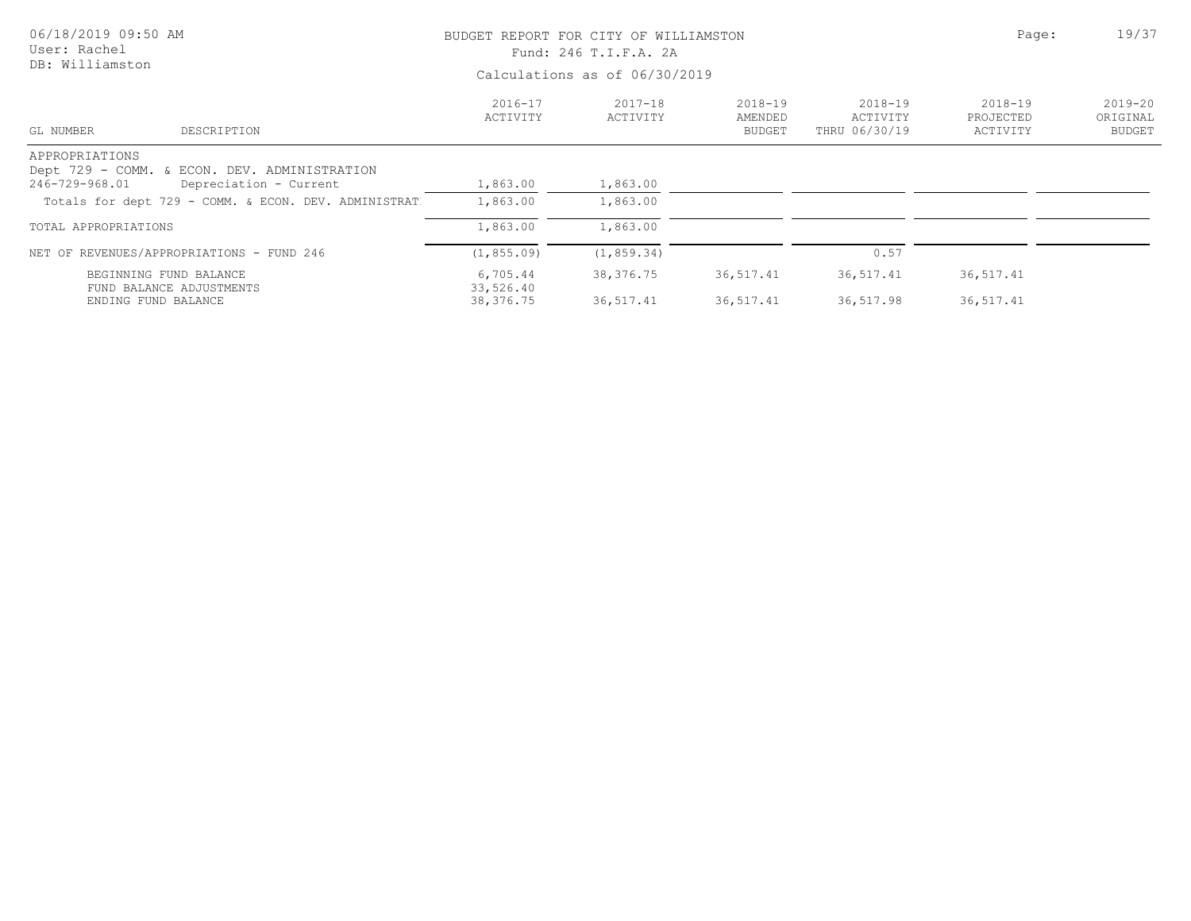BUDGET REPORT FOR CITY OF WILLIAMSTON
Fund: 246 T.I.F.A. 2A
Calculations as of 06/30/2019

06/18/2019 09:50 AM
User: Rachel
DB: Williamston

| GL NUMBER | DESCRIPTION | 2016-17 ACTIVITY | 2017-18 ACTIVITY | 2018-19 AMENDED BUDGET | 2018-19 ACTIVITY THRU 06/30/19 | 2018-19 PROJECTED ACTIVITY | 2019-20 ORIGINAL BUDGET |
|---|---|---|---|---|---|---|---|
| APPROPRIATIONS | | | | | | | |
| Dept 729 - COMM. & ECON. DEV. ADMINISTRATION | | | | | | | |
| 246-729-968.01 | Depreciation - Current | 1,863.00 | 1,863.00 | | | | |
| Totals for dept 729 - COMM. & ECON. DEV. ADMINISTRAT | | 1,863.00 | 1,863.00 | | | | |
| TOTAL APPROPRIATIONS | | 1,863.00 | 1,863.00 | | | | |
| NET OF REVENUES/APPROPRIATIONS - FUND 246 | | (1,855.09) | (1,859.34) | | 0.57 | | |
| BEGINNING FUND BALANCE | | 6,705.44 | 38,376.75 | 36,517.41 | 36,517.41 | 36,517.41 | |
| FUND BALANCE ADJUSTMENTS | | 33,526.40 | | | | | |
| ENDING FUND BALANCE | | 38,376.75 | 36,517.41 | 36,517.41 | 36,517.98 | 36,517.41 | |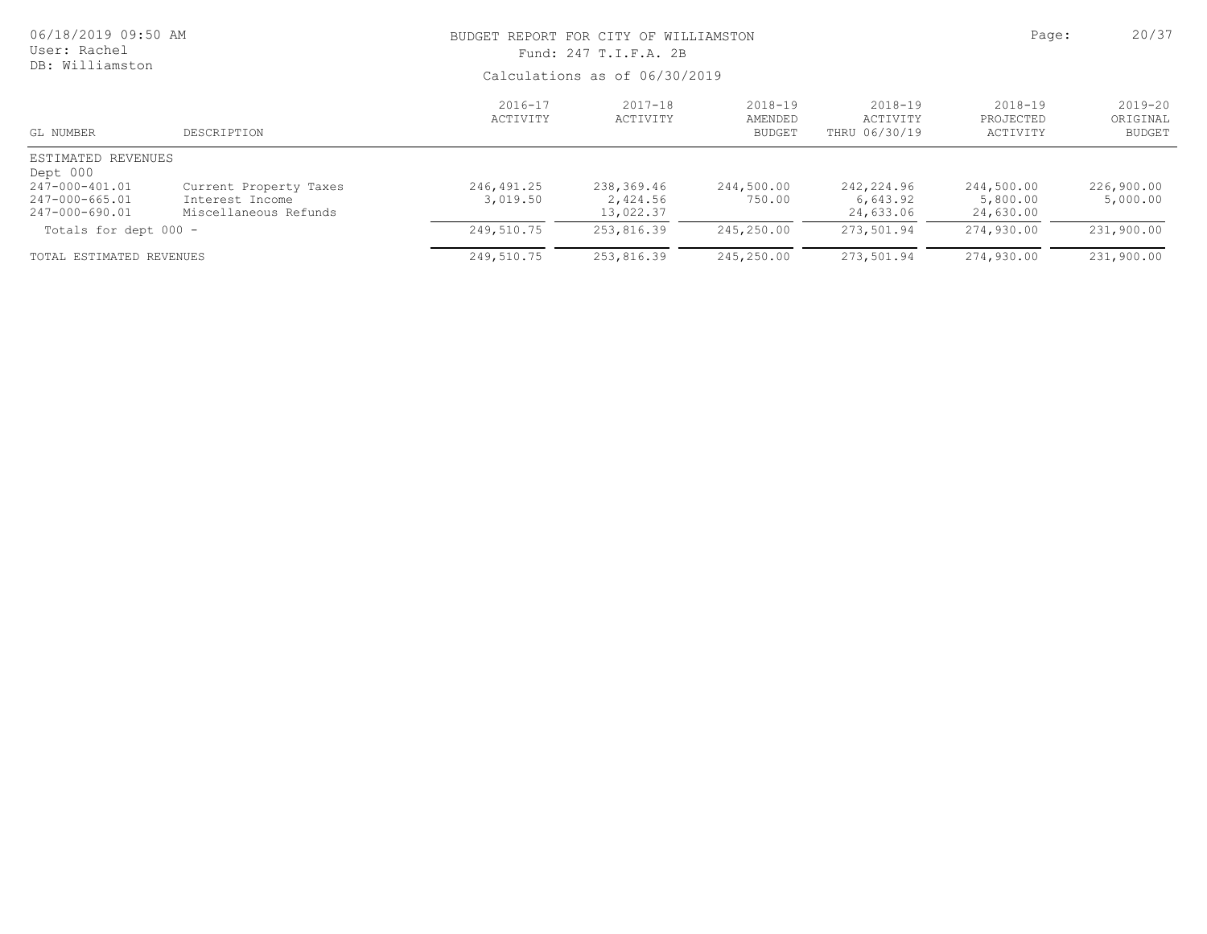BUDGET REPORT FOR CITY OF WILLIAMSTON

Fund: 247 T.I.F.A. 2B

Calculations as of 06/30/2019

| GL NUMBER | DESCRIPTION | 2016-17 ACTIVITY | 2017-18 ACTIVITY | 2018-19 AMENDED BUDGET | 2018-19 ACTIVITY THRU 06/30/19 | 2018-19 PROJECTED ACTIVITY | 2019-20 ORIGINAL BUDGET |
|---|---|---|---|---|---|---|---|
| ESTIMATED REVENUES | | | | | | | |
| Dept 000 | | | | | | | |
| 247-000-401.01 | Current Property Taxes | 246,491.25 | 238,369.46 | 244,500.00 | 242,224.96 | 244,500.00 | 226,900.00 |
| 247-000-665.01 | Interest Income | 3,019.50 | 2,424.56 | 750.00 | 6,643.92 | 5,800.00 | 5,000.00 |
| 247-000-690.01 | Miscellaneous Refunds | | 13,022.37 | | 24,633.06 | 24,630.00 | |
| Totals for dept 000 - | | 249,510.75 | 253,816.39 | 245,250.00 | 273,501.94 | 274,930.00 | 231,900.00 |
| TOTAL ESTIMATED REVENUES | | 249,510.75 | 253,816.39 | 245,250.00 | 273,501.94 | 274,930.00 | 231,900.00 |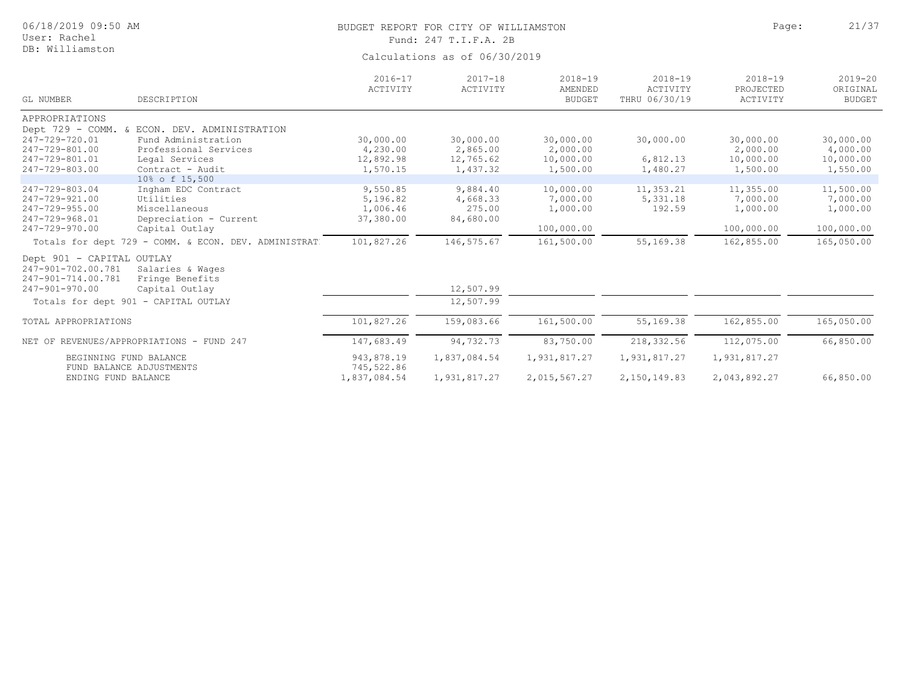# BUDGET REPORT FOR CITY OF WILLIAMSTON

Fund: 247 T.I.F.A. 2B

Calculations as of 06/30/2019

06/18/2019 09:50 AM
User: Rachel
DB: Williamston

| GL NUMBER | DESCRIPTION | 2016-17 ACTIVITY | 2017-18 ACTIVITY | 2018-19 AMENDED BUDGET | 2018-19 ACTIVITY THRU 06/30/19 | 2018-19 PROJECTED ACTIVITY | 2019-20 ORIGINAL BUDGET |
|---|---|---|---|---|---|---|---|
| APPROPRIATIONS | | | | | | | |
| Dept 729 - COMM. & ECON. DEV. ADMINISTRATION | | | | | | | |
| 247-729-720.01 | Fund Administration | 30,000.00 | 30,000.00 | 30,000.00 | 30,000.00 | 30,000.00 | 30,000.00 |
| 247-729-801.00 | Professional Services | 4,230.00 | 2,865.00 | 2,000.00 | | 2,000.00 | 4,000.00 |
| 247-729-801.01 | Legal Services | 12,892.98 | 12,765.62 | 10,000.00 | 6,812.13 | 10,000.00 | 10,000.00 |
| 247-729-803.00 | Contract - Audit | 1,570.15 | 1,437.32 | 1,500.00 | 1,480.27 | 1,500.00 | 1,550.00 |
| | 10% o f 15,500 | | | | | | |
| 247-729-803.04 | Ingham EDC Contract | 9,550.85 | 9,884.40 | 10,000.00 | 11,353.21 | 11,355.00 | 11,500.00 |
| 247-729-921.00 | Utilities | 5,196.82 | 4,668.33 | 7,000.00 | 5,331.18 | 7,000.00 | 7,000.00 |
| 247-729-955.00 | Miscellaneous | 1,006.46 | 275.00 | 1,000.00 | 192.59 | 1,000.00 | 1,000.00 |
| 247-729-968.01 | Depreciation - Current | 37,380.00 | 84,680.00 | | | | |
| 247-729-970.00 | Capital Outlay | | | 100,000.00 | | 100,000.00 | 100,000.00 |
| Totals for dept 729 - COMM. & ECON. DEV. ADMINISTRAT | | 101,827.26 | 146,575.67 | 161,500.00 | 55,169.38 | 162,855.00 | 165,050.00 |
| Dept 901 - CAPITAL OUTLAY | | | | | | | |
| 247-901-702.00.781 | Salaries & Wages | | | | | | |
| 247-901-714.00.781 | Fringe Benefits | | | | | | |
| 247-901-970.00 | Capital Outlay | | 12,507.99 | | | | |
| Totals for dept 901 - CAPITAL OUTLAY | | | 12,507.99 | | | | |
| TOTAL APPROPRIATIONS | | 101,827.26 | 159,083.66 | 161,500.00 | 55,169.38 | 162,855.00 | 165,050.00 |
| NET OF REVENUES/APPROPRIATIONS - FUND 247 | | 147,683.49 | 94,732.73 | 83,750.00 | 218,332.56 | 112,075.00 | 66,850.00 |
| BEGINNING FUND BALANCE | | 943,878.19 | 1,837,084.54 | 1,931,817.27 | 1,931,817.27 | 1,931,817.27 | |
| FUND BALANCE ADJUSTMENTS | | 745,522.86 | | | | | |
| ENDING FUND BALANCE | | 1,837,084.54 | 1,931,817.27 | 2,015,567.27 | 2,150,149.83 | 2,043,892.27 | 66,850.00 |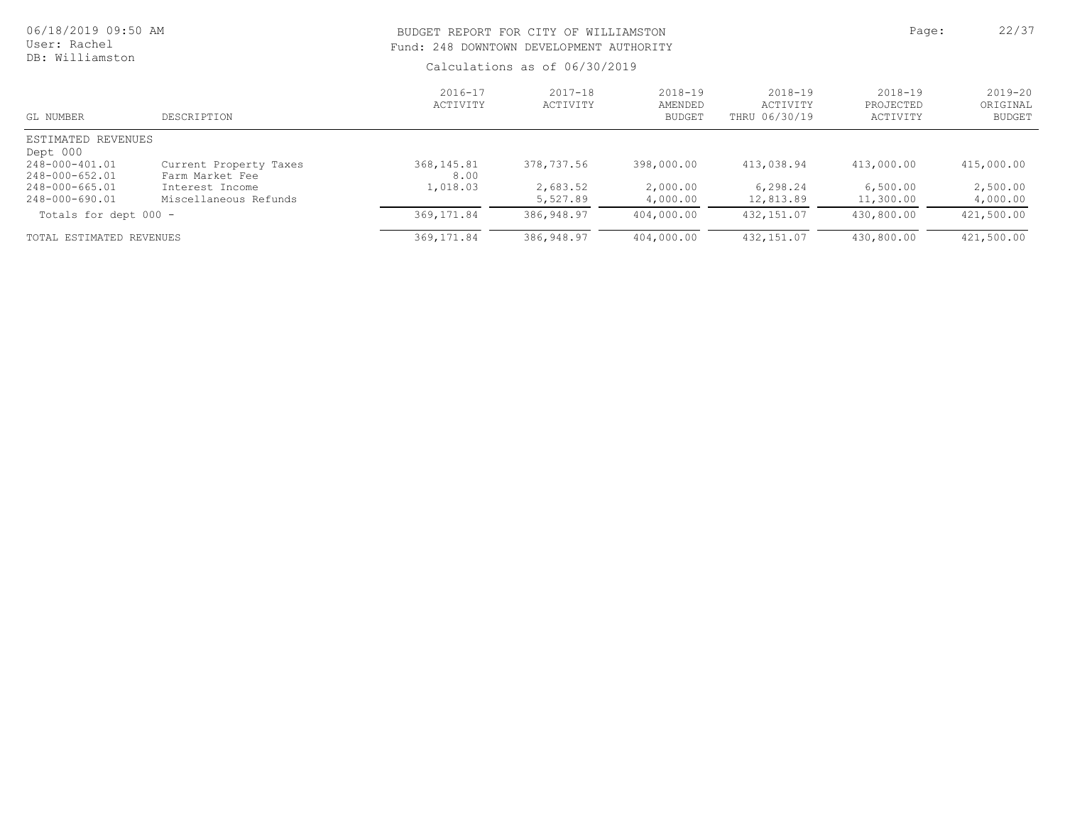BUDGET REPORT FOR CITY OF WILLIAMSTON
Fund: 248 DOWNTOWN DEVELOPMENT AUTHORITY

Calculations as of 06/30/2019

| GL NUMBER | DESCRIPTION | 2016-17 ACTIVITY | 2017-18 ACTIVITY | 2018-19 AMENDED BUDGET | 2018-19 ACTIVITY THRU 06/30/19 | 2018-19 PROJECTED ACTIVITY | 2019-20 ORIGINAL BUDGET |
|---|---|---|---|---|---|---|---|
| ESTIMATED REVENUES | | | | | | | |
| Dept 000 | | | | | | | |
| 248-000-401.01 | Current Property Taxes | 368,145.81 | 378,737.56 | 398,000.00 | 413,038.94 | 413,000.00 | 415,000.00 |
| 248-000-652.01 | Farm Market Fee | 8.00 | | | | | |
| 248-000-665.01 | Interest Income | 1,018.03 | 2,683.52 | 2,000.00 | 6,298.24 | 6,500.00 | 2,500.00 |
| 248-000-690.01 | Miscellaneous Refunds | | 5,527.89 | 4,000.00 | 12,813.89 | 11,300.00 | 4,000.00 |
| Totals for dept 000 - | | 369,171.84 | 386,948.97 | 404,000.00 | 432,151.07 | 430,800.00 | 421,500.00 |
| TOTAL ESTIMATED REVENUES | | 369,171.84 | 386,948.97 | 404,000.00 | 432,151.07 | 430,800.00 | 421,500.00 |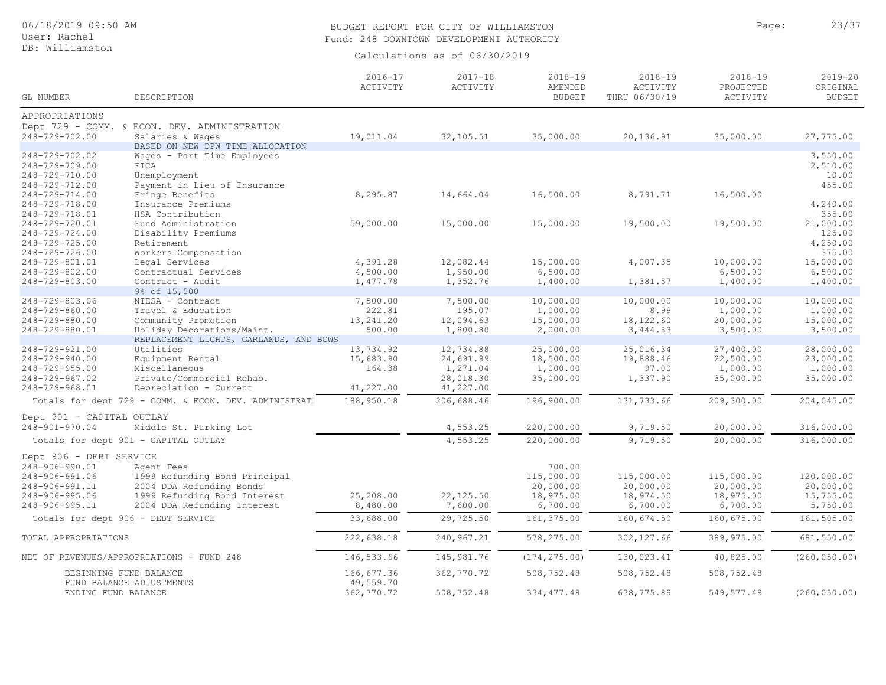06/18/2019 09:50 AM
User: Rachel
DB: Williamston

# BUDGET REPORT FOR CITY OF WILLIAMSTON
## Fund: 248 DOWNTOWN DEVELOPMENT AUTHORITY

Calculations as of 06/30/2019

| GL NUMBER | DESCRIPTION | 2016-17 ACTIVITY | 2017-18 ACTIVITY | 2018-19 AMENDED BUDGET | 2018-19 ACTIVITY THRU 06/30/19 | 2018-19 PROJECTED ACTIVITY | 2019-20 ORIGINAL BUDGET |
|---|---|---|---|---|---|---|---|
| APPROPRIATIONS | | | | | | | |
| Dept 729 - COMM. & ECON. DEV. ADMINISTRATION | | | | | | | |
| 248-729-702.00 | Salaries & Wages | 19,011.04 | 32,105.51 | 35,000.00 | 20,136.91 | 35,000.00 | 27,775.00 |
| | BASED ON NEW DPW TIME ALLOCATION | | | | | | |
| 248-729-702.02 | Wages - Part Time Employees | | | | | | 3,550.00 |
| 248-729-709.00 | FICA | | | | | | 2,510.00 |
| 248-729-710.00 | Unemployment | | | | | | 10.00 |
| 248-729-712.00 | Payment in Lieu of Insurance | | | | | | 455.00 |
| 248-729-714.00 | Fringe Benefits | 8,295.87 | 14,664.04 | 16,500.00 | 8,791.71 | 16,500.00 | |
| 248-729-718.00 | Insurance Premiums | | | | | | 4,240.00 |
| 248-729-718.01 | HSA Contribution | | | | | | 355.00 |
| 248-729-720.01 | Fund Administration | 59,000.00 | 15,000.00 | 15,000.00 | 19,500.00 | 19,500.00 | 21,000.00 |
| 248-729-724.00 | Disability Premiums | | | | | | 125.00 |
| 248-729-725.00 | Retirement | | | | | | 4,250.00 |
| 248-729-726.00 | Workers Compensation | | | | | | 375.00 |
| 248-729-801.01 | Legal Services | 4,391.28 | 12,082.44 | 15,000.00 | 4,007.35 | 10,000.00 | 15,000.00 |
| 248-729-802.00 | Contractual Services | 4,500.00 | 1,950.00 | 6,500.00 | | 6,500.00 | 6,500.00 |
| 248-729-803.00 | Contract - Audit | 1,477.78 | 1,352.76 | 1,400.00 | 1,381.57 | 1,400.00 | 1,400.00 |
| | 9% of 15,500 | | | | | | |
| 248-729-803.06 | NIESA - Contract | 7,500.00 | 7,500.00 | 10,000.00 | 10,000.00 | 10,000.00 | 10,000.00 |
| 248-729-860.00 | Travel & Education | 222.81 | 195.07 | 1,000.00 | 8.99 | 1,000.00 | 1,000.00 |
| 248-729-880.00 | Community Promotion | 13,241.20 | 12,094.63 | 15,000.00 | 18,122.60 | 20,000.00 | 15,000.00 |
| 248-729-880.01 | Holiday Decorations/Maint. | 500.00 | 1,800.80 | 2,000.00 | 3,444.83 | 3,500.00 | 3,500.00 |
| | REPLACEMENT LIGHTS, GARLANDS, AND BOWS | | | | | | |
| 248-729-921.00 | Utilities | 13,734.92 | 12,734.88 | 25,000.00 | 25,016.34 | 27,400.00 | 28,000.00 |
| 248-729-940.00 | Equipment Rental | 15,683.90 | 24,691.99 | 18,500.00 | 19,888.46 | 22,500.00 | 23,000.00 |
| 248-729-955.00 | Miscellaneous | 164.38 | 1,271.04 | 1,000.00 | 97.00 | 1,000.00 | 1,000.00 |
| 248-729-967.02 | Private/Commercial Rehab. | | 28,018.30 | 35,000.00 | 1,337.90 | 35,000.00 | 35,000.00 |
| 248-729-968.01 | Depreciation - Current | 41,227.00 | 41,227.00 | | | | |
| Totals for dept 729 - COMM. & ECON. DEV. ADMINISTRAT | | 188,950.18 | 206,688.46 | 196,900.00 | 131,733.66 | 209,300.00 | 204,045.00 |
| Dept 901 - CAPITAL OUTLAY | | | | | | | |
| 248-901-970.04 | Middle St. Parking Lot | | 4,553.25 | 220,000.00 | 9,719.50 | 20,000.00 | 316,000.00 |
| Totals for dept 901 - CAPITAL OUTLAY | | | 4,553.25 | 220,000.00 | 9,719.50 | 20,000.00 | 316,000.00 |
| Dept 906 - DEBT SERVICE | | | | | | | |
| 248-906-990.01 | Agent Fees | | | 700.00 | | | |
| 248-906-991.06 | 1999 Refunding Bond Principal | | | 115,000.00 | 115,000.00 | 115,000.00 | 120,000.00 |
| 248-906-991.11 | 2004 DDA Refunding Bonds | | | 20,000.00 | 20,000.00 | 20,000.00 | 20,000.00 |
| 248-906-995.06 | 1999 Refunding Bond Interest | 25,208.00 | 22,125.50 | 18,975.00 | 18,974.50 | 18,975.00 | 15,755.00 |
| 248-906-995.11 | 2004 DDA Refunding Interest | 8,480.00 | 7,600.00 | 6,700.00 | 6,700.00 | 6,700.00 | 5,750.00 |
| Totals for dept 906 - DEBT SERVICE | | 33,688.00 | 29,725.50 | 161,375.00 | 160,674.50 | 160,675.00 | 161,505.00 |
| TOTAL APPROPRIATIONS | | 222,638.18 | 240,967.21 | 578,275.00 | 302,127.66 | 389,975.00 | 681,550.00 |
| NET OF REVENUES/APPROPRIATIONS - FUND 248 | | 146,533.66 | 145,981.76 | (174,275.00) | 130,023.41 | 40,825.00 | (260,050.00) |
| BEGINNING FUND BALANCE | | 166,677.36 | 362,770.72 | 508,752.48 | 508,752.48 | 508,752.48 | |
| FUND BALANCE ADJUSTMENTS | | 49,559.70 | | | | | |
| ENDING FUND BALANCE | | 362,770.72 | 508,752.48 | 334,477.48 | 638,775.89 | 549,577.48 | (260,050.00) |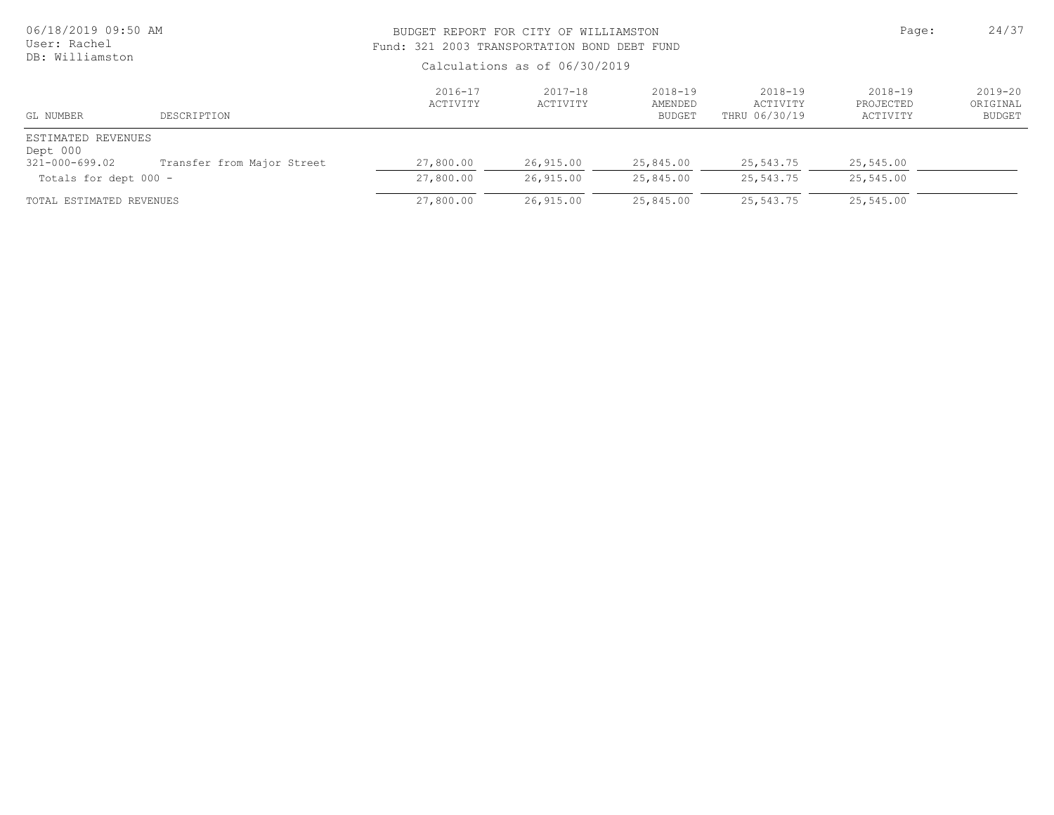BUDGET REPORT FOR CITY OF WILLIAMSTON
Fund: 321 2003 TRANSPORTATION BOND DEBT FUND
Calculations as of 06/30/2019

| GL NUMBER | DESCRIPTION | 2016-17 ACTIVITY | 2017-18 ACTIVITY | 2018-19 AMENDED BUDGET | 2018-19 ACTIVITY THRU 06/30/19 | 2018-19 PROJECTED ACTIVITY | 2019-20 ORIGINAL BUDGET |
|---|---|---|---|---|---|---|---|
| ESTIMATED REVENUES | | | | | | | |
| Dept 000 | | | | | | | |
| 321-000-699.02 | Transfer from Major Street | 27,800.00 | 26,915.00 | 25,845.00 | 25,543.75 | 25,545.00 | |
| Totals for dept 000 - | | 27,800.00 | 26,915.00 | 25,845.00 | 25,543.75 | 25,545.00 | |
| TOTAL ESTIMATED REVENUES | | 27,800.00 | 26,915.00 | 25,845.00 | 25,543.75 | 25,545.00 | |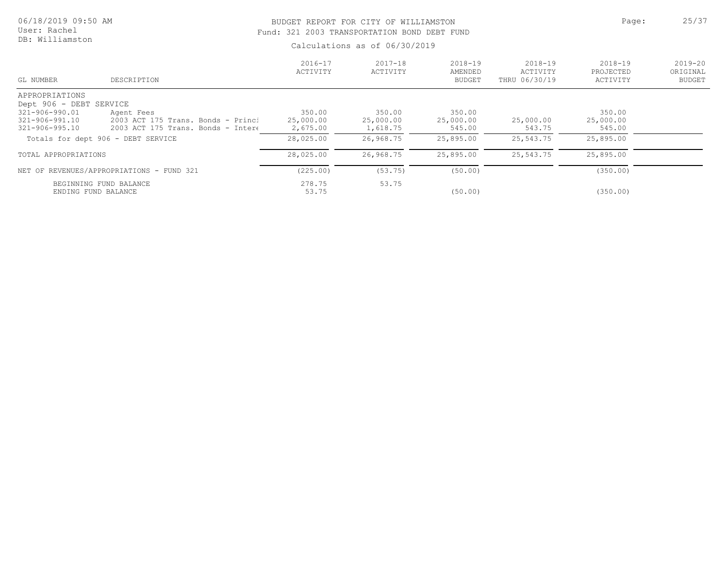# BUDGET REPORT FOR CITY OF WILLIAMSTON

Fund: 321 2003 TRANSPORTATION BOND DEBT FUND

Calculations as of 06/30/2019

06/18/2019 09:50 AM
User: Rachel
DB: Williamston

| GL NUMBER | DESCRIPTION | 2016-17 ACTIVITY | 2017-18 ACTIVITY | 2018-19 AMENDED BUDGET | 2018-19 ACTIVITY THRU 06/30/19 | 2018-19 PROJECTED ACTIVITY | 2019-20 ORIGINAL BUDGET |
|---|---|---|---|---|---|---|---|
| APPROPRIATIONS | | | | | | | |
| Dept 906 - DEBT SERVICE | | | | | | | |
| 321-906-990.01 | Agent Fees | 350.00 | 350.00 | 350.00 | | 350.00 | |
| 321-906-991.10 | 2003 ACT 175 Trans. Bonds - Princi | 25,000.00 | 25,000.00 | 25,000.00 | 25,000.00 | 25,000.00 | |
| 321-906-995.10 | 2003 ACT 175 Trans. Bonds - Intere | 2,675.00 | 1,618.75 | 545.00 | 543.75 | 545.00 | |
| Totals for dept 906 - DEBT SERVICE | | 28,025.00 | 26,968.75 | 25,895.00 | 25,543.75 | 25,895.00 | |
| TOTAL APPROPRIATIONS | | 28,025.00 | 26,968.75 | 25,895.00 | 25,543.75 | 25,895.00 | |
| NET OF REVENUES/APPROPRIATIONS - FUND 321 | | (225.00) | (53.75) | (50.00) | | (350.00) | |
| BEGINNING FUND BALANCE | | 278.75 | 53.75 | | | | |
| ENDING FUND BALANCE | | 53.75 | | (50.00) | | (350.00) | |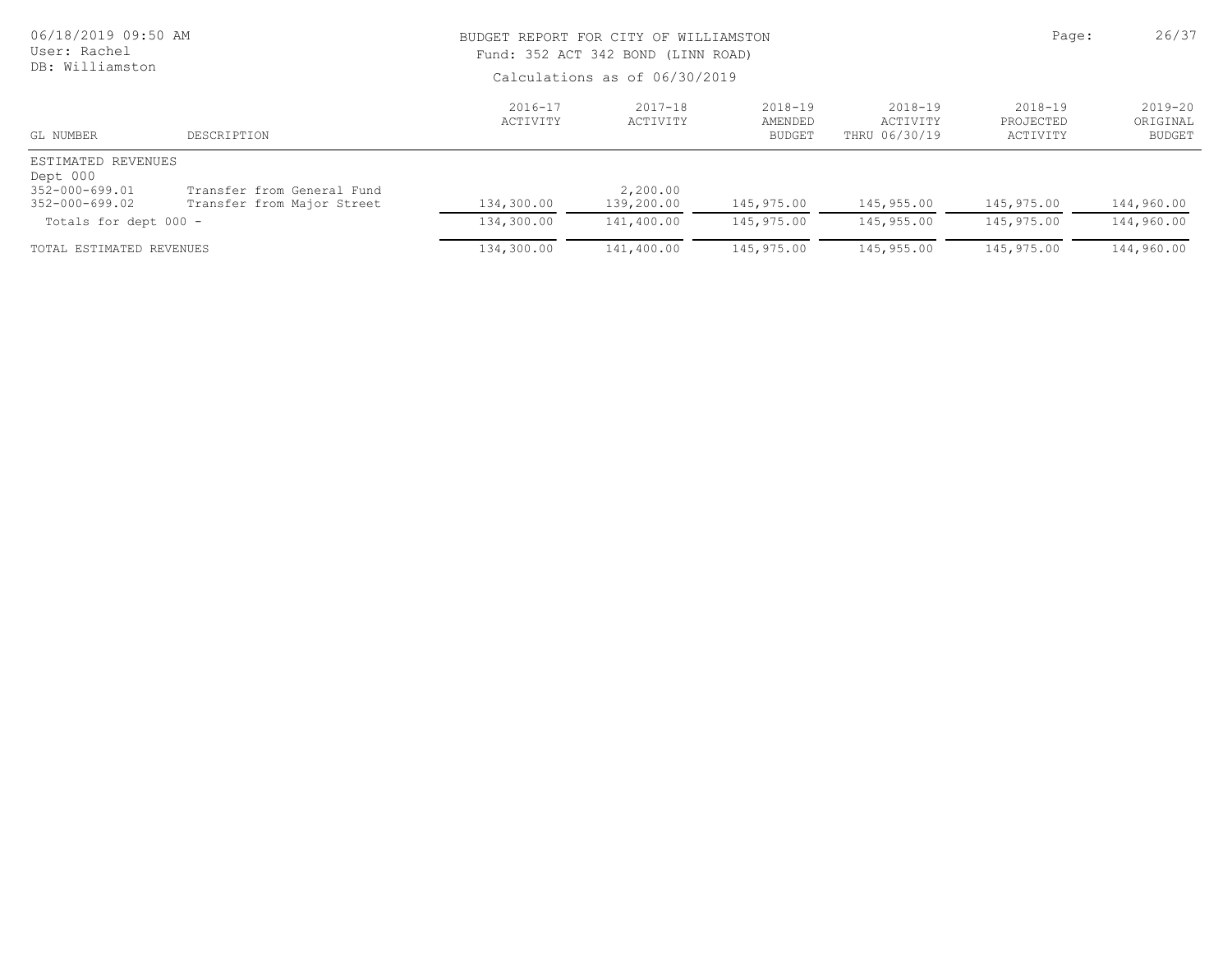BUDGET REPORT FOR CITY OF WILLIAMSTON

Fund: 352 ACT 342 BOND (LINN ROAD)

Calculations as of 06/30/2019

06/18/2019 09:50 AM
User: Rachel
DB: Williamston

| GL NUMBER | DESCRIPTION | 2016-17 ACTIVITY | 2017-18 ACTIVITY | 2018-19 AMENDED BUDGET | 2018-19 ACTIVITY THRU 06/30/19 | 2018-19 PROJECTED ACTIVITY | 2019-20 ORIGINAL BUDGET |
|---|---|---|---|---|---|---|---|
| ESTIMATED REVENUES | | | | | | | |
| Dept 000 | | | | | | | |
| 352-000-699.01 | Transfer from General Fund | | 2,200.00 | | | | |
| 352-000-699.02 | Transfer from Major Street | 134,300.00 | 139,200.00 | 145,975.00 | 145,955.00 | 145,975.00 | 144,960.00 |
| Totals for dept 000 - | | 134,300.00 | 141,400.00 | 145,975.00 | 145,955.00 | 145,975.00 | 144,960.00 |
| TOTAL ESTIMATED REVENUES | | 134,300.00 | 141,400.00 | 145,975.00 | 145,955.00 | 145,975.00 | 144,960.00 |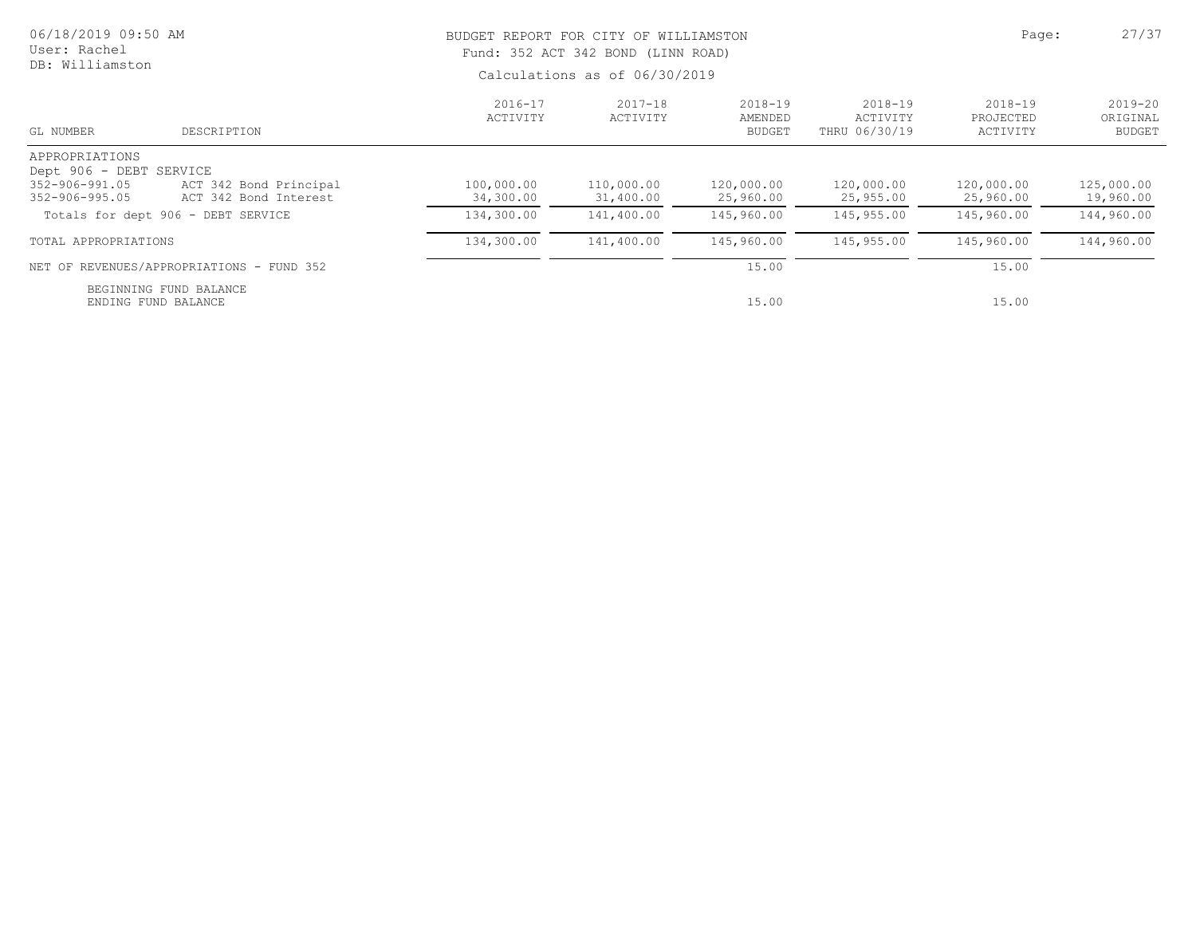06/18/2019 09:50 AM
User: Rachel
DB: Williamston

# BUDGET REPORT FOR CITY OF WILLIAMSTON

Fund: 352 ACT 342 BOND (LINN ROAD)

Calculations as of 06/30/2019

| GL NUMBER | DESCRIPTION | 2016-17 ACTIVITY | 2017-18 ACTIVITY | 2018-19 AMENDED BUDGET | 2018-19 ACTIVITY THRU 06/30/19 | 2018-19 PROJECTED ACTIVITY | 2019-20 ORIGINAL BUDGET |
|---|---|---|---|---|---|---|---|
| APPROPRIATIONS | | | | | | | |
| Dept 906 - DEBT SERVICE | | | | | | | |
| 352-906-991.05 | ACT 342 Bond Principal | 100,000.00 | 110,000.00 | 120,000.00 | 120,000.00 | 120,000.00 | 125,000.00 |
| 352-906-995.05 | ACT 342 Bond Interest | 34,300.00 | 31,400.00 | 25,960.00 | 25,955.00 | 25,960.00 | 19,960.00 |
| Totals for dept 906 - DEBT SERVICE | | 134,300.00 | 141,400.00 | 145,960.00 | 145,955.00 | 145,960.00 | 144,960.00 |
| TOTAL APPROPRIATIONS | | 134,300.00 | 141,400.00 | 145,960.00 | 145,955.00 | 145,960.00 | 144,960.00 |
| NET OF REVENUES/APPROPRIATIONS - FUND 352 | | | | 15.00 | | 15.00 | |
| BEGINNING FUND BALANCE | | | | | | | |
| ENDING FUND BALANCE | | | | 15.00 | | 15.00 | |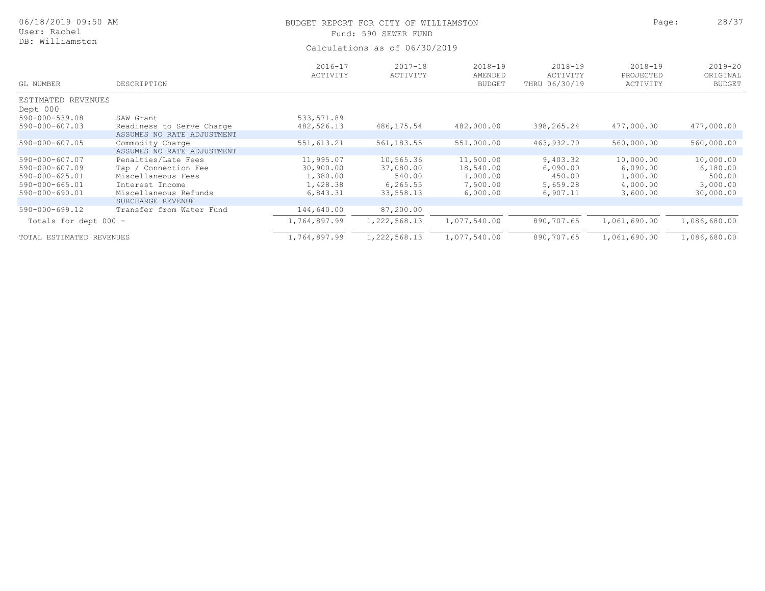# BUDGET REPORT FOR CITY OF WILLIAMSTON

Fund: 590 SEWER FUND

Calculations as of 06/30/2019

06/18/2019 09:50 AM
User: Rachel
DB: Williamston

| GL NUMBER | DESCRIPTION | 2016-17 ACTIVITY | 2017-18 ACTIVITY | 2018-19 AMENDED BUDGET | 2018-19 ACTIVITY THRU 06/30/19 | 2018-19 PROJECTED ACTIVITY | 2019-20 ORIGINAL BUDGET |
|---|---|---|---|---|---|---|---|
| ESTIMATED REVENUES | | | | | | | |
| Dept 000 | | | | | | | |
| 590-000-539.08 | SAW Grant | 533,571.89 | | | | | |
| 590-000-607.03 | Readiness to Serve Charge | 482,526.13 | 486,175.54 | 482,000.00 | 398,265.24 | 477,000.00 | 477,000.00 |
| | ASSUMES NO RATE ADJUSTMENT | | | | | | |
| 590-000-607.05 | Commodity Charge | 551,613.21 | 561,183.55 | 551,000.00 | 463,932.70 | 560,000.00 | 560,000.00 |
| | ASSUMES NO RATE ADJUSTMENT | | | | | | |
| 590-000-607.07 | Penalties/Late Fees | 11,995.07 | 10,565.36 | 11,500.00 | 9,403.32 | 10,000.00 | 10,000.00 |
| 590-000-607.09 | Tap / Connection Fee | 30,900.00 | 37,080.00 | 18,540.00 | 6,090.00 | 6,090.00 | 6,180.00 |
| 590-000-625.01 | Miscellaneous Fees | 1,380.00 | 540.00 | 1,000.00 | 450.00 | 1,000.00 | 500.00 |
| 590-000-665.01 | Interest Income | 1,428.38 | 6,265.55 | 7,500.00 | 5,659.28 | 4,000.00 | 3,000.00 |
| 590-000-690.01 | Miscellaneous Refunds | 6,843.31 | 33,558.13 | 6,000.00 | 6,907.11 | 3,600.00 | 30,000.00 |
| | SURCHARGE REVENUE | | | | | | |
| 590-000-699.12 | Transfer from Water Fund | 144,640.00 | 87,200.00 | | | | |
| Totals for dept 000 - | | 1,764,897.99 | 1,222,568.13 | 1,077,540.00 | 890,707.65 | 1,061,690.00 | 1,086,680.00 |
| TOTAL ESTIMATED REVENUES | | 1,764,897.99 | 1,222,568.13 | 1,077,540.00 | 890,707.65 | 1,061,690.00 | 1,086,680.00 |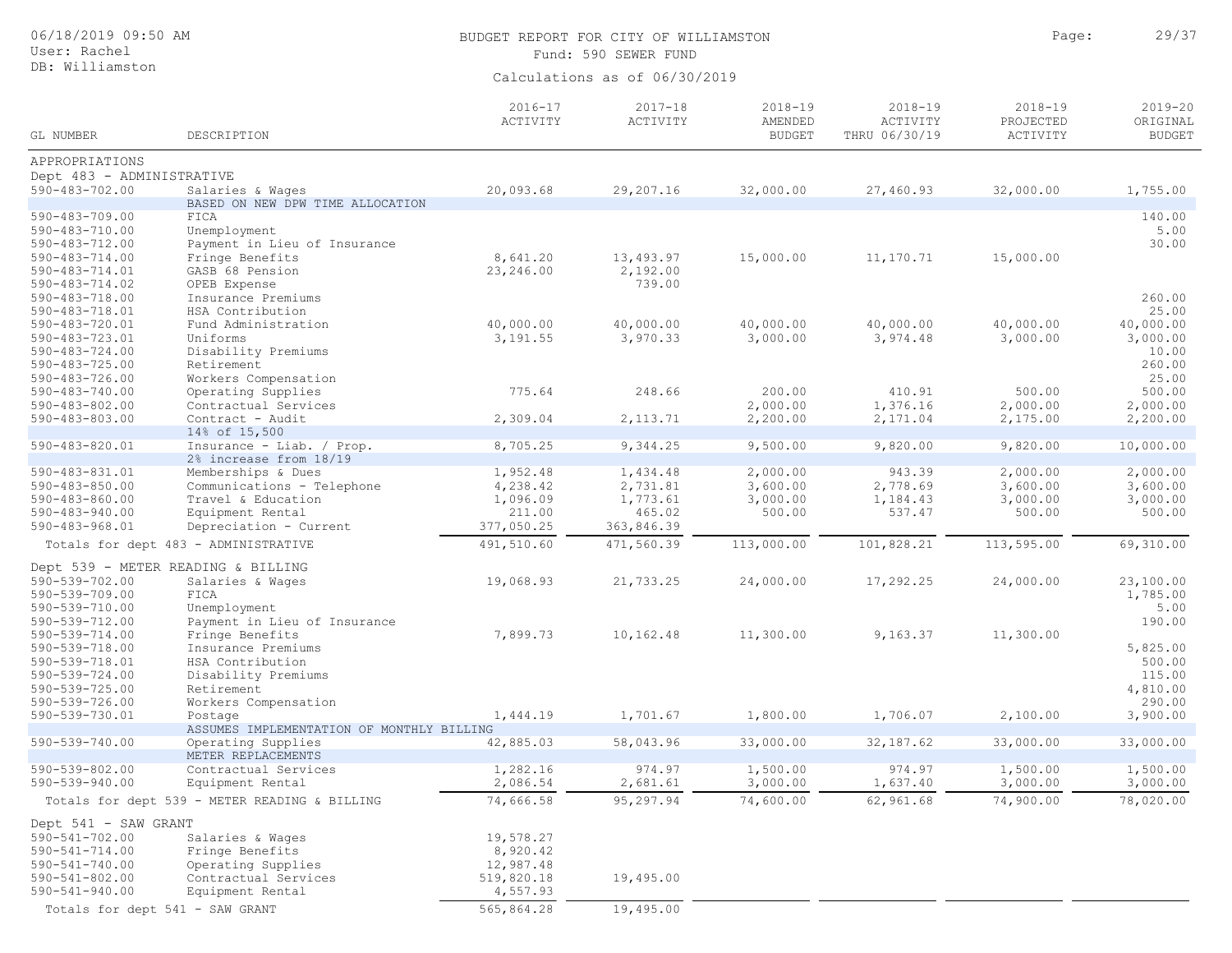06/18/2019 09:50 AM
User: Rachel
DB: Williamston

# BUDGET REPORT FOR CITY OF WILLIAMSTON

## Fund: 590 SEWER FUND

Calculations as of 06/30/2019

| GL NUMBER | DESCRIPTION | 2016-17 ACTIVITY | 2017-18 ACTIVITY | 2018-19 AMENDED BUDGET | 2018-19 ACTIVITY THRU 06/30/19 | 2018-19 PROJECTED ACTIVITY | 2019-20 ORIGINAL BUDGET |
|---|---|---|---|---|---|---|---|
| APPROPRIATIONS | | | | | | | |
| Dept 483 - ADMINISTRATIVE | | | | | | | |
| 590-483-702.00 | Salaries & Wages | 20,093.68 | 29,207.16 | 32,000.00 | 27,460.93 | 32,000.00 | 1,755.00 |
| | BASED ON NEW DPW TIME ALLOCATION | | | | | | |
| 590-483-709.00 | FICA | | | | | | 140.00 |
| 590-483-710.00 | Unemployment | | | | | | 5.00 |
| 590-483-712.00 | Payment in Lieu of Insurance | | | | | | 30.00 |
| 590-483-714.00 | Fringe Benefits | 8,641.20 | 13,493.97 | 15,000.00 | 11,170.71 | 15,000.00 | |
| 590-483-714.01 | GASB 68 Pension | 23,246.00 | 2,192.00 | | | | |
| 590-483-714.02 | OPEB Expense | | 739.00 | | | | |
| 590-483-718.00 | Insurance Premiums | | | | | | 260.00 |
| 590-483-718.01 | HSA Contribution | | | | | | 25.00 |
| 590-483-720.01 | Fund Administration | 40,000.00 | 40,000.00 | 40,000.00 | 40,000.00 | 40,000.00 | 40,000.00 |
| 590-483-723.01 | Uniforms | 3,191.55 | 3,970.33 | 3,000.00 | 3,974.48 | 3,000.00 | 3,000.00 |
| 590-483-724.00 | Disability Premiums | | | | | | 10.00 |
| 590-483-725.00 | Retirement | | | | | | 260.00 |
| 590-483-726.00 | Workers Compensation | | | | | | 25.00 |
| 590-483-740.00 | Operating Supplies | 775.64 | 248.66 | 200.00 | 410.91 | 500.00 | 500.00 |
| 590-483-802.00 | Contractual Services | | | 2,000.00 | 1,376.16 | 2,000.00 | 2,000.00 |
| 590-483-803.00 | Contract - Audit | 2,309.04 | 2,113.71 | 2,200.00 | 2,171.04 | 2,175.00 | 2,200.00 |
| | 14% of 15,500 | | | | | | |
| 590-483-820.01 | Insurance - Liab. / Prop. | 8,705.25 | 9,344.25 | 9,500.00 | 9,820.00 | 9,820.00 | 10,000.00 |
| | 2% increase from 18/19 | | | | | | |
| 590-483-831.01 | Memberships & Dues | 1,952.48 | 1,434.48 | 2,000.00 | 943.39 | 2,000.00 | 2,000.00 |
| 590-483-850.00 | Communications - Telephone | 4,238.42 | 2,731.81 | 3,600.00 | 2,778.69 | 3,600.00 | 3,600.00 |
| 590-483-860.00 | Travel & Education | 1,096.09 | 1,773.61 | 3,000.00 | 1,184.43 | 3,000.00 | 3,000.00 |
| 590-483-940.00 | Equipment Rental | 211.00 | 465.02 | 500.00 | 537.47 | 500.00 | 500.00 |
| 590-483-968.01 | Depreciation - Current | 377,050.25 | 363,846.39 | | | | |
| Totals for dept 483 - ADMINISTRATIVE | | 491,510.60 | 471,560.39 | 113,000.00 | 101,828.21 | 113,595.00 | 69,310.00 |
| Dept 539 - METER READING & BILLING | | | | | | | |
| 590-539-702.00 | Salaries & Wages | 19,068.93 | 21,733.25 | 24,000.00 | 17,292.25 | 24,000.00 | 23,100.00 |
| 590-539-709.00 | FICA | | | | | | 1,785.00 |
| 590-539-710.00 | Unemployment | | | | | | 5.00 |
| 590-539-712.00 | Payment in Lieu of Insurance | | | | | | 190.00 |
| 590-539-714.00 | Fringe Benefits | 7,899.73 | 10,162.48 | 11,300.00 | 9,163.37 | 11,300.00 | |
| 590-539-718.00 | Insurance Premiums | | | | | | 5,825.00 |
| 590-539-718.01 | HSA Contribution | | | | | | 500.00 |
| 590-539-724.00 | Disability Premiums | | | | | | 115.00 |
| 590-539-725.00 | Retirement | | | | | | 4,810.00 |
| 590-539-726.00 | Workers Compensation | | | | | | 290.00 |
| 590-539-730.01 | Postage | 1,444.19 | 1,701.67 | 1,800.00 | 1,706.07 | 2,100.00 | 3,900.00 |
| | ASSUMES IMPLEMENTATION OF MONTHLY BILLING | | | | | | |
| 590-539-740.00 | Operating Supplies | 42,885.03 | 58,043.96 | 33,000.00 | 32,187.62 | 33,000.00 | 33,000.00 |
| | METER REPLACEMENTS | | | | | | |
| 590-539-802.00 | Contractual Services | 1,282.16 | 974.97 | 1,500.00 | 974.97 | 1,500.00 | 1,500.00 |
| 590-539-940.00 | Equipment Rental | 2,086.54 | 2,681.61 | 3,000.00 | 1,637.40 | 3,000.00 | 3,000.00 |
| Totals for dept 539 - METER READING & BILLING | | 74,666.58 | 95,297.94 | 74,600.00 | 62,961.68 | 74,900.00 | 78,020.00 |
| Dept 541 - SAW GRANT | | | | | | | |
| 590-541-702.00 | Salaries & Wages | 19,578.27 | | | | | |
| 590-541-714.00 | Fringe Benefits | 8,920.42 | | | | | |
| 590-541-740.00 | Operating Supplies | 12,987.48 | | | | | |
| 590-541-802.00 | Contractual Services | 519,820.18 | 19,495.00 | | | | |
| 590-541-940.00 | Equipment Rental | 4,557.93 | | | | | |
| Totals for dept 541 - SAW GRANT | | 565,864.28 | 19,495.00 | | | | |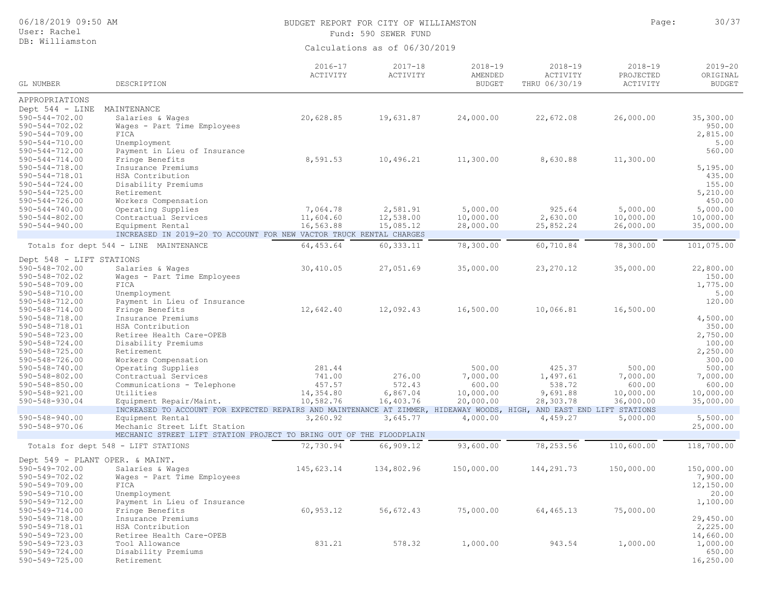# BUDGET REPORT FOR CITY OF WILLIAMSTON

Fund: 590 SEWER FUND

Calculations as of 06/30/2019

| GL NUMBER | DESCRIPTION | 2016-17 ACTIVITY | 2017-18 ACTIVITY | 2018-19 AMENDED BUDGET | 2018-19 ACTIVITY THRU 06/30/19 | 2018-19 PROJECTED ACTIVITY | 2019-20 ORIGINAL BUDGET |
|---|---|---|---|---|---|---|---|
| APPROPRIATIONS | | | | | | | |
| Dept 544 - LINE MAINTENANCE | | | | | | | |
| 590-544-702.00 | Salaries & Wages | 20,628.85 | 19,631.87 | 24,000.00 | 22,672.08 | 26,000.00 | 35,300.00 |
| 590-544-702.02 | Wages - Part Time Employees | | | | | | 950.00 |
| 590-544-709.00 | FICA | | | | | | 2,815.00 |
| 590-544-710.00 | Unemployment | | | | | | 5.00 |
| 590-544-712.00 | Payment in Lieu of Insurance | | | | | | 560.00 |
| 590-544-714.00 | Fringe Benefits | 8,591.53 | 10,496.21 | 11,300.00 | 8,630.88 | 11,300.00 | |
| 590-544-718.00 | Insurance Premiums | | | | | | 5,195.00 |
| 590-544-718.01 | HSA Contribution | | | | | | 435.00 |
| 590-544-724.00 | Disability Premiums | | | | | | 155.00 |
| 590-544-725.00 | Retirement | | | | | | 5,210.00 |
| 590-544-726.00 | Workers Compensation | | | | | | 450.00 |
| 590-544-740.00 | Operating Supplies | 7,064.78 | 2,581.91 | 5,000.00 | 925.64 | 5,000.00 | 5,000.00 |
| 590-544-802.00 | Contractual Services | 11,604.60 | 12,538.00 | 10,000.00 | 2,630.00 | 10,000.00 | 10,000.00 |
| 590-544-940.00 | Equipment Rental | 16,563.88 | 15,085.12 | 28,000.00 | 25,852.24 | 26,000.00 | 35,000.00 |
| | INCREASED IN 2019-20 TO ACCOUNT FOR NEW VACTOR TRUCK RENTAL CHARGES | | | | | | |
| Totals for dept 544 - LINE MAINTENANCE | | 64,453.64 | 60,333.11 | 78,300.00 | 60,710.84 | 78,300.00 | 101,075.00 |
| Dept 548 - LIFT STATIONS | | | | | | | |
| 590-548-702.00 | Salaries & Wages | 30,410.05 | 27,051.69 | 35,000.00 | 23,270.12 | 35,000.00 | 22,800.00 |
| 590-548-702.02 | Wages - Part Time Employees | | | | | | 150.00 |
| 590-548-709.00 | FICA | | | | | | 1,775.00 |
| 590-548-710.00 | Unemployment | | | | | | 5.00 |
| 590-548-712.00 | Payment in Lieu of Insurance | | | | | | 120.00 |
| 590-548-714.00 | Fringe Benefits | 12,642.40 | 12,092.43 | 16,500.00 | 10,066.81 | 16,500.00 | |
| 590-548-718.00 | Insurance Premiums | | | | | | 4,500.00 |
| 590-548-718.01 | HSA Contribution | | | | | | 350.00 |
| 590-548-723.00 | Retiree Health Care-OPEB | | | | | | 2,750.00 |
| 590-548-724.00 | Disability Premiums | | | | | | 100.00 |
| 590-548-725.00 | Retirement | | | | | | 2,250.00 |
| 590-548-726.00 | Workers Compensation | | | | | | 300.00 |
| 590-548-740.00 | Operating Supplies | 281.44 | | 500.00 | 425.37 | 500.00 | 500.00 |
| 590-548-802.00 | Contractual Services | 741.00 | 276.00 | 7,000.00 | 1,497.61 | 7,000.00 | 7,000.00 |
| 590-548-850.00 | Communications - Telephone | 457.57 | 572.43 | 600.00 | 538.72 | 600.00 | 600.00 |
| 590-548-921.00 | Utilities | 14,354.80 | 6,867.04 | 10,000.00 | 9,691.88 | 10,000.00 | 10,000.00 |
| 590-548-930.04 | Equipment Repair/Maint. | 10,582.76 | 16,403.76 | 20,000.00 | 28,303.78 | 36,000.00 | 35,000.00 |
| | INCREASED TO ACCOUNT FOR EXPECTED REPAIRS AND MAINTENANCE AT ZIMMER, HIDEAWAY WOODS, HIGH, AND EAST END LIFT STATIONS | | | | | | |
| 590-548-940.00 | Equipment Rental | 3,260.92 | 3,645.77 | 4,000.00 | 4,459.27 | 5,000.00 | 5,500.00 |
| 590-548-970.06 | Mechanic Street Lift Station | | | | | | 25,000.00 |
| | MECHANIC STREET LIFT STATION PROJECT TO BRING OUT OF THE FLOODPLAIN | | | | | | |
| Totals for dept 548 - LIFT STATIONS | | 72,730.94 | 66,909.12 | 93,600.00 | 78,253.56 | 110,600.00 | 118,700.00 |
| Dept 549 - PLANT OPER. & MAINT. | | | | | | | |
| 590-549-702.00 | Salaries & Wages | 145,623.14 | 134,802.96 | 150,000.00 | 144,291.73 | 150,000.00 | 150,000.00 |
| 590-549-702.02 | Wages - Part Time Employees | | | | | | 7,900.00 |
| 590-549-709.00 | FICA | | | | | | 12,150.00 |
| 590-549-710.00 | Unemployment | | | | | | 20.00 |
| 590-549-712.00 | Payment in Lieu of Insurance | | | | | | 1,100.00 |
| 590-549-714.00 | Fringe Benefits | 60,953.12 | 56,672.43 | 75,000.00 | 64,465.13 | 75,000.00 | |
| 590-549-718.00 | Insurance Premiums | | | | | | 29,450.00 |
| 590-549-718.01 | HSA Contribution | | | | | | 2,225.00 |
| 590-549-723.00 | Retiree Health Care-OPEB | | | | | | 14,660.00 |
| 590-549-723.03 | Tool Allowance | 831.21 | 578.32 | 1,000.00 | 943.54 | 1,000.00 | 1,000.00 |
| 590-549-724.00 | Disability Premiums | | | | | | 650.00 |
| 590-549-725.00 | Retirement | | | | | | 16,250.00 |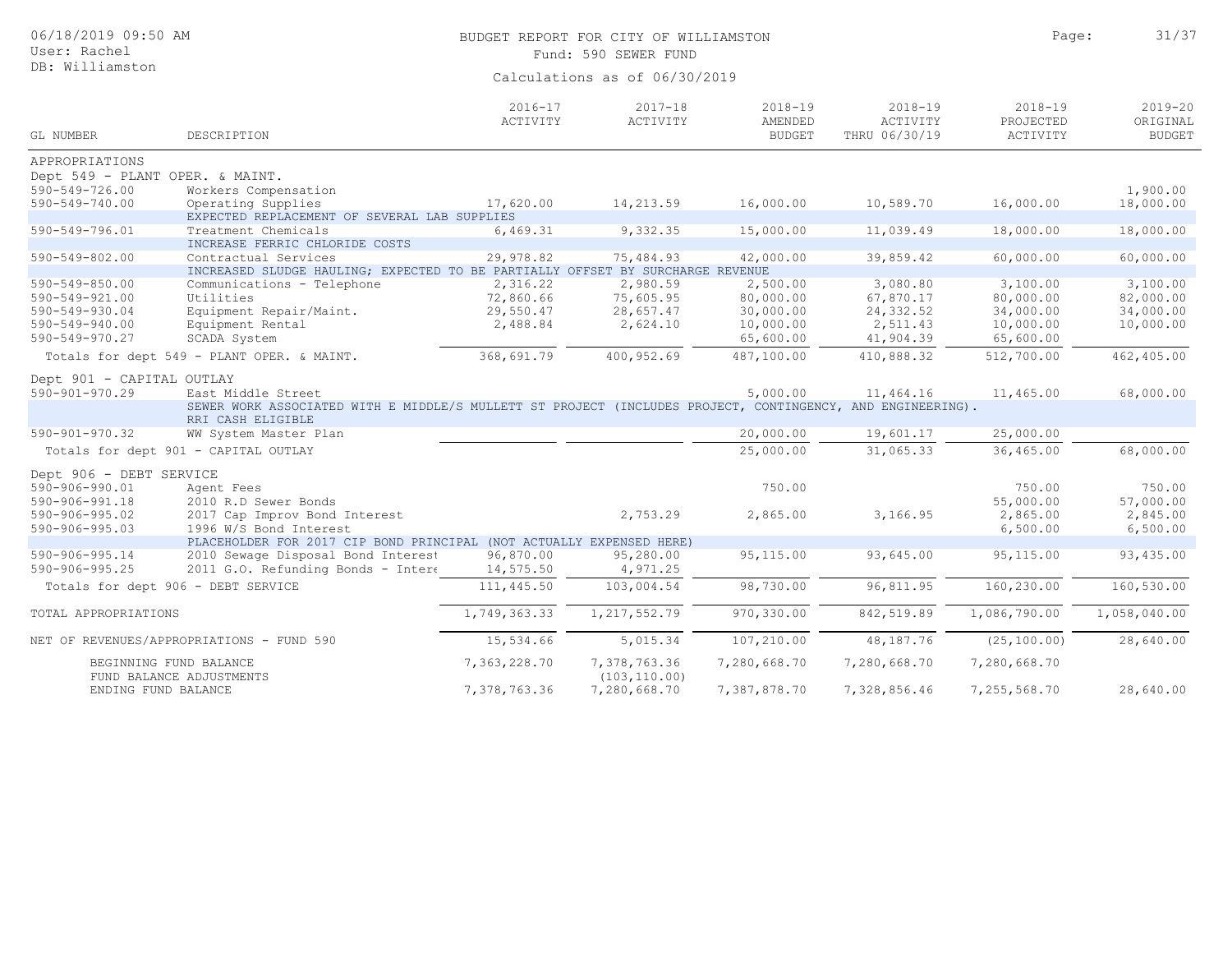# BUDGET REPORT FOR CITY OF WILLIAMSTON

Fund: 590 SEWER FUND

Calculations as of 06/30/2019

06/18/2019 09:50 AM
User: Rachel
DB: Williamston

| GL NUMBER | DESCRIPTION | 2016-17 ACTIVITY | 2017-18 ACTIVITY | 2018-19 AMENDED BUDGET | 2018-19 ACTIVITY THRU 06/30/19 | 2018-19 PROJECTED ACTIVITY | 2019-20 ORIGINAL BUDGET |
|---|---|---|---|---|---|---|---|
| APPROPRIATIONS | | | | | | | |
| Dept 549 - PLANT OPER. & MAINT. | | | | | | | |
| 590-549-726.00 | Workers Compensation | | | | | | 1,900.00 |
| 590-549-740.00 | Operating Supplies | 17,620.00 | 14,213.59 | 16,000.00 | 10,589.70 | 16,000.00 | 18,000.00 |
| | EXPECTED REPLACEMENT OF SEVERAL LAB SUPPLIES | | | | | | |
| 590-549-796.01 | Treatment Chemicals | 6,469.31 | 9,332.35 | 15,000.00 | 11,039.49 | 18,000.00 | 18,000.00 |
| | INCREASE FERRIC CHLORIDE COSTS | | | | | | |
| 590-549-802.00 | Contractual Services | 29,978.82 | 75,484.93 | 42,000.00 | 39,859.42 | 60,000.00 | 60,000.00 |
| | INCREASED SLUDGE HAULING; EXPECTED TO BE PARTIALLY OFFSET BY SURCHARGE REVENUE | | | | | | |
| 590-549-850.00 | Communications - Telephone | 2,316.22 | 2,980.59 | 2,500.00 | 3,080.80 | 3,100.00 | 3,100.00 |
| 590-549-921.00 | Utilities | 72,860.66 | 75,605.95 | 80,000.00 | 67,870.17 | 80,000.00 | 82,000.00 |
| 590-549-930.04 | Equipment Repair/Maint. | 29,550.47 | 28,657.47 | 30,000.00 | 24,332.52 | 34,000.00 | 34,000.00 |
| 590-549-940.00 | Equipment Rental | 2,488.84 | 2,624.10 | 10,000.00 | 2,511.43 | 10,000.00 | 10,000.00 |
| 590-549-970.27 | SCADA System | | | 65,600.00 | 41,904.39 | 65,600.00 | |
| Totals for dept 549 - PLANT OPER. & MAINT. | | 368,691.79 | 400,952.69 | 487,100.00 | 410,888.32 | 512,700.00 | 462,405.00 |
| Dept 901 - CAPITAL OUTLAY | | | | | | | |
| 590-901-970.29 | East Middle Street | | | 5,000.00 | 11,464.16 | 11,465.00 | 68,000.00 |
| | SEWER WORK ASSOCIATED WITH E MIDDLE/S MULLETT ST PROJECT (INCLUDES PROJECT, CONTINGENCY, AND ENGINEERING). RRI CASH ELIGIBLE | | | | | | |
| 590-901-970.32 | WW System Master Plan | | | 20,000.00 | 19,601.17 | 25,000.00 | |
| Totals for dept 901 - CAPITAL OUTLAY | | | | 25,000.00 | 31,065.33 | 36,465.00 | 68,000.00 |
| Dept 906 - DEBT SERVICE | | | | | | | |
| 590-906-990.01 | Agent Fees | | | 750.00 | | 750.00 | 750.00 |
| 590-906-991.18 | 2010 R.D Sewer Bonds | | | | | 55,000.00 | 57,000.00 |
| 590-906-995.02 | 2017 Cap Improv Bond Interest | | 2,753.29 | 2,865.00 | 3,166.95 | 2,865.00 | 2,845.00 |
| 590-906-995.03 | 1996 W/S Bond Interest | | | | | 6,500.00 | 6,500.00 |
| | PLACEHOLDER FOR 2017 CIP BOND PRINCIPAL (NOT ACTUALLY EXPENSED HERE) | | | | | | |
| 590-906-995.14 | 2010 Sewage Disposal Bond Interest | 96,870.00 | 95,280.00 | 95,115.00 | 93,645.00 | 95,115.00 | 93,435.00 |
| 590-906-995.25 | 2011 G.O. Refunding Bonds - Intere | 14,575.50 | 4,971.25 | | | | |
| Totals for dept 906 - DEBT SERVICE | | 111,445.50 | 103,004.54 | 98,730.00 | 96,811.95 | 160,230.00 | 160,530.00 |
| TOTAL APPROPRIATIONS | | 1,749,363.33 | 1,217,552.79 | 970,330.00 | 842,519.89 | 1,086,790.00 | 1,058,040.00 |
| NET OF REVENUES/APPROPRIATIONS - FUND 590 | | 15,534.66 | 5,015.34 | 107,210.00 | 48,187.76 | (25,100.00) | 28,640.00 |
| BEGINNING FUND BALANCE | | 7,363,228.70 | 7,378,763.36 | 7,280,668.70 | 7,280,668.70 | 7,280,668.70 | |
| FUND BALANCE ADJUSTMENTS | | | (103,110.00) | | | | |
| ENDING FUND BALANCE | | 7,378,763.36 | 7,280,668.70 | 7,387,878.70 | 7,328,856.46 | 7,255,568.70 | 28,640.00 |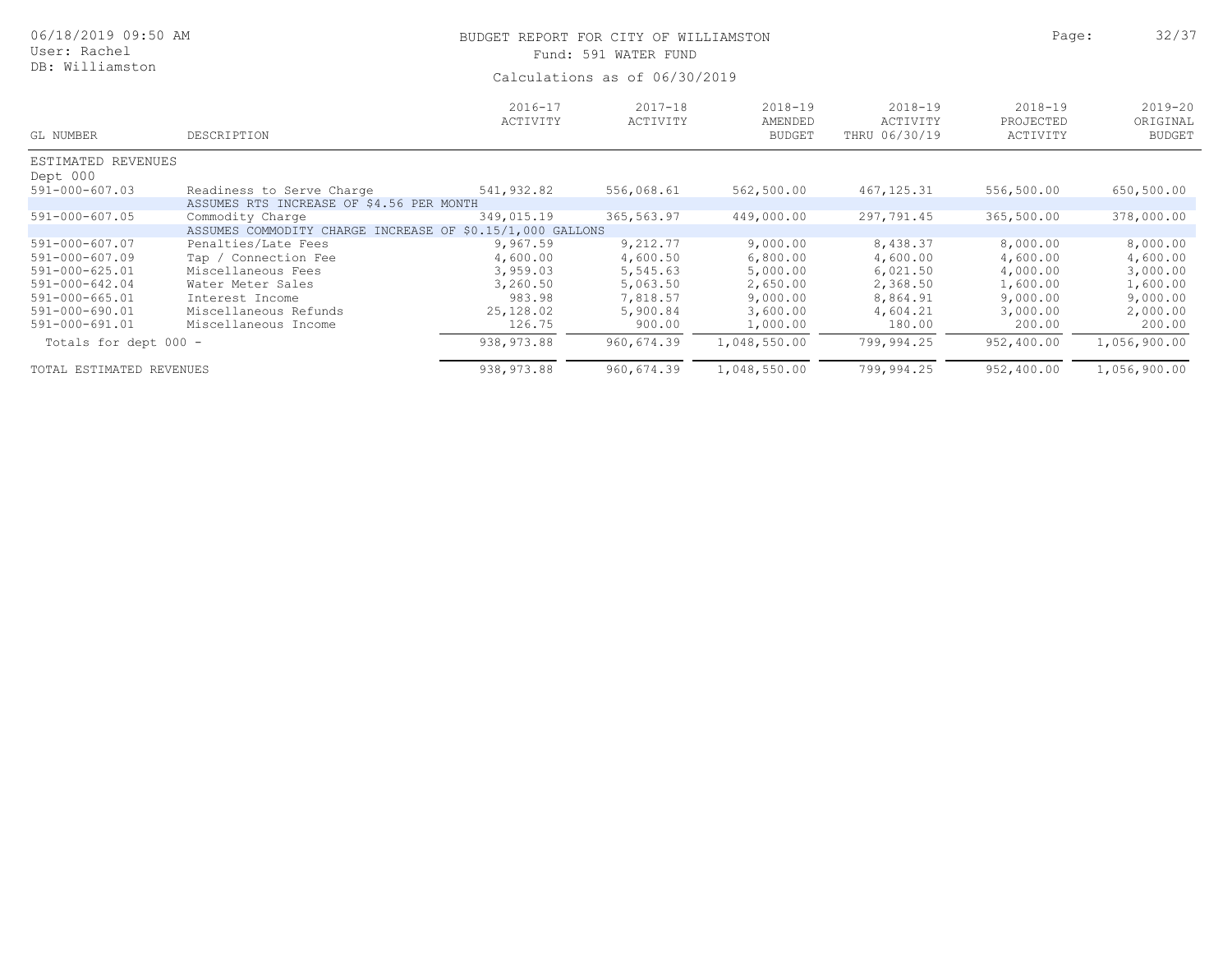BUDGET REPORT FOR CITY OF WILLIAMSTON

Fund: 591 WATER FUND

Calculations as of 06/30/2019

| GL NUMBER | DESCRIPTION | 2016-17 ACTIVITY | 2017-18 ACTIVITY | 2018-19 AMENDED BUDGET | 2018-19 ACTIVITY THRU 06/30/19 | 2018-19 PROJECTED ACTIVITY | 2019-20 ORIGINAL BUDGET |
|---|---|---|---|---|---|---|---|
| ESTIMATED REVENUES | | | | | | | |
| Dept 000 | | | | | | | |
| 591-000-607.03 | Readiness to Serve Charge | 541,932.82 | 556,068.61 | 562,500.00 | 467,125.31 | 556,500.00 | 650,500.00 |
| | ASSUMES RTS INCREASE OF $4.56 PER MONTH | | | | | | |
| 591-000-607.05 | Commodity Charge | 349,015.19 | 365,563.97 | 449,000.00 | 297,791.45 | 365,500.00 | 378,000.00 |
| | ASSUMES COMMODITY CHARGE INCREASE OF $0.15/1,000 GALLONS | | | | | | |
| 591-000-607.07 | Penalties/Late Fees | 9,967.59 | 9,212.77 | 9,000.00 | 8,438.37 | 8,000.00 | 8,000.00 |
| 591-000-607.09 | Tap / Connection Fee | 4,600.00 | 4,600.50 | 6,800.00 | 4,600.00 | 4,600.00 | 4,600.00 |
| 591-000-625.01 | Miscellaneous Fees | 3,959.03 | 5,545.63 | 5,000.00 | 6,021.50 | 4,000.00 | 3,000.00 |
| 591-000-642.04 | Water Meter Sales | 3,260.50 | 5,063.50 | 2,650.00 | 2,368.50 | 1,600.00 | 1,600.00 |
| 591-000-665.01 | Interest Income | 983.98 | 7,818.57 | 9,000.00 | 8,864.91 | 9,000.00 | 9,000.00 |
| 591-000-690.01 | Miscellaneous Refunds | 25,128.02 | 5,900.84 | 3,600.00 | 4,604.21 | 3,000.00 | 2,000.00 |
| 591-000-691.01 | Miscellaneous Income | 126.75 | 900.00 | 1,000.00 | 180.00 | 200.00 | 200.00 |
| Totals for dept 000 - | | 938,973.88 | 960,674.39 | 1,048,550.00 | 799,994.25 | 952,400.00 | 1,056,900.00 |
| TOTAL ESTIMATED REVENUES | | 938,973.88 | 960,674.39 | 1,048,550.00 | 799,994.25 | 952,400.00 | 1,056,900.00 |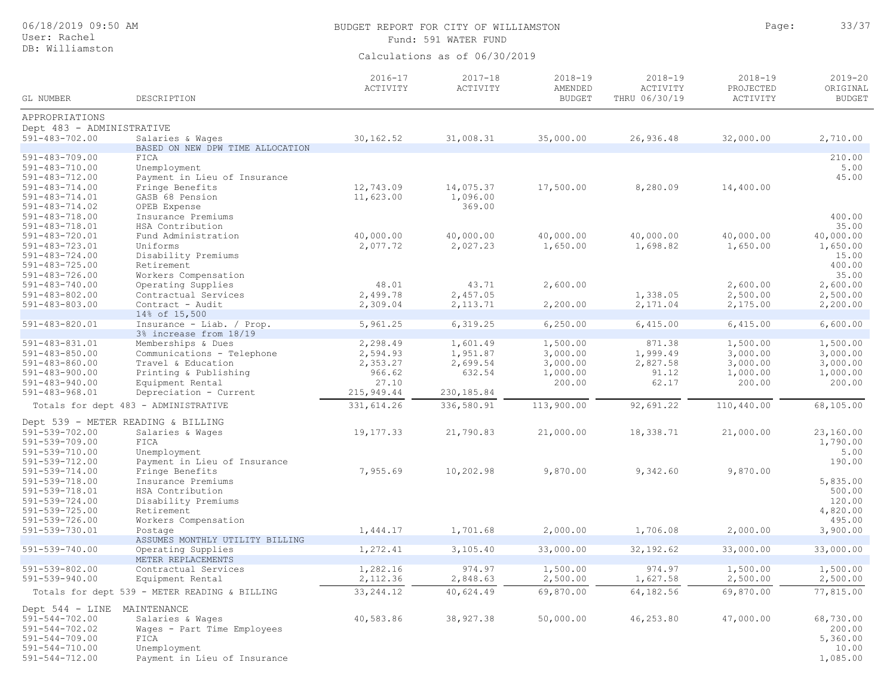# BUDGET REPORT FOR CITY OF WILLIAMSTON

Fund: 591 WATER FUND

Calculations as of 06/30/2019

| GL NUMBER | DESCRIPTION | 2016-17 ACTIVITY | 2017-18 ACTIVITY | 2018-19 AMENDED BUDGET | 2018-19 ACTIVITY THRU 06/30/19 | 2018-19 PROJECTED ACTIVITY | 2019-20 ORIGINAL BUDGET |
|---|---|---|---|---|---|---|---|
| APPROPRIATIONS | | | | | | | |
| Dept 483 - ADMINISTRATIVE | | | | | | | |
| 591-483-702.00 | Salaries & Wages | 30,162.52 | 31,008.31 | 35,000.00 | 26,936.48 | 32,000.00 | 2,710.00 |
| | BASED ON NEW DPW TIME ALLOCATION | | | | | | |
| 591-483-709.00 | FICA | | | | | | 210.00 |
| 591-483-710.00 | Unemployment | | | | | | 5.00 |
| 591-483-712.00 | Payment in Lieu of Insurance | | | | | | 45.00 |
| 591-483-714.00 | Fringe Benefits | 12,743.09 | 14,075.37 | 17,500.00 | 8,280.09 | 14,400.00 | |
| 591-483-714.01 | GASB 68 Pension | 11,623.00 | 1,096.00 | | | | |
| 591-483-714.02 | OPEB Expense | | 369.00 | | | | |
| 591-483-718.00 | Insurance Premiums | | | | | | 400.00 |
| 591-483-718.01 | HSA Contribution | | | | | | 35.00 |
| 591-483-720.01 | Fund Administration | 40,000.00 | 40,000.00 | 40,000.00 | 40,000.00 | 40,000.00 | 40,000.00 |
| 591-483-723.01 | Uniforms | 2,077.72 | 2,027.23 | 1,650.00 | 1,698.82 | 1,650.00 | 1,650.00 |
| 591-483-724.00 | Disability Premiums | | | | | | 15.00 |
| 591-483-725.00 | Retirement | | | | | | 400.00 |
| 591-483-726.00 | Workers Compensation | | | | | | 35.00 |
| 591-483-740.00 | Operating Supplies | 48.01 | 43.71 | 2,600.00 | | 2,600.00 | 2,600.00 |
| 591-483-802.00 | Contractual Services | 2,499.78 | 2,457.05 | | 1,338.05 | 2,500.00 | 2,500.00 |
| 591-483-803.00 | Contract - Audit | 2,309.04 | 2,113.71 | 2,200.00 | 2,171.04 | 2,175.00 | 2,200.00 |
| | 14% of 15,500 | | | | | | |
| 591-483-820.01 | Insurance - Liab. / Prop. | 5,961.25 | 6,319.25 | 6,250.00 | 6,415.00 | 6,415.00 | 6,600.00 |
| | 3% increase from 18/19 | | | | | | |
| 591-483-831.01 | Memberships & Dues | 2,298.49 | 1,601.49 | 1,500.00 | 871.38 | 1,500.00 | 1,500.00 |
| 591-483-850.00 | Communications - Telephone | 2,594.93 | 1,951.87 | 3,000.00 | 1,999.49 | 3,000.00 | 3,000.00 |
| 591-483-860.00 | Travel & Education | 2,353.27 | 2,699.54 | 3,000.00 | 2,827.58 | 3,000.00 | 3,000.00 |
| 591-483-900.00 | Printing & Publishing | 966.62 | 632.54 | 1,000.00 | 91.12 | 1,000.00 | 1,000.00 |
| 591-483-940.00 | Equipment Rental | 27.10 | | 200.00 | 62.17 | 200.00 | 200.00 |
| 591-483-968.01 | Depreciation - Current | 215,949.44 | 230,185.84 | | | | |
| Totals for dept 483 - ADMINISTRATIVE | | 331,614.26 | 336,580.91 | 113,900.00 | 92,691.22 | 110,440.00 | 68,105.00 |
| Dept 539 - METER READING & BILLING | | | | | | | |
| 591-539-702.00 | Salaries & Wages | 19,177.33 | 21,790.83 | 21,000.00 | 18,338.71 | 21,000.00 | 23,160.00 |
| 591-539-709.00 | FICA | | | | | | 1,790.00 |
| 591-539-710.00 | Unemployment | | | | | | 5.00 |
| 591-539-712.00 | Payment in Lieu of Insurance | | | | | | 190.00 |
| 591-539-714.00 | Fringe Benefits | 7,955.69 | 10,202.98 | 9,870.00 | 9,342.60 | 9,870.00 | |
| 591-539-718.00 | Insurance Premiums | | | | | | 5,835.00 |
| 591-539-718.01 | HSA Contribution | | | | | | 500.00 |
| 591-539-724.00 | Disability Premiums | | | | | | 120.00 |
| 591-539-725.00 | Retirement | | | | | | 4,820.00 |
| 591-539-726.00 | Workers Compensation | | | | | | 495.00 |
| 591-539-730.01 | Postage | 1,444.17 | 1,701.68 | 2,000.00 | 1,706.08 | 2,000.00 | 3,900.00 |
| | ASSUMES MONTHLY UTILITY BILLING | | | | | | |
| 591-539-740.00 | Operating Supplies | 1,272.41 | 3,105.40 | 33,000.00 | 32,192.62 | 33,000.00 | 33,000.00 |
| | METER REPLACEMENTS | | | | | | |
| 591-539-802.00 | Contractual Services | 1,282.16 | 974.97 | 1,500.00 | 974.97 | 1,500.00 | 1,500.00 |
| 591-539-940.00 | Equipment Rental | 2,112.36 | 2,848.63 | 2,500.00 | 1,627.58 | 2,500.00 | 2,500.00 |
| Totals for dept 539 - METER READING & BILLING | | 33,244.12 | 40,624.49 | 69,870.00 | 64,182.56 | 69,870.00 | 77,815.00 |
| Dept 544 - LINE MAINTENANCE | | | | | | | |
| 591-544-702.00 | Salaries & Wages | 40,583.86 | 38,927.38 | 50,000.00 | 46,253.80 | 47,000.00 | 68,730.00 |
| 591-544-702.02 | Wages - Part Time Employees | | | | | | 200.00 |
| 591-544-709.00 | FICA | | | | | | 5,360.00 |
| 591-544-710.00 | Unemployment | | | | | | 10.00 |
| 591-544-712.00 | Payment in Lieu of Insurance | | | | | | 1,085.00 |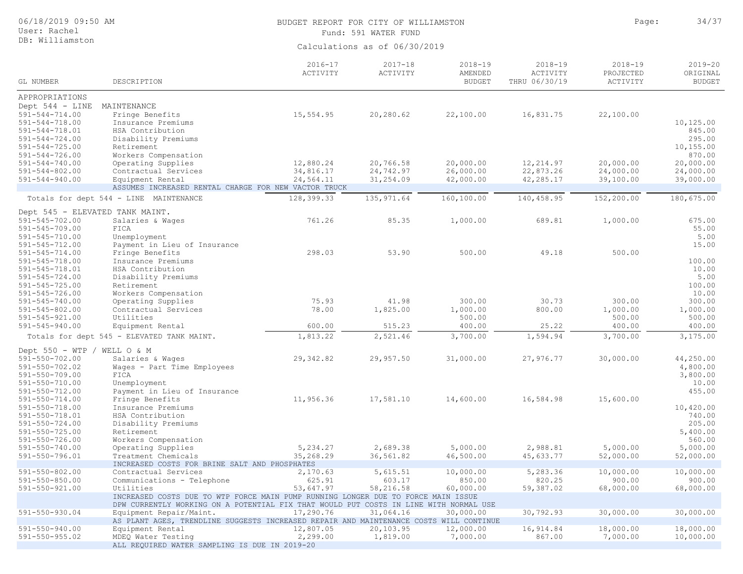BUDGET REPORT FOR CITY OF WILLIAMSTON

Fund: 591 WATER FUND

Calculations as of 06/30/2019

| GL NUMBER | DESCRIPTION | 2016-17 ACTIVITY | 2017-18 ACTIVITY | 2018-19 AMENDED BUDGET | 2018-19 ACTIVITY THRU 06/30/19 | 2018-19 PROJECTED ACTIVITY | 2019-20 ORIGINAL BUDGET |
|---|---|---|---|---|---|---|---|
| APPROPRIATIONS | | | | | | | |
| Dept 544 - LINE MAINTENANCE | | | | | | | |
| 591-544-714.00 | Fringe Benefits | 15,554.95 | 20,280.62 | 22,100.00 | 16,831.75 | 22,100.00 | |
| 591-544-718.00 | Insurance Premiums | | | | | | 10,125.00 |
| 591-544-718.01 | HSA Contribution | | | | | | 845.00 |
| 591-544-724.00 | Disability Premiums | | | | | | 295.00 |
| 591-544-725.00 | Retirement | | | | | | 10,155.00 |
| 591-544-726.00 | Workers Compensation | | | | | | 870.00 |
| 591-544-740.00 | Operating Supplies | 12,880.24 | 20,766.58 | 20,000.00 | 12,214.97 | 20,000.00 | 20,000.00 |
| 591-544-802.00 | Contractual Services | 34,816.17 | 24,742.97 | 26,000.00 | 22,873.26 | 24,000.00 | 24,000.00 |
| 591-544-940.00 | Equipment Rental | 24,564.11 | 31,254.09 | 42,000.00 | 42,285.17 | 39,100.00 | 39,000.00 |
| | ASSUMES INCREASED RENTAL CHARGE FOR NEW VACTOR TRUCK | | | | | | |
| Totals for dept 544 - LINE MAINTENANCE | | 128,399.33 | 135,971.64 | 160,100.00 | 140,458.95 | 152,200.00 | 180,675.00 |
| Dept 545 - ELEVATED TANK MAINT. | | | | | | | |
| 591-545-702.00 | Salaries & Wages | 761.26 | 85.35 | 1,000.00 | 689.81 | 1,000.00 | 675.00 |
| 591-545-709.00 | FICA | | | | | | 55.00 |
| 591-545-710.00 | Unemployment | | | | | | 5.00 |
| 591-545-712.00 | Payment in Lieu of Insurance | | | | | | 15.00 |
| 591-545-714.00 | Fringe Benefits | 298.03 | 53.90 | 500.00 | 49.18 | 500.00 | |
| 591-545-718.00 | Insurance Premiums | | | | | | 100.00 |
| 591-545-718.01 | HSA Contribution | | | | | | 10.00 |
| 591-545-724.00 | Disability Premiums | | | | | | 5.00 |
| 591-545-725.00 | Retirement | | | | | | 100.00 |
| 591-545-726.00 | Workers Compensation | | | | | | 10.00 |
| 591-545-740.00 | Operating Supplies | 75.93 | 41.98 | 300.00 | 30.73 | 300.00 | 300.00 |
| 591-545-802.00 | Contractual Services | 78.00 | 1,825.00 | 1,000.00 | 800.00 | 1,000.00 | 1,000.00 |
| 591-545-921.00 | Utilities | | | 500.00 | | 500.00 | 500.00 |
| 591-545-940.00 | Equipment Rental | 600.00 | 515.23 | 400.00 | 25.22 | 400.00 | 400.00 |
| Totals for dept 545 - ELEVATED TANK MAINT. | | 1,813.22 | 2,521.46 | 3,700.00 | 1,594.94 | 3,700.00 | 3,175.00 |
| Dept 550 - WTP / WELL O & M | | | | | | | |
| 591-550-702.00 | Salaries & Wages | 29,342.82 | 29,957.50 | 31,000.00 | 27,976.77 | 30,000.00 | 44,250.00 |
| 591-550-702.02 | Wages - Part Time Employees | | | | | | 4,800.00 |
| 591-550-709.00 | FICA | | | | | | 3,800.00 |
| 591-550-710.00 | Unemployment | | | | | | 10.00 |
| 591-550-712.00 | Payment in Lieu of Insurance | | | | | | 455.00 |
| 591-550-714.00 | Fringe Benefits | 11,956.36 | 17,581.10 | 14,600.00 | 16,584.98 | 15,600.00 | |
| 591-550-718.00 | Insurance Premiums | | | | | | 10,420.00 |
| 591-550-718.01 | HSA Contribution | | | | | | 740.00 |
| 591-550-724.00 | Disability Premiums | | | | | | 205.00 |
| 591-550-725.00 | Retirement | | | | | | 5,400.00 |
| 591-550-726.00 | Workers Compensation | | | | | | 560.00 |
| 591-550-740.00 | Operating Supplies | 5,234.27 | 2,689.38 | 5,000.00 | 2,988.81 | 5,000.00 | 5,000.00 |
| 591-550-796.01 | Treatment Chemicals | 35,268.29 | 36,561.82 | 46,500.00 | 45,633.77 | 52,000.00 | 52,000.00 |
| | INCREASED COSTS FOR BRINE SALT AND PHOSPHATES | | | | | | |
| 591-550-802.00 | Contractual Services | 2,170.63 | 5,615.51 | 10,000.00 | 5,283.36 | 10,000.00 | 10,000.00 |
| 591-550-850.00 | Communications - Telephone | 625.91 | 603.17 | 850.00 | 820.25 | 900.00 | 900.00 |
| 591-550-921.00 | Utilities | 53,647.97 | 58,216.58 | 60,000.00 | 59,387.02 | 68,000.00 | 68,000.00 |
| | INCREASED COSTS DUE TO WTP FORCE MAIN PUMP RUNNING LONGER DUE TO FORCE MAIN ISSUE DPW CURRENTLY WORKING ON A POTENTIAL FIX THAT WOULD PUT COSTS IN LINE WITH NORMAL USE | | | | | | |
| 591-550-930.04 | Equipment Repair/Maint. | 17,290.76 | 31,064.16 | 30,000.00 | 30,792.93 | 30,000.00 | 30,000.00 |
| | AS PLANT AGES, TRENDLINE SUGGESTS INCREASED REPAIR AND MAINTENANCE COSTS WILL CONTINUE | | | | | | |
| 591-550-940.00 | Equipment Rental | 12,807.05 | 20,103.95 | 12,000.00 | 16,914.84 | 18,000.00 | 18,000.00 |
| 591-550-955.02 | MDEQ Water Testing | 2,299.00 | 1,819.00 | 7,000.00 | 867.00 | 7,000.00 | 10,000.00 |
| | ALL REQUIRED WATER SAMPLING IS DUE IN 2019-20 | | | | | | |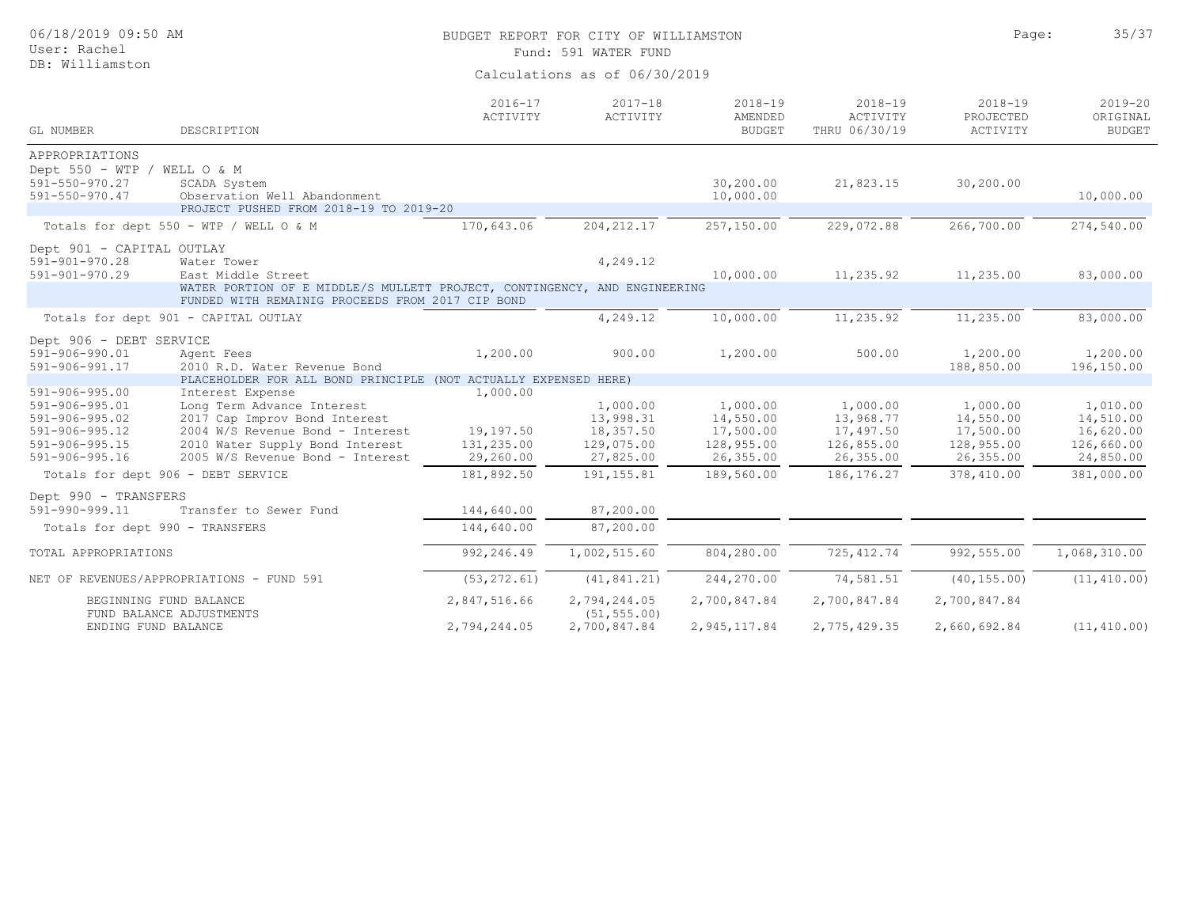BUDGET REPORT FOR CITY OF WILLIAMSTON
Fund: 591 WATER FUND
Calculations as of 06/30/2019

| GL NUMBER | DESCRIPTION | 2016-17 ACTIVITY | 2017-18 ACTIVITY | 2018-19 AMENDED BUDGET | 2018-19 ACTIVITY THRU 06/30/19 | 2018-19 PROJECTED ACTIVITY | 2019-20 ORIGINAL BUDGET |
|---|---|---|---|---|---|---|---|
| APPROPRIATIONS | | | | | | | |
| Dept 550 - WTP / WELL O & M | | | | | | | |
| 591-550-970.27 | SCADA System | | | 30,200.00 | 21,823.15 | 30,200.00 | |
| 591-550-970.47 | Observation Well Abandonment | | | 10,000.00 | | | 10,000.00 |
| | PROJECT PUSHED FROM 2018-19 TO 2019-20 | | | | | | |
| Totals for dept 550 - WTP / WELL O & M | | 170,643.06 | 204,212.17 | 257,150.00 | 229,072.88 | 266,700.00 | 274,540.00 |
| Dept 901 - CAPITAL OUTLAY | | | | | | | |
| 591-901-970.28 | Water Tower | | 4,249.12 | | | | |
| 591-901-970.29 | East Middle Street | | | 10,000.00 | 11,235.92 | 11,235.00 | 83,000.00 |
| | WATER PORTION OF E MIDDLE/S MULLETT PROJECT, CONTINGENCY, AND ENGINEERING FUNDED WITH REMAINIG PROCEEDS FROM 2017 CIP BOND | | | | | | |
| Totals for dept 901 - CAPITAL OUTLAY | | | 4,249.12 | 10,000.00 | 11,235.92 | 11,235.00 | 83,000.00 |
| Dept 906 - DEBT SERVICE | | | | | | | |
| 591-906-990.01 | Agent Fees | 1,200.00 | 900.00 | 1,200.00 | 500.00 | 1,200.00 | 1,200.00 |
| 591-906-991.17 | 2010 R.D. Water Revenue Bond | | | | | 188,850.00 | 196,150.00 |
| | PLACEHOLDER FOR ALL BOND PRINCIPLE (NOT ACTUALLY EXPENSED HERE) | | | | | | |
| 591-906-995.00 | Interest Expense | 1,000.00 | | | | | |
| 591-906-995.01 | Long Term Advance Interest | | 1,000.00 | 1,000.00 | 1,000.00 | 1,000.00 | 1,010.00 |
| 591-906-995.02 | 2017 Cap Improv Bond Interest | | 13,998.31 | 14,550.00 | 13,968.77 | 14,550.00 | 14,510.00 |
| 591-906-995.12 | 2004 W/S Revenue Bond - Interest | 19,197.50 | 18,357.50 | 17,500.00 | 17,497.50 | 17,500.00 | 16,620.00 |
| 591-906-995.15 | 2010 Water Supply Bond Interest | 131,235.00 | 129,075.00 | 128,955.00 | 126,855.00 | 128,955.00 | 126,660.00 |
| 591-906-995.16 | 2005 W/S Revenue Bond - Interest | 29,260.00 | 27,825.00 | 26,355.00 | 26,355.00 | 26,355.00 | 24,850.00 |
| Totals for dept 906 - DEBT SERVICE | | 181,892.50 | 191,155.81 | 189,560.00 | 186,176.27 | 378,410.00 | 381,000.00 |
| Dept 990 - TRANSFERS | | | | | | | |
| 591-990-999.11 | Transfer to Sewer Fund | 144,640.00 | 87,200.00 | | | | |
| Totals for dept 990 - TRANSFERS | | 144,640.00 | 87,200.00 | | | | |
| TOTAL APPROPRIATIONS | | 992,246.49 | 1,002,515.60 | 804,280.00 | 725,412.74 | 992,555.00 | 1,068,310.00 |
| NET OF REVENUES/APPROPRIATIONS - FUND 591 | | (53,272.61) | (41,841.21) | 244,270.00 | 74,581.51 | (40,155.00) | (11,410.00) |
| BEGINNING FUND BALANCE | | 2,847,516.66 | 2,794,244.05 | 2,700,847.84 | 2,700,847.84 | 2,700,847.84 | |
| FUND BALANCE ADJUSTMENTS | | | (51,555.00) | | | | |
| ENDING FUND BALANCE | | 2,794,244.05 | 2,700,847.84 | 2,945,117.84 | 2,775,429.35 | 2,660,692.84 | (11,410.00) |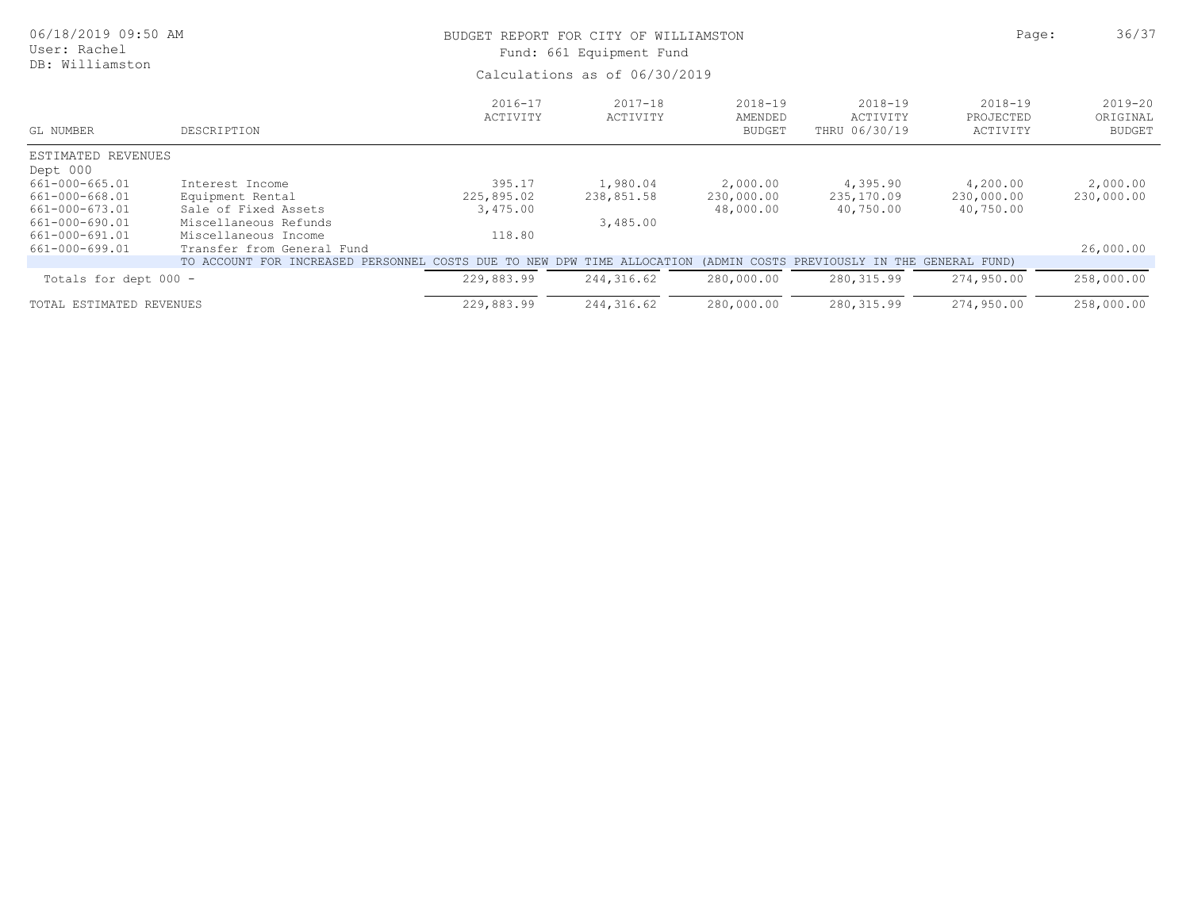BUDGET REPORT FOR CITY OF WILLIAMSTON

Fund: 661 Equipment Fund

Calculations as of 06/30/2019

| GL NUMBER | DESCRIPTION | 2016-17 ACTIVITY | 2017-18 ACTIVITY | 2018-19 AMENDED BUDGET | 2018-19 ACTIVITY THRU 06/30/19 | 2018-19 PROJECTED ACTIVITY | 2019-20 ORIGINAL BUDGET |
|---|---|---|---|---|---|---|---|
| ESTIMATED REVENUES | | | | | | | |
| Dept 000 | | | | | | | |
| 661-000-665.01 | Interest Income | 395.17 | 1,980.04 | 2,000.00 | 4,395.90 | 4,200.00 | 2,000.00 |
| 661-000-668.01 | Equipment Rental | 225,895.02 | 238,851.58 | 230,000.00 | 235,170.09 | 230,000.00 | 230,000.00 |
| 661-000-673.01 | Sale of Fixed Assets | 3,475.00 | | 48,000.00 | 40,750.00 | 40,750.00 | |
| 661-000-690.01 | Miscellaneous Refunds | | 3,485.00 | | | | |
| 661-000-691.01 | Miscellaneous Income | 118.80 | | | | | |
| 661-000-699.01 | Transfer from General Fund | | | | | | 26,000.00 |
| | TO ACCOUNT FOR INCREASED PERSONNEL COSTS DUE TO NEW DPW TIME ALLOCATION (ADMIN COSTS PREVIOUSLY IN THE GENERAL FUND) | | | | | | |
| Totals for dept 000 - | | 229,883.99 | 244,316.62 | 280,000.00 | 280,315.99 | 274,950.00 | 258,000.00 |
| TOTAL ESTIMATED REVENUES | | 229,883.99 | 244,316.62 | 280,000.00 | 280,315.99 | 274,950.00 | 258,000.00 |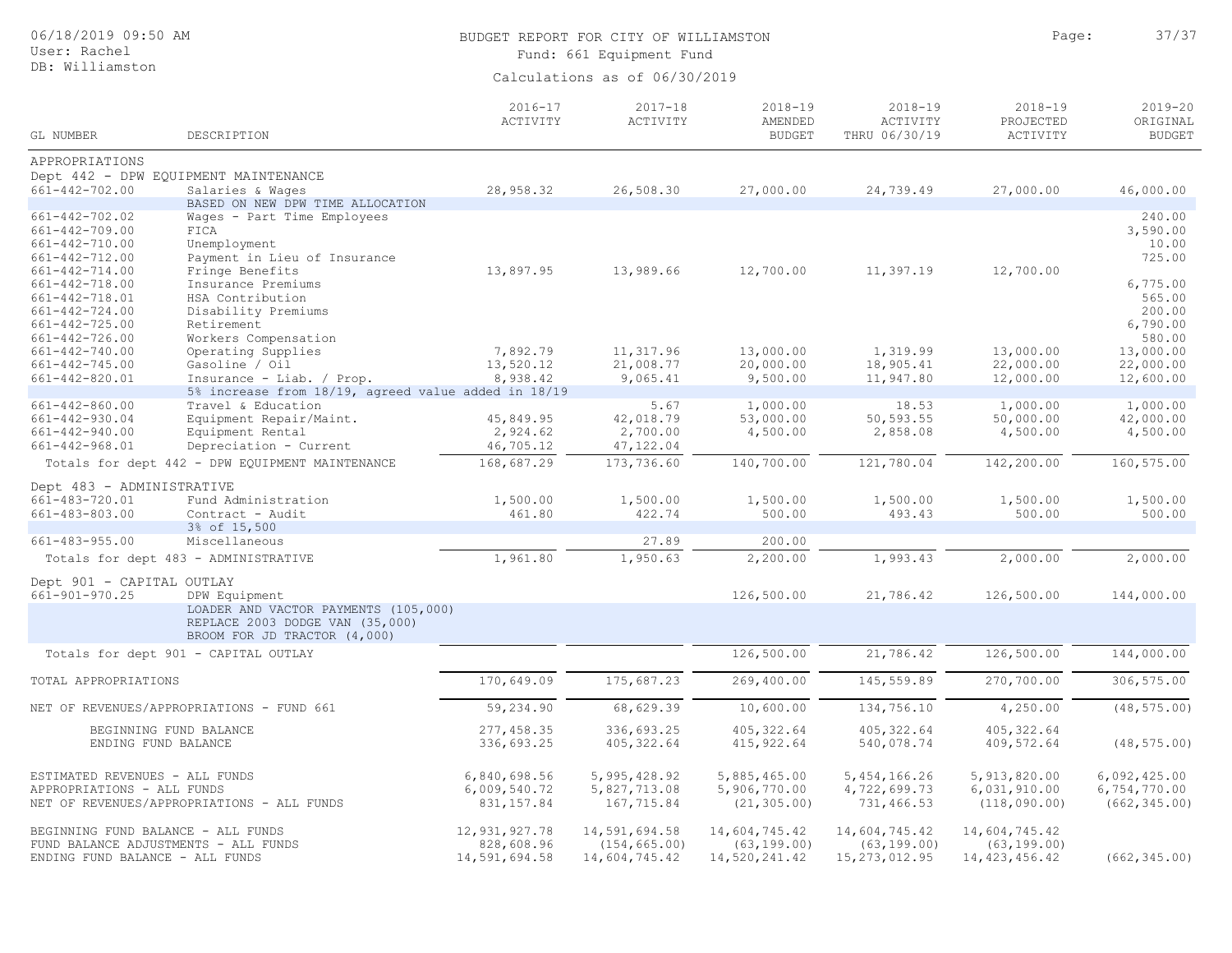BUDGET REPORT FOR CITY OF WILLIAMSTON

Fund: 661 Equipment Fund

Calculations as of 06/30/2019

| GL NUMBER | DESCRIPTION | 2016-17 ACTIVITY | 2017-18 ACTIVITY | 2018-19 AMENDED BUDGET | 2018-19 ACTIVITY THRU 06/30/19 | 2018-19 PROJECTED ACTIVITY | 2019-20 ORIGINAL BUDGET |
|---|---|---|---|---|---|---|---|
| APPROPRIATIONS | | | | | | | |
| Dept 442 - DPW EQUIPMENT MAINTENANCE | | | | | | | |
| 661-442-702.00 | Salaries & Wages | 28,958.32 | 26,508.30 | 27,000.00 | 24,739.49 | 27,000.00 | 46,000.00 |
| | BASED ON NEW DPW TIME ALLOCATION | | | | | | |
| 661-442-702.02 | Wages - Part Time Employees | | | | | | 240.00 |
| 661-442-709.00 | FICA | | | | | | 3,590.00 |
| 661-442-710.00 | Unemployment | | | | | | 10.00 |
| 661-442-712.00 | Payment in Lieu of Insurance | | | | | | 725.00 |
| 661-442-714.00 | Fringe Benefits | 13,897.95 | 13,989.66 | 12,700.00 | 11,397.19 | 12,700.00 | |
| 661-442-718.00 | Insurance Premiums | | | | | | 6,775.00 |
| 661-442-718.01 | HSA Contribution | | | | | | 565.00 |
| 661-442-724.00 | Disability Premiums | | | | | | 200.00 |
| 661-442-725.00 | Retirement | | | | | | 6,790.00 |
| 661-442-726.00 | Workers Compensation | | | | | | 580.00 |
| 661-442-740.00 | Operating Supplies | 7,892.79 | 11,317.96 | 13,000.00 | 1,319.99 | 13,000.00 | 13,000.00 |
| 661-442-745.00 | Gasoline / Oil | 13,520.12 | 21,008.77 | 20,000.00 | 18,905.41 | 22,000.00 | 22,000.00 |
| 661-442-820.01 | Insurance - Liab. / Prop. | 8,938.42 | 9,065.41 | 9,500.00 | 11,947.80 | 12,000.00 | 12,600.00 |
| | 5% increase from 18/19, agreed value added in 18/19 | | | | | | |
| 661-442-860.00 | Travel & Education | | 5.67 | 1,000.00 | 18.53 | 1,000.00 | 1,000.00 |
| 661-442-930.04 | Equipment Repair/Maint. | 45,849.95 | 42,018.79 | 53,000.00 | 50,593.55 | 50,000.00 | 42,000.00 |
| 661-442-940.00 | Equipment Rental | 2,924.62 | 2,700.00 | 4,500.00 | 2,858.08 | 4,500.00 | 4,500.00 |
| 661-442-968.01 | Depreciation - Current | 46,705.12 | 47,122.04 | | | | |
| Totals for dept 442 - DPW EQUIPMENT MAINTENANCE | | 168,687.29 | 173,736.60 | 140,700.00 | 121,780.04 | 142,200.00 | 160,575.00 |
| Dept 483 - ADMINISTRATIVE | | | | | | | |
| 661-483-720.01 | Fund Administration | 1,500.00 | 1,500.00 | 1,500.00 | 1,500.00 | 1,500.00 | 1,500.00 |
| 661-483-803.00 | Contract - Audit | 461.80 | 422.74 | 500.00 | 493.43 | 500.00 | 500.00 |
| | 3% of 15,500 | | | | | | |
| 661-483-955.00 | Miscellaneous | | 27.89 | 200.00 | | | |
| Totals for dept 483 - ADMINISTRATIVE | | 1,961.80 | 1,950.63 | 2,200.00 | 1,993.43 | 2,000.00 | 2,000.00 |
| Dept 901 - CAPITAL OUTLAY | | | | | | | |
| 661-901-970.25 | DPW Equipment | | | 126,500.00 | 21,786.42 | 126,500.00 | 144,000.00 |
| | LOADER AND VACTOR PAYMENTS (105,000) REPLACE 2003 DODGE VAN (35,000) BROOM FOR JD TRACTOR (4,000) | | | | | | |
| Totals for dept 901 - CAPITAL OUTLAY | | | | 126,500.00 | 21,786.42 | 126,500.00 | 144,000.00 |
| TOTAL APPROPRIATIONS | | 170,649.09 | 175,687.23 | 269,400.00 | 145,559.89 | 270,700.00 | 306,575.00 |
| NET OF REVENUES/APPROPRIATIONS - FUND 661 | | 59,234.90 | 68,629.39 | 10,600.00 | 134,756.10 | 4,250.00 | (48,575.00) |
| BEGINNING FUND BALANCE | | 277,458.35 | 336,693.25 | 405,322.64 | 405,322.64 | 405,322.64 | |
| ENDING FUND BALANCE | | 336,693.25 | 405,322.64 | 415,922.64 | 540,078.74 | 409,572.64 | (48,575.00) |
| ESTIMATED REVENUES - ALL FUNDS | | 6,840,698.56 | 5,995,428.92 | 5,885,465.00 | 5,454,166.26 | 5,913,820.00 | 6,092,425.00 |
| APPROPRIATIONS - ALL FUNDS | | 6,009,540.72 | 5,827,713.08 | 5,906,770.00 | 4,722,699.73 | 6,031,910.00 | 6,754,770.00 |
| NET OF REVENUES/APPROPRIATIONS - ALL FUNDS | | 831,157.84 | 167,715.84 | (21,305.00) | 731,466.53 | (118,090.00) | (662,345.00) |
| BEGINNING FUND BALANCE - ALL FUNDS | | 12,931,927.78 | 14,591,694.58 | 14,604,745.42 | 14,604,745.42 | 14,604,745.42 | |
| FUND BALANCE ADJUSTMENTS - ALL FUNDS | | 828,608.96 | (154,665.00) | (63,199.00) | (63,199.00) | (63,199.00) | |
| ENDING FUND BALANCE - ALL FUNDS | | 14,591,694.58 | 14,604,745.42 | 14,520,241.42 | 15,273,012.95 | 14,423,456.42 | (662,345.00) |